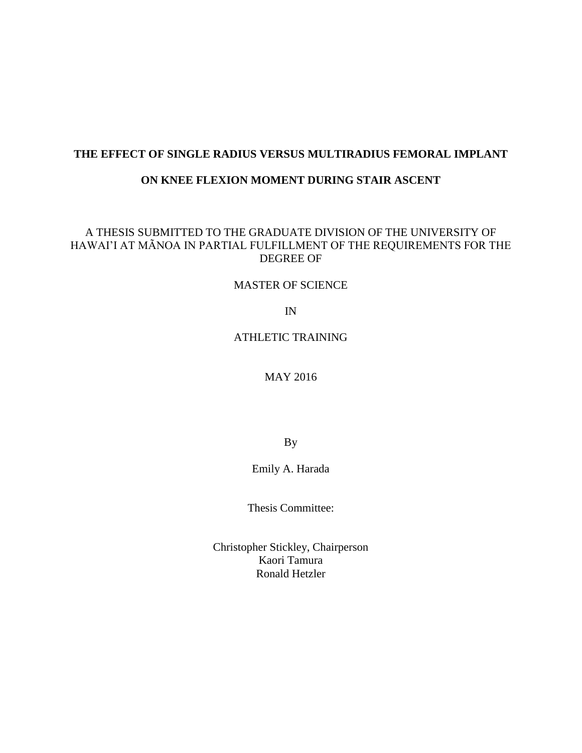# THE EFFECT OF SINGLE RADIUS VERSUS MULTIRADIUS FEMORAL IMPLANT ON KNEE FLEXION MOMENT DURING STAIR ASCENT

A THESIS SUBMITTED TO THE GRADUATE DIVISION OF THE UNIVERSITY OF HAWAI'I AT MÃNOA IN PARTIAL FULFILLMENT OF THE REQUIREMENTS FOR THE DEGREE OF

MASTER OF SCIENCE

IN

ATHLETIC TRAINING

MAY 2016

By

Emily A. Harada

Thesis Committee:

Christopher Stickley, Chairperson
Kaori Tamura
Ronald Hetzler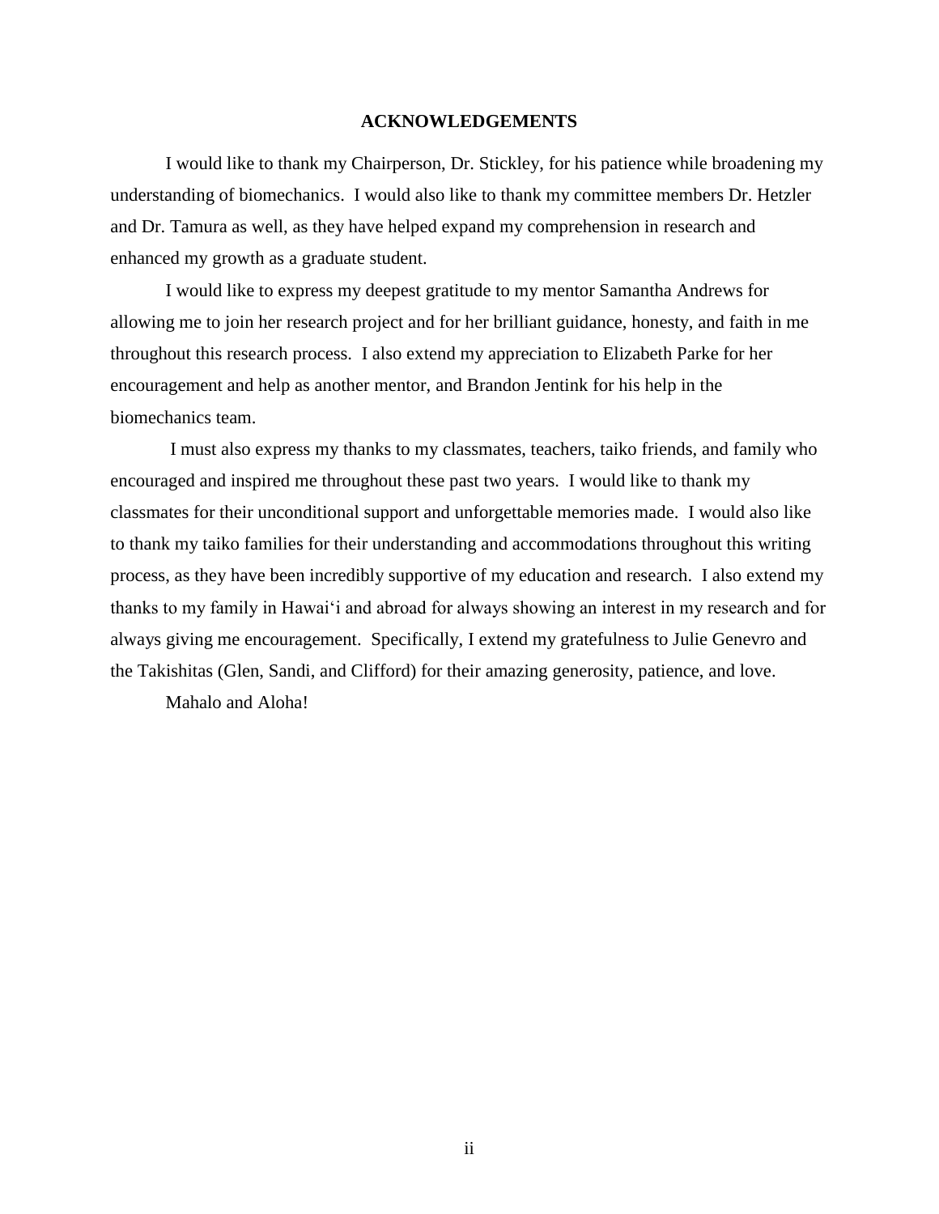# ACKNOWLEDGEMENTS

I would like to thank my Chairperson, Dr. Stickley, for his patience while broadening my understanding of biomechanics. I would also like to thank my committee members Dr. Hetzler and Dr. Tamura as well, as they have helped expand my comprehension in research and enhanced my growth as a graduate student.

I would like to express my deepest gratitude to my mentor Samantha Andrews for allowing me to join her research project and for her brilliant guidance, honesty, and faith in me throughout this research process. I also extend my appreciation to Elizabeth Parke for her encouragement and help as another mentor, and Brandon Jentink for his help in the biomechanics team.

I must also express my thanks to my classmates, teachers, taiko friends, and family who encouraged and inspired me throughout these past two years. I would like to thank my classmates for their unconditional support and unforgettable memories made. I would also like to thank my taiko families for their understanding and accommodations throughout this writing process, as they have been incredibly supportive of my education and research. I also extend my thanks to my family in Hawaiʻi and abroad for always showing an interest in my research and for always giving me encouragement. Specifically, I extend my gratefulness to Julie Genevro and the Takishitas (Glen, Sandi, and Clifford) for their amazing generosity, patience, and love.

Mahalo and Aloha!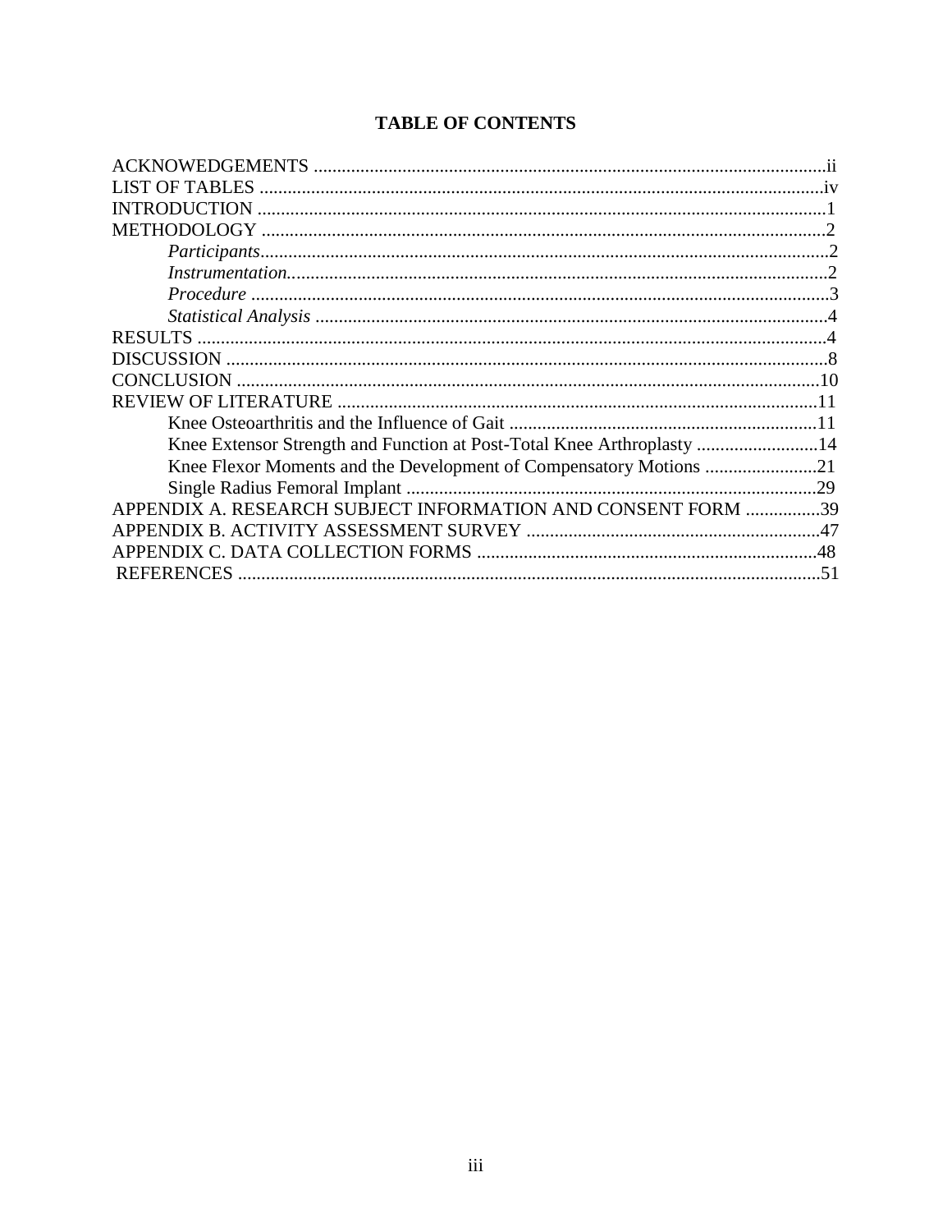# TABLE OF CONTENTS

ACKNOWEDGEMENTS .............................................................................................................ii
LIST OF TABLES .........................................................................................................................iv
INTRODUCTION .........................................................................................................................1
METHODOLOGY ........................................................................................................................2
    *Participants*.........................................................................................................................2
    *Instrumentation*...................................................................................................................2
    *Procedure* ............................................................................................................................3
    *Statistical Analysis* ..............................................................................................................4
RESULTS .......................................................................................................................................4
DISCUSSION .................................................................................................................................8
CONCLUSION .............................................................................................................................10
REVIEW OF LITERATURE .......................................................................................................11
    Knee Osteoarthritis and the Influence of Gait ..................................................................11
    Knee Extensor Strength and Function at Post-Total Knee Arthroplasty ...........................14
    Knee Flexor Moments and the Development of Compensatory Motions .........................21
    Single Radius Femoral Implant .........................................................................................29
APPENDIX A. RESEARCH SUBJECT INFORMATION AND CONSENT FORM ................39
APPENDIX B. ACTIVITY ASSESSMENT SURVEY ...............................................................47
APPENDIX C. DATA COLLECTION FORMS .........................................................................48
REFERENCES .............................................................................................................................51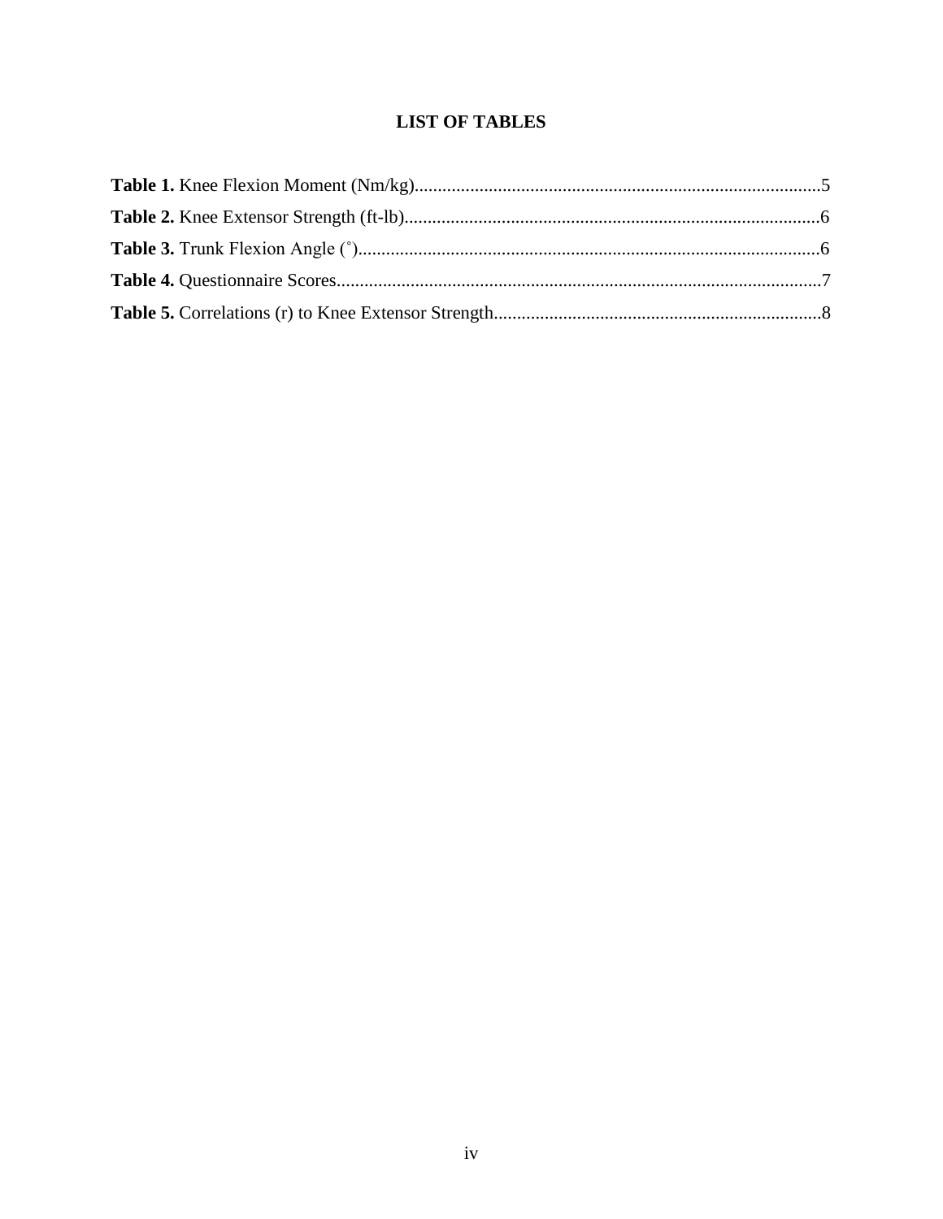# LIST OF TABLES

**Table 1.** Knee Flexion Moment (Nm/kg)........................................................................................5

**Table 2.** Knee Extensor Strength (ft-lb)..........................................................................................6

**Table 3.** Trunk Flexion Angle (˚)....................................................................................................6

**Table 4.** Questionnaire Scores.........................................................................................................7

**Table 5.** Correlations (r) to Knee Extensor Strength.......................................................................8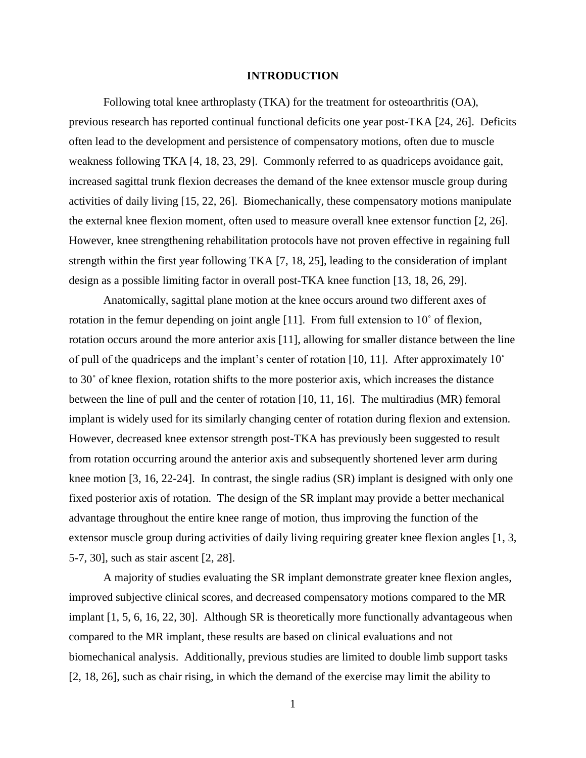## INTRODUCTION

Following total knee arthroplasty (TKA) for the treatment for osteoarthritis (OA), previous research has reported continual functional deficits one year post-TKA [24, 26]. Deficits often lead to the development and persistence of compensatory motions, often due to muscle weakness following TKA [4, 18, 23, 29]. Commonly referred to as quadriceps avoidance gait, increased sagittal trunk flexion decreases the demand of the knee extensor muscle group during activities of daily living [15, 22, 26]. Biomechanically, these compensatory motions manipulate the external knee flexion moment, often used to measure overall knee extensor function [2, 26]. However, knee strengthening rehabilitation protocols have not proven effective in regaining full strength within the first year following TKA [7, 18, 25], leading to the consideration of implant design as a possible limiting factor in overall post-TKA knee function [13, 18, 26, 29].

Anatomically, sagittal plane motion at the knee occurs around two different axes of rotation in the femur depending on joint angle [11]. From full extension to 10˚ of flexion, rotation occurs around the more anterior axis [11], allowing for smaller distance between the line of pull of the quadriceps and the implant's center of rotation [10, 11]. After approximately 10˚ to 30˚ of knee flexion, rotation shifts to the more posterior axis, which increases the distance between the line of pull and the center of rotation [10, 11, 16]. The multiradius (MR) femoral implant is widely used for its similarly changing center of rotation during flexion and extension. However, decreased knee extensor strength post-TKA has previously been suggested to result from rotation occurring around the anterior axis and subsequently shortened lever arm during knee motion [3, 16, 22-24]. In contrast, the single radius (SR) implant is designed with only one fixed posterior axis of rotation. The design of the SR implant may provide a better mechanical advantage throughout the entire knee range of motion, thus improving the function of the extensor muscle group during activities of daily living requiring greater knee flexion angles [1, 3, 5-7, 30], such as stair ascent [2, 28].

A majority of studies evaluating the SR implant demonstrate greater knee flexion angles, improved subjective clinical scores, and decreased compensatory motions compared to the MR implant [1, 5, 6, 16, 22, 30]. Although SR is theoretically more functionally advantageous when compared to the MR implant, these results are based on clinical evaluations and not biomechanical analysis. Additionally, previous studies are limited to double limb support tasks [2, 18, 26], such as chair rising, in which the demand of the exercise may limit the ability to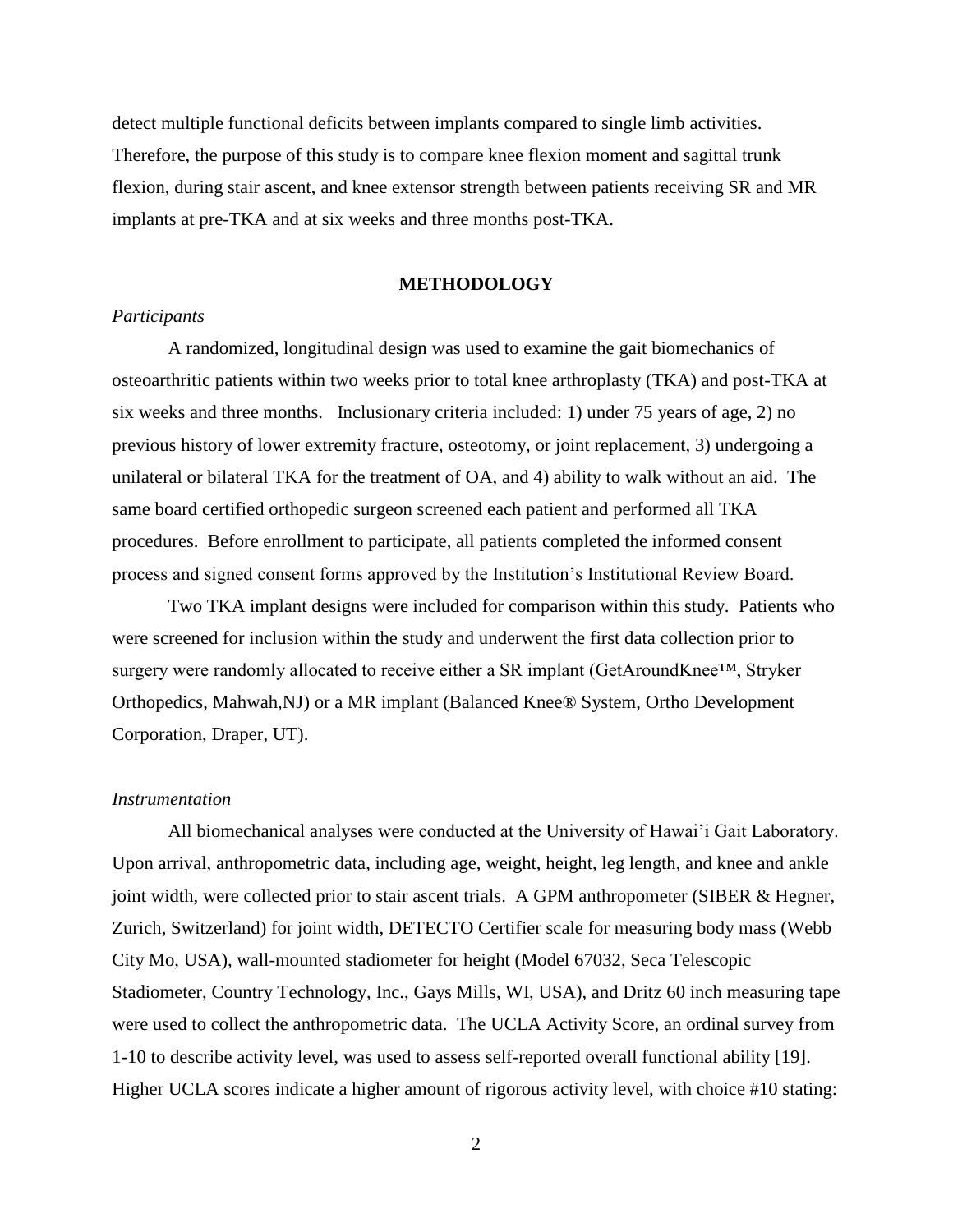detect multiple functional deficits between implants compared to single limb activities. Therefore, the purpose of this study is to compare knee flexion moment and sagittal trunk flexion, during stair ascent, and knee extensor strength between patients receiving SR and MR implants at pre-TKA and at six weeks and three months post-TKA.

## METHODOLOGY

### *Participants*

A randomized, longitudinal design was used to examine the gait biomechanics of osteoarthritic patients within two weeks prior to total knee arthroplasty (TKA) and post-TKA at six weeks and three months. Inclusionary criteria included: 1) under 75 years of age, 2) no previous history of lower extremity fracture, osteotomy, or joint replacement, 3) undergoing a unilateral or bilateral TKA for the treatment of OA, and 4) ability to walk without an aid. The same board certified orthopedic surgeon screened each patient and performed all TKA procedures. Before enrollment to participate, all patients completed the informed consent process and signed consent forms approved by the Institution's Institutional Review Board.

Two TKA implant designs were included for comparison within this study. Patients who were screened for inclusion within the study and underwent the first data collection prior to surgery were randomly allocated to receive either a SR implant (GetAroundKnee™, Stryker Orthopedics, Mahwah,NJ) or a MR implant (Balanced Knee® System, Ortho Development Corporation, Draper, UT).

### *Instrumentation*

All biomechanical analyses were conducted at the University of Hawai'i Gait Laboratory. Upon arrival, anthropometric data, including age, weight, height, leg length, and knee and ankle joint width, were collected prior to stair ascent trials. A GPM anthropometer (SIBER & Hegner, Zurich, Switzerland) for joint width, DETECTO Certifier scale for measuring body mass (Webb City Mo, USA), wall-mounted stadiometer for height (Model 67032, Seca Telescopic Stadiometer, Country Technology, Inc., Gays Mills, WI, USA), and Dritz 60 inch measuring tape were used to collect the anthropometric data. The UCLA Activity Score, an ordinal survey from 1-10 to describe activity level, was used to assess self-reported overall functional ability [19]. Higher UCLA scores indicate a higher amount of rigorous activity level, with choice #10 stating: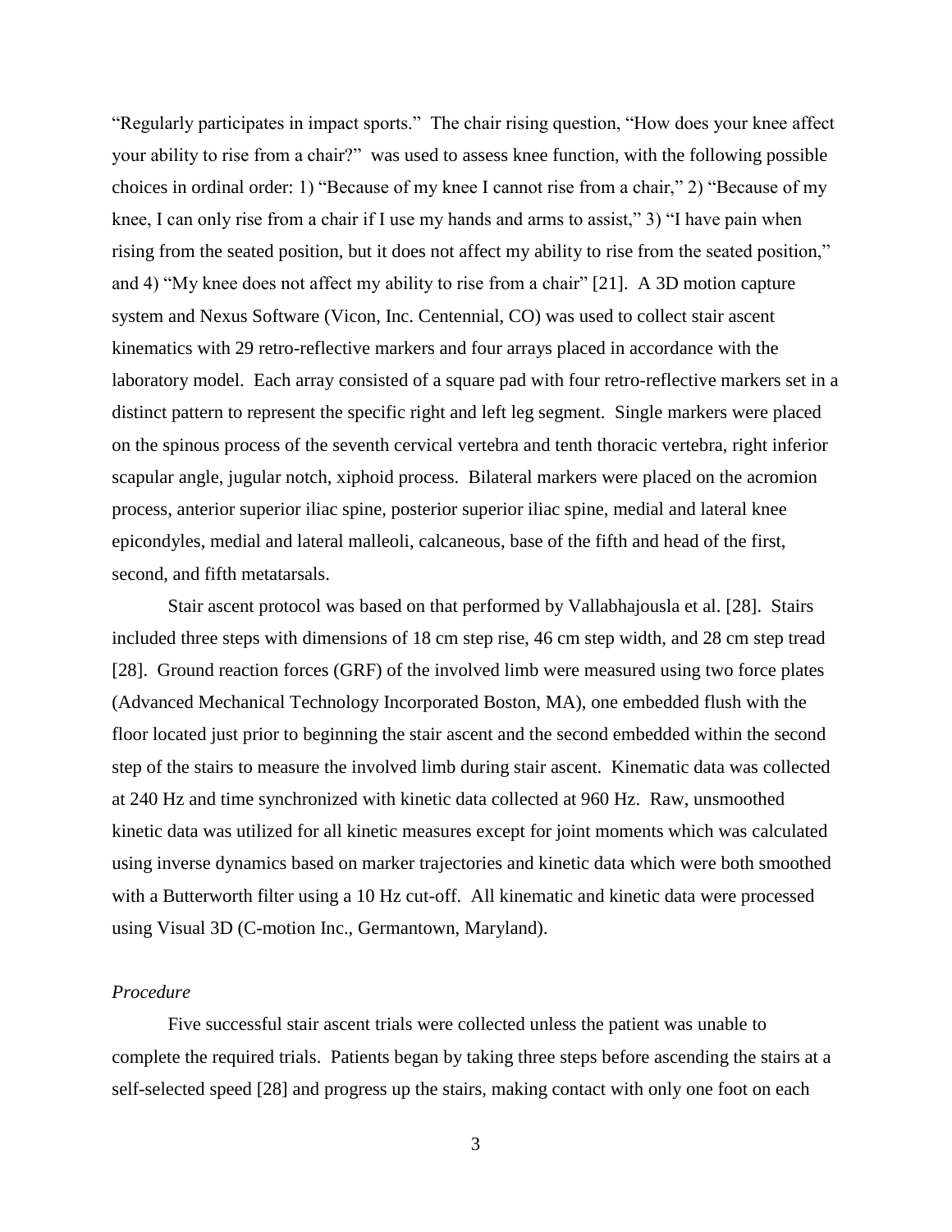"Regularly participates in impact sports." The chair rising question, "How does your knee affect your ability to rise from a chair?" was used to assess knee function, with the following possible choices in ordinal order: 1) "Because of my knee I cannot rise from a chair," 2) "Because of my knee, I can only rise from a chair if I use my hands and arms to assist," 3) "I have pain when rising from the seated position, but it does not affect my ability to rise from the seated position," and 4) "My knee does not affect my ability to rise from a chair" [21]. A 3D motion capture system and Nexus Software (Vicon, Inc. Centennial, CO) was used to collect stair ascent kinematics with 29 retro-reflective markers and four arrays placed in accordance with the laboratory model. Each array consisted of a square pad with four retro-reflective markers set in a distinct pattern to represent the specific right and left leg segment. Single markers were placed on the spinous process of the seventh cervical vertebra and tenth thoracic vertebra, right inferior scapular angle, jugular notch, xiphoid process. Bilateral markers were placed on the acromion process, anterior superior iliac spine, posterior superior iliac spine, medial and lateral knee epicondyles, medial and lateral malleoli, calcaneous, base of the fifth and head of the first, second, and fifth metatarsals.

Stair ascent protocol was based on that performed by Vallabhajousla et al. [28]. Stairs included three steps with dimensions of 18 cm step rise, 46 cm step width, and 28 cm step tread [28]. Ground reaction forces (GRF) of the involved limb were measured using two force plates (Advanced Mechanical Technology Incorporated Boston, MA), one embedded flush with the floor located just prior to beginning the stair ascent and the second embedded within the second step of the stairs to measure the involved limb during stair ascent. Kinematic data was collected at 240 Hz and time synchronized with kinetic data collected at 960 Hz. Raw, unsmoothed kinetic data was utilized for all kinetic measures except for joint moments which was calculated using inverse dynamics based on marker trajectories and kinetic data which were both smoothed with a Butterworth filter using a 10 Hz cut-off. All kinematic and kinetic data were processed using Visual 3D (C-motion Inc., Germantown, Maryland).

*Procedure*

Five successful stair ascent trials were collected unless the patient was unable to complete the required trials. Patients began by taking three steps before ascending the stairs at a self-selected speed [28] and progress up the stairs, making contact with only one foot on each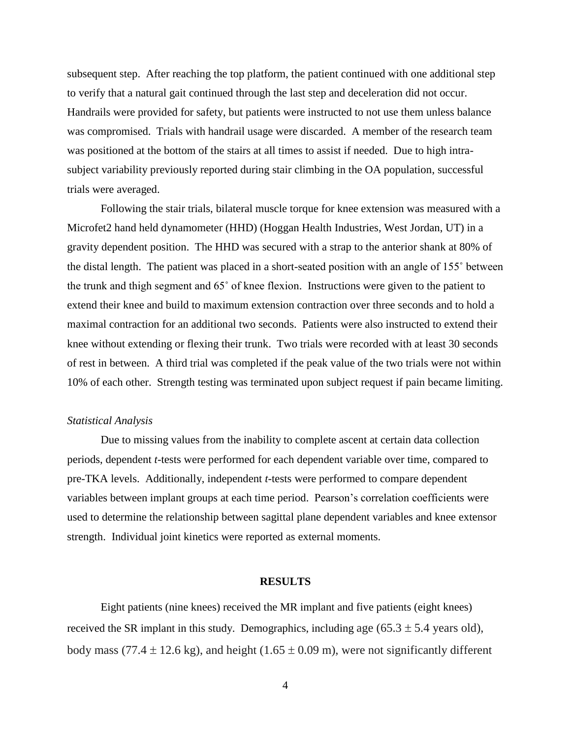subsequent step. After reaching the top platform, the patient continued with one additional step to verify that a natural gait continued through the last step and deceleration did not occur. Handrails were provided for safety, but patients were instructed to not use them unless balance was compromised. Trials with handrail usage were discarded. A member of the research team was positioned at the bottom of the stairs at all times to assist if needed. Due to high intra-subject variability previously reported during stair climbing in the OA population, successful trials were averaged.

Following the stair trials, bilateral muscle torque for knee extension was measured with a Microfet2 hand held dynamometer (HHD) (Hoggan Health Industries, West Jordan, UT) in a gravity dependent position. The HHD was secured with a strap to the anterior shank at 80% of the distal length. The patient was placed in a short-seated position with an angle of 155˚ between the trunk and thigh segment and 65˚ of knee flexion. Instructions were given to the patient to extend their knee and build to maximum extension contraction over three seconds and to hold a maximal contraction for an additional two seconds. Patients were also instructed to extend their knee without extending or flexing their trunk. Two trials were recorded with at least 30 seconds of rest in between. A third trial was completed if the peak value of the two trials were not within 10% of each other. Strength testing was terminated upon subject request if pain became limiting.

*Statistical Analysis*

Due to missing values from the inability to complete ascent at certain data collection periods, dependent *t*-tests were performed for each dependent variable over time, compared to pre-TKA levels. Additionally, independent *t*-tests were performed to compare dependent variables between implant groups at each time period. Pearson's correlation coefficients were used to determine the relationship between sagittal plane dependent variables and knee extensor strength. Individual joint kinetics were reported as external moments.

## RESULTS

Eight patients (nine knees) received the MR implant and five patients (eight knees) received the SR implant in this study. Demographics, including age ($65.3 \pm 5.4$ years old), body mass ($77.4 \pm 12.6$ kg), and height ($1.65 \pm 0.09$ m), were not significantly different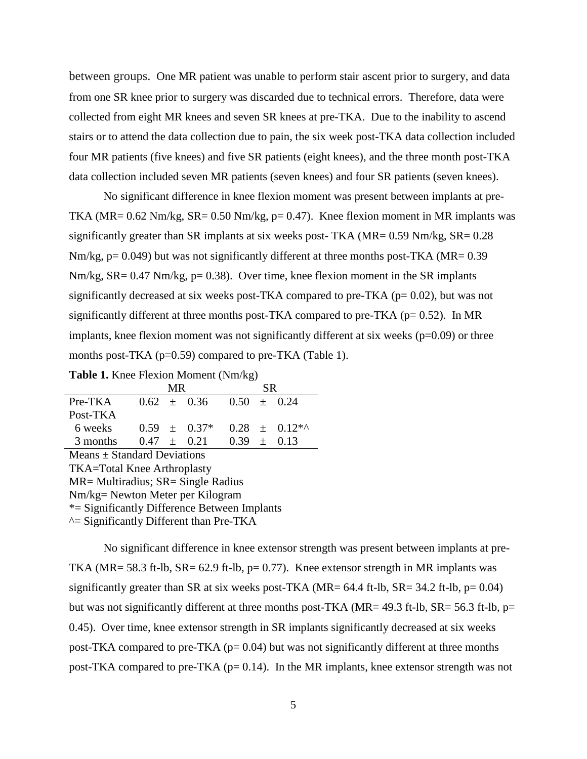between groups. One MR patient was unable to perform stair ascent prior to surgery, and data from one SR knee prior to surgery was discarded due to technical errors. Therefore, data were collected from eight MR knees and seven SR knees at pre-TKA. Due to the inability to ascend stairs or to attend the data collection due to pain, the six week post-TKA data collection included four MR patients (five knees) and five SR patients (eight knees), and the three month post-TKA data collection included seven MR patients (seven knees) and four SR patients (seven knees).

No significant difference in knee flexion moment was present between implants at pre-TKA (MR= 0.62 Nm/kg, SR= 0.50 Nm/kg, p= 0.47). Knee flexion moment in MR implants was significantly greater than SR implants at six weeks post- TKA (MR= 0.59 Nm/kg, SR= 0.28 Nm/kg, p= 0.049) but was not significantly different at three months post-TKA (MR= 0.39 Nm/kg, SR= 0.47 Nm/kg, p= 0.38). Over time, knee flexion moment in the SR implants significantly decreased at six weeks post-TKA compared to pre-TKA (p= 0.02), but was not significantly different at three months post-TKA compared to pre-TKA (p= 0.52). In MR implants, knee flexion moment was not significantly different at six weeks (p=0.09) or three months post-TKA (p=0.59) compared to pre-TKA (Table 1).

**Table 1.** Knee Flexion Moment (Nm/kg)

| | MR | SR |
|---|---|---|
| Pre-TKA | 0.62 ± 0.36 | 0.50 ± 0.24 |
| Post-TKA | | |
| 6 weeks | 0.59 ± 0.37* | 0.28 ± 0.12*^ |
| 3 months | 0.47 ± 0.21 | 0.39 ± 0.13 |

Means ± Standard Deviations
TKA=Total Knee Arthroplasty
MR= Multiradius; SR= Single Radius
Nm/kg= Newton Meter per Kilogram
*= Significantly Difference Between Implants
^= Significantly Different than Pre-TKA

No significant difference in knee extensor strength was present between implants at pre-TKA (MR= 58.3 ft-lb, SR= 62.9 ft-lb, p= 0.77). Knee extensor strength in MR implants was significantly greater than SR at six weeks post-TKA (MR= 64.4 ft-lb, SR= 34.2 ft-lb, p= 0.04) but was not significantly different at three months post-TKA (MR= 49.3 ft-lb, SR= 56.3 ft-lb, p= 0.45). Over time, knee extensor strength in SR implants significantly decreased at six weeks post-TKA compared to pre-TKA (p= 0.04) but was not significantly different at three months post-TKA compared to pre-TKA (p= 0.14). In the MR implants, knee extensor strength was not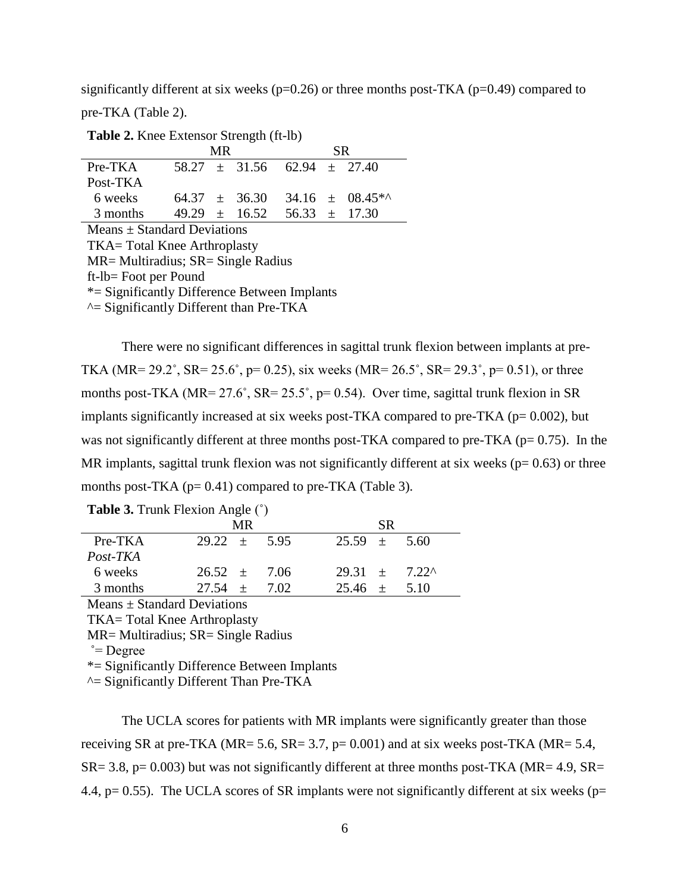significantly different at six weeks (p=0.26) or three months post-TKA (p=0.49) compared to pre-TKA (Table 2).

**Table 2.** Knee Extensor Strength (ft-lb)

| | MR | SR |
|---|---|---|
| Pre-TKA | 58.27 ± 31.56 | 62.94 ± 27.40 |
| Post-TKA | | |
| 6 weeks | 64.37 ± 36.30 | 34.16 ± 08.45*^ |
| 3 months | 49.29 ± 16.52 | 56.33 ± 17.30 |

Means ± Standard Deviations
TKA= Total Knee Arthroplasty
MR= Multiradius; SR= Single Radius
ft-lb= Foot per Pound
*= Significantly Difference Between Implants
^= Significantly Different than Pre-TKA

There were no significant differences in sagittal trunk flexion between implants at pre-TKA (MR= 29.2˚, SR= 25.6˚, p= 0.25), six weeks (MR= 26.5˚, SR= 29.3˚, p= 0.51), or three months post-TKA (MR= 27.6˚, SR= 25.5˚, p= 0.54). Over time, sagittal trunk flexion in SR implants significantly increased at six weeks post-TKA compared to pre-TKA (p= 0.002), but was not significantly different at three months post-TKA compared to pre-TKA (p= 0.75). In the MR implants, sagittal trunk flexion was not significantly different at six weeks (p= 0.63) or three months post-TKA (p= 0.41) compared to pre-TKA (Table 3).

**Table 3.** Trunk Flexion Angle (˚)

| | MR | SR |
|---|---|---|
| Pre-TKA | 29.22 ± 5.95 | 25.59 ± 5.60 |
| *Post-TKA* | | |
| 6 weeks | 26.52 ± 7.06 | 29.31 ± 7.22^ |
| 3 months | 27.54 ± 7.02 | 25.46 ± 5.10 |

Means ± Standard Deviations
TKA= Total Knee Arthroplasty
MR= Multiradius; SR= Single Radius
˚= Degree
*= Significantly Difference Between Implants
^= Significantly Different Than Pre-TKA

The UCLA scores for patients with MR implants were significantly greater than those receiving SR at pre-TKA (MR= 5.6, SR= 3.7, p= 0.001) and at six weeks post-TKA (MR= 5.4, SR= 3.8, p= 0.003) but was not significantly different at three months post-TKA (MR= 4.9, SR= 4.4, p= 0.55). The UCLA scores of SR implants were not significantly different at six weeks (p=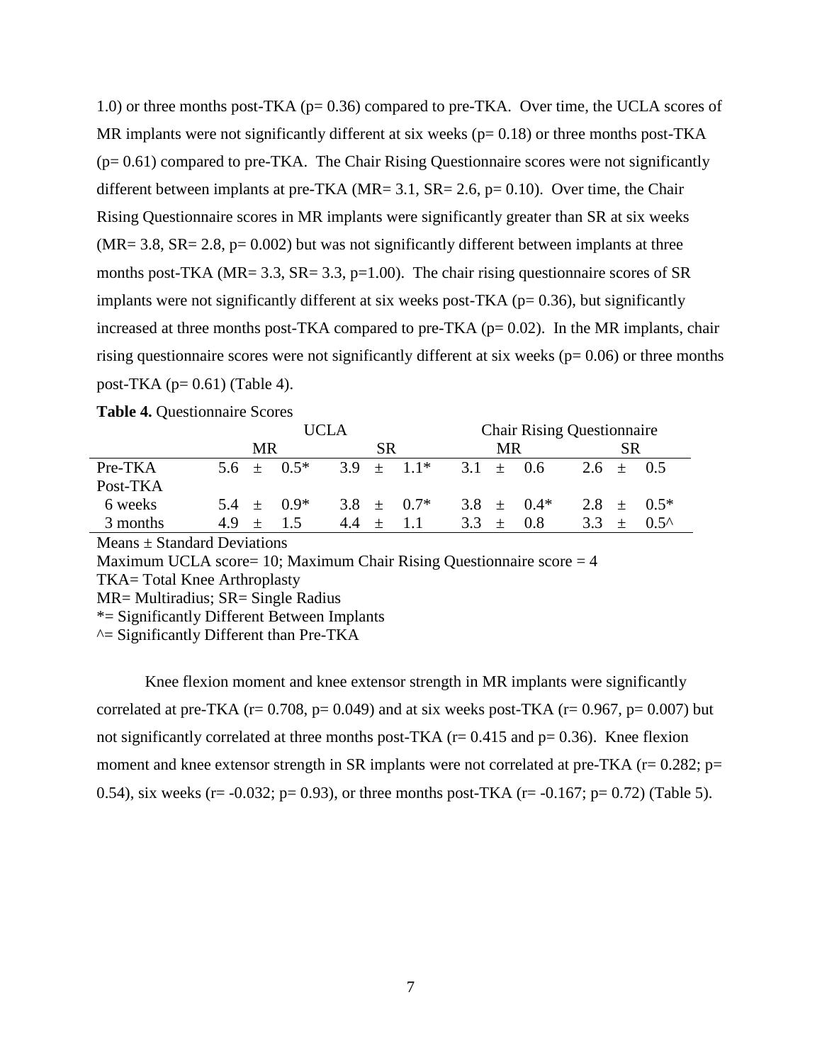1.0) or three months post-TKA ($p = 0.36$) compared to pre-TKA. Over time, the UCLA scores of MR implants were not significantly different at six weeks ($p = 0.18$) or three months post-TKA ($p = 0.61$) compared to pre-TKA. The Chair Rising Questionnaire scores were not significantly different between implants at pre-TKA (MR= 3.1, SR= 2.6, $p = 0.10$). Over time, the Chair Rising Questionnaire scores in MR implants were significantly greater than SR at six weeks (MR= 3.8, SR= 2.8, $p = 0.002$) but was not significantly different between implants at three months post-TKA (MR= 3.3, SR= 3.3, $p = 1.00$). The chair rising questionnaire scores of SR implants were not significantly different at six weeks post-TKA ($p = 0.36$), but significantly increased at three months post-TKA compared to pre-TKA ($p = 0.02$). In the MR implants, chair rising questionnaire scores were not significantly different at six weeks ($p = 0.06$) or three months post-TKA ($p = 0.61$) (Table 4).

**Table 4.** Questionnaire Scores

| | UCLA | | Chair Rising Questionnaire | |
|---|---|---|---|---|
| | MR | SR | MR | SR |
| Pre-TKA | 5.6 ± 0.5* | 3.9 ± 1.1* | 3.1 ± 0.6 | 2.6 ± 0.5 |
| Post-TKA | | | | |
| 6 weeks | 5.4 ± 0.9* | 3.8 ± 0.7* | 3.8 ± 0.4* | 2.8 ± 0.5* |
| 3 months | 4.9 ± 1.5 | 4.4 ± 1.1 | 3.3 ± 0.8 | 3.3 ± 0.5^ |

Means ± Standard Deviations
Maximum UCLA score= 10; Maximum Chair Rising Questionnaire score = 4
TKA= Total Knee Arthroplasty
MR= Multiradius; SR= Single Radius
*= Significantly Different Between Implants
^= Significantly Different than Pre-TKA

Knee flexion moment and knee extensor strength in MR implants were significantly correlated at pre-TKA ($r = 0.708$, $p = 0.049$) and at six weeks post-TKA ($r = 0.967$, $p = 0.007$) but not significantly correlated at three months post-TKA ($r = 0.415$ and $p = 0.36$). Knee flexion moment and knee extensor strength in SR implants were not correlated at pre-TKA ($r = 0.282$; $p = 0.54$), six weeks ($r = -0.032$; $p = 0.93$), or three months post-TKA ($r = -0.167$; $p = 0.72$) (Table 5).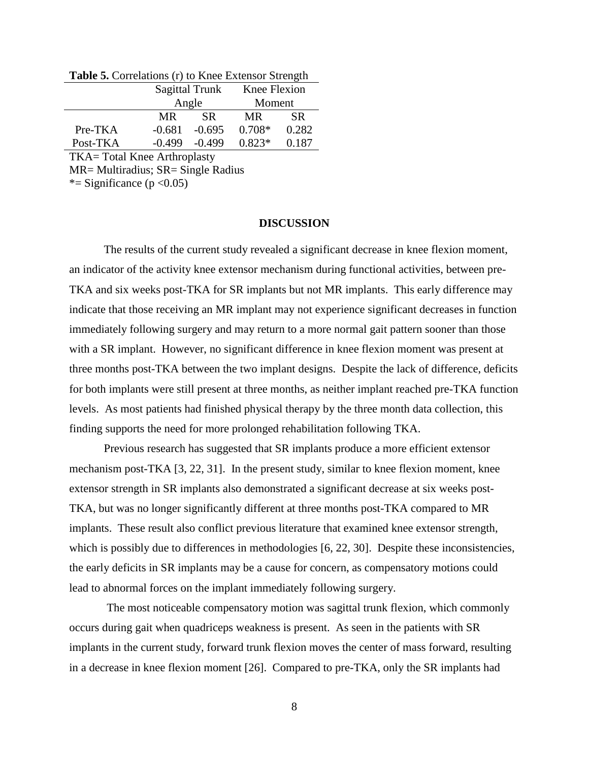**Table 5.** Correlations (r) to Knee Extensor Strength

| | Sagittal Trunk Angle | | Knee Flexion Moment | |
|---|---|---|---|---|
| | MR | SR | MR | SR |
| Pre-TKA | -0.681 | -0.695 | 0.708* | 0.282 |
| Post-TKA | -0.499 | -0.499 | 0.823* | 0.187 |

TKA= Total Knee Arthroplasty
MR= Multiradius; SR= Single Radius
*= Significance ($p < 0.05$)

## DISCUSSION

The results of the current study revealed a significant decrease in knee flexion moment, an indicator of the activity knee extensor mechanism during functional activities, between pre-TKA and six weeks post-TKA for SR implants but not MR implants. This early difference may indicate that those receiving an MR implant may not experience significant decreases in function immediately following surgery and may return to a more normal gait pattern sooner than those with a SR implant. However, no significant difference in knee flexion moment was present at three months post-TKA between the two implant designs. Despite the lack of difference, deficits for both implants were still present at three months, as neither implant reached pre-TKA function levels. As most patients had finished physical therapy by the three month data collection, this finding supports the need for more prolonged rehabilitation following TKA.

Previous research has suggested that SR implants produce a more efficient extensor mechanism post-TKA [3, 22, 31]. In the present study, similar to knee flexion moment, knee extensor strength in SR implants also demonstrated a significant decrease at six weeks post-TKA, but was no longer significantly different at three months post-TKA compared to MR implants. These result also conflict previous literature that examined knee extensor strength, which is possibly due to differences in methodologies [6, 22, 30]. Despite these inconsistencies, the early deficits in SR implants may be a cause for concern, as compensatory motions could lead to abnormal forces on the implant immediately following surgery.

The most noticeable compensatory motion was sagittal trunk flexion, which commonly occurs during gait when quadriceps weakness is present. As seen in the patients with SR implants in the current study, forward trunk flexion moves the center of mass forward, resulting in a decrease in knee flexion moment [26]. Compared to pre-TKA, only the SR implants had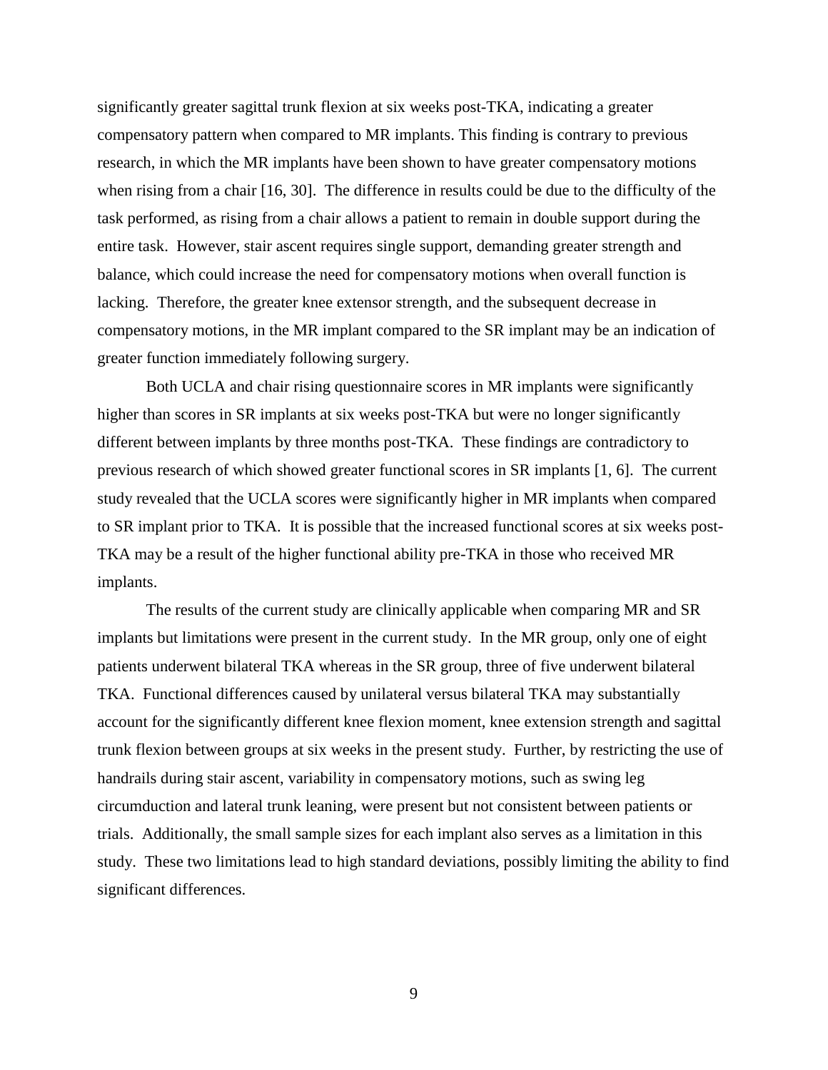significantly greater sagittal trunk flexion at six weeks post-TKA, indicating a greater compensatory pattern when compared to MR implants. This finding is contrary to previous research, in which the MR implants have been shown to have greater compensatory motions when rising from a chair [16, 30]. The difference in results could be due to the difficulty of the task performed, as rising from a chair allows a patient to remain in double support during the entire task. However, stair ascent requires single support, demanding greater strength and balance, which could increase the need for compensatory motions when overall function is lacking. Therefore, the greater knee extensor strength, and the subsequent decrease in compensatory motions, in the MR implant compared to the SR implant may be an indication of greater function immediately following surgery.

Both UCLA and chair rising questionnaire scores in MR implants were significantly higher than scores in SR implants at six weeks post-TKA but were no longer significantly different between implants by three months post-TKA. These findings are contradictory to previous research of which showed greater functional scores in SR implants [1, 6]. The current study revealed that the UCLA scores were significantly higher in MR implants when compared to SR implant prior to TKA. It is possible that the increased functional scores at six weeks post-TKA may be a result of the higher functional ability pre-TKA in those who received MR implants.

The results of the current study are clinically applicable when comparing MR and SR implants but limitations were present in the current study. In the MR group, only one of eight patients underwent bilateral TKA whereas in the SR group, three of five underwent bilateral TKA. Functional differences caused by unilateral versus bilateral TKA may substantially account for the significantly different knee flexion moment, knee extension strength and sagittal trunk flexion between groups at six weeks in the present study. Further, by restricting the use of handrails during stair ascent, variability in compensatory motions, such as swing leg circumduction and lateral trunk leaning, were present but not consistent between patients or trials. Additionally, the small sample sizes for each implant also serves as a limitation in this study. These two limitations lead to high standard deviations, possibly limiting the ability to find significant differences.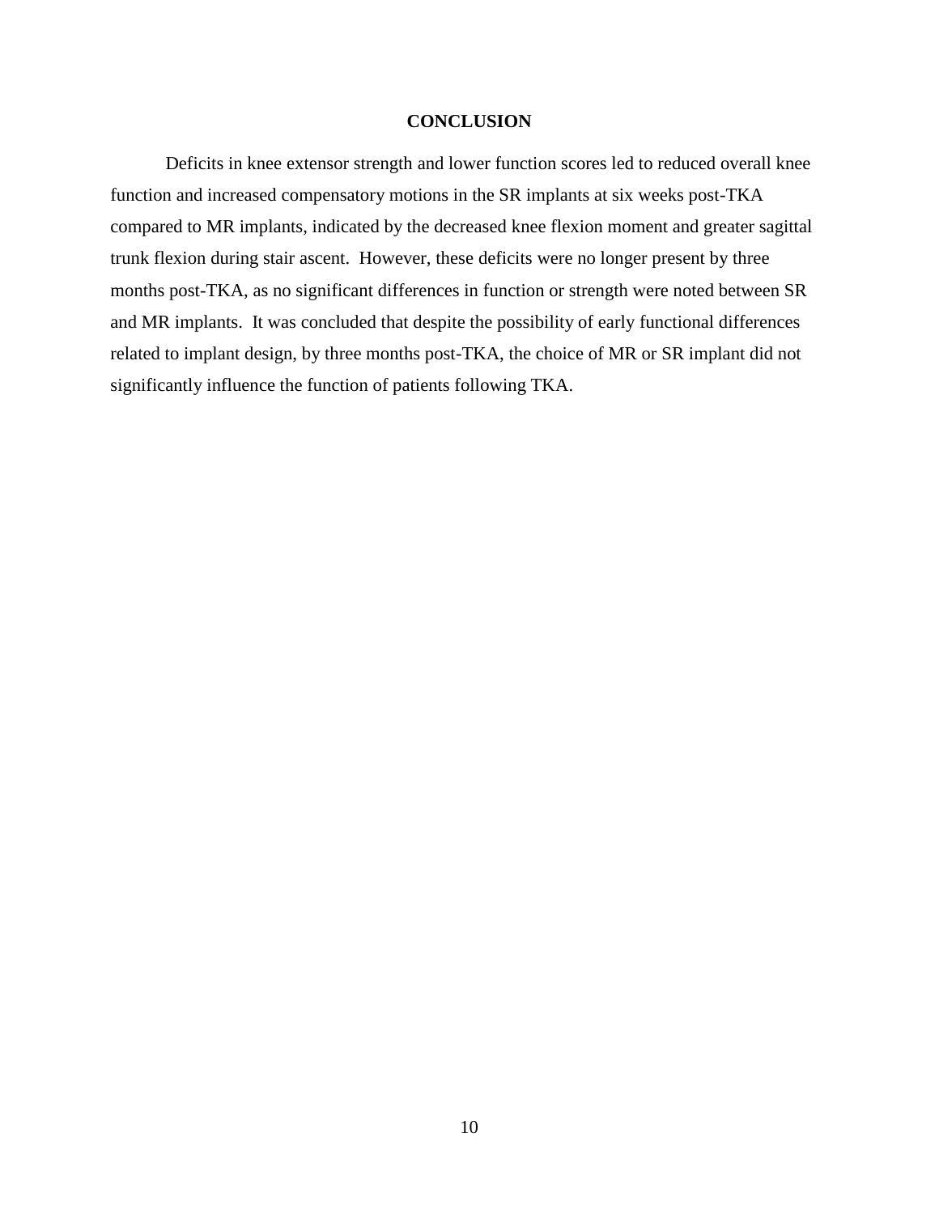# CONCLUSION

Deficits in knee extensor strength and lower function scores led to reduced overall knee function and increased compensatory motions in the SR implants at six weeks post-TKA compared to MR implants, indicated by the decreased knee flexion moment and greater sagittal trunk flexion during stair ascent. However, these deficits were no longer present by three months post-TKA, as no significant differences in function or strength were noted between SR and MR implants. It was concluded that despite the possibility of early functional differences related to implant design, by three months post-TKA, the choice of MR or SR implant did not significantly influence the function of patients following TKA.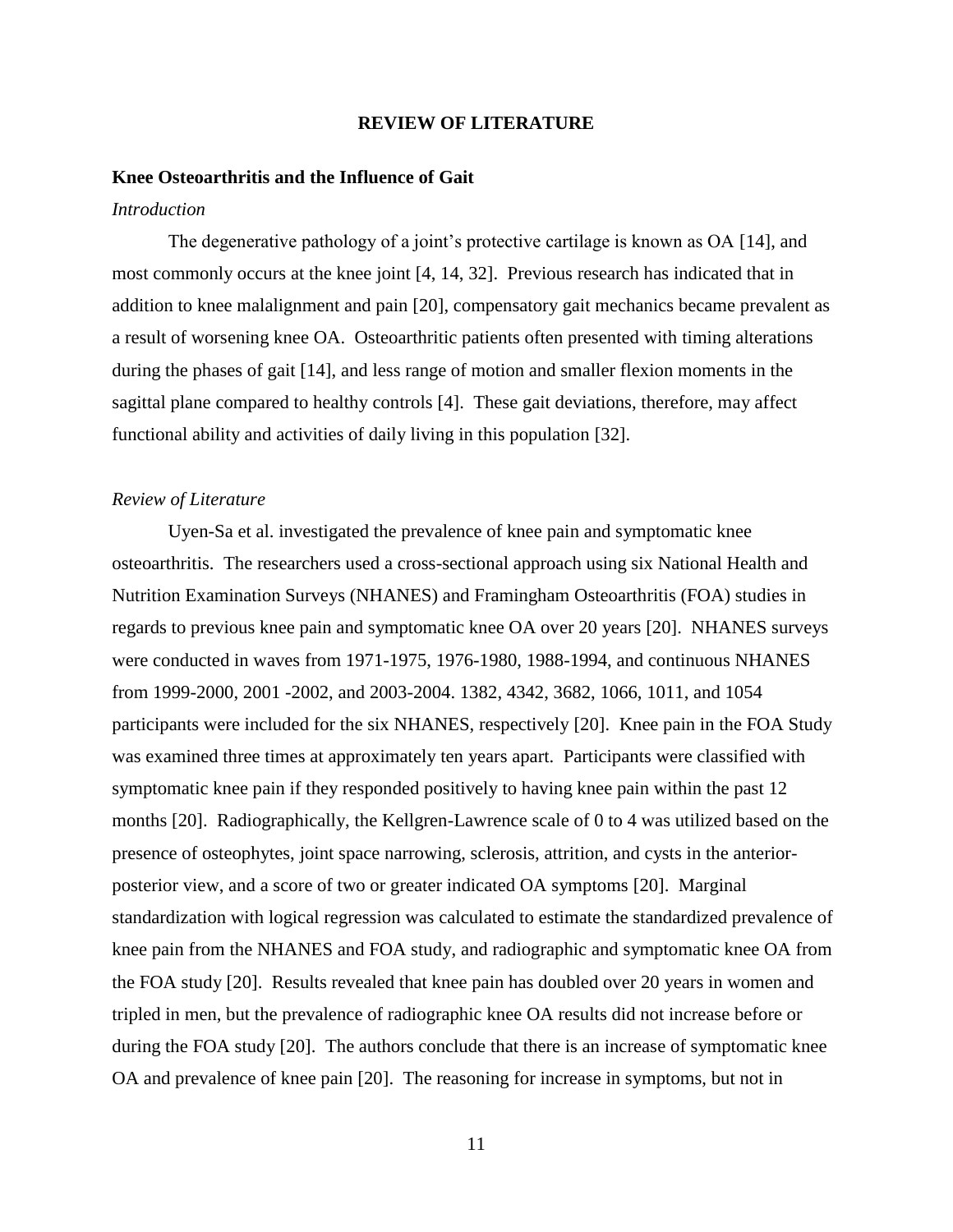# REVIEW OF LITERATURE

## Knee Osteoarthritis and the Influence of Gait

### *Introduction*

The degenerative pathology of a joint's protective cartilage is known as OA [14], and most commonly occurs at the knee joint [4, 14, 32]. Previous research has indicated that in addition to knee malalignment and pain [20], compensatory gait mechanics became prevalent as a result of worsening knee OA. Osteoarthritic patients often presented with timing alterations during the phases of gait [14], and less range of motion and smaller flexion moments in the sagittal plane compared to healthy controls [4]. These gait deviations, therefore, may affect functional ability and activities of daily living in this population [32].

### *Review of Literature*

Uyen-Sa et al. investigated the prevalence of knee pain and symptomatic knee osteoarthritis. The researchers used a cross-sectional approach using six National Health and Nutrition Examination Surveys (NHANES) and Framingham Osteoarthritis (FOA) studies in regards to previous knee pain and symptomatic knee OA over 20 years [20]. NHANES surveys were conducted in waves from 1971-1975, 1976-1980, 1988-1994, and continuous NHANES from 1999-2000, 2001 -2002, and 2003-2004. 1382, 4342, 3682, 1066, 1011, and 1054 participants were included for the six NHANES, respectively [20]. Knee pain in the FOA Study was examined three times at approximately ten years apart. Participants were classified with symptomatic knee pain if they responded positively to having knee pain within the past 12 months [20]. Radiographically, the Kellgren-Lawrence scale of 0 to 4 was utilized based on the presence of osteophytes, joint space narrowing, sclerosis, attrition, and cysts in the anterior-posterior view, and a score of two or greater indicated OA symptoms [20]. Marginal standardization with logical regression was calculated to estimate the standardized prevalence of knee pain from the NHANES and FOA study, and radiographic and symptomatic knee OA from the FOA study [20]. Results revealed that knee pain has doubled over 20 years in women and tripled in men, but the prevalence of radiographic knee OA results did not increase before or during the FOA study [20]. The authors conclude that there is an increase of symptomatic knee OA and prevalence of knee pain [20]. The reasoning for increase in symptoms, but not in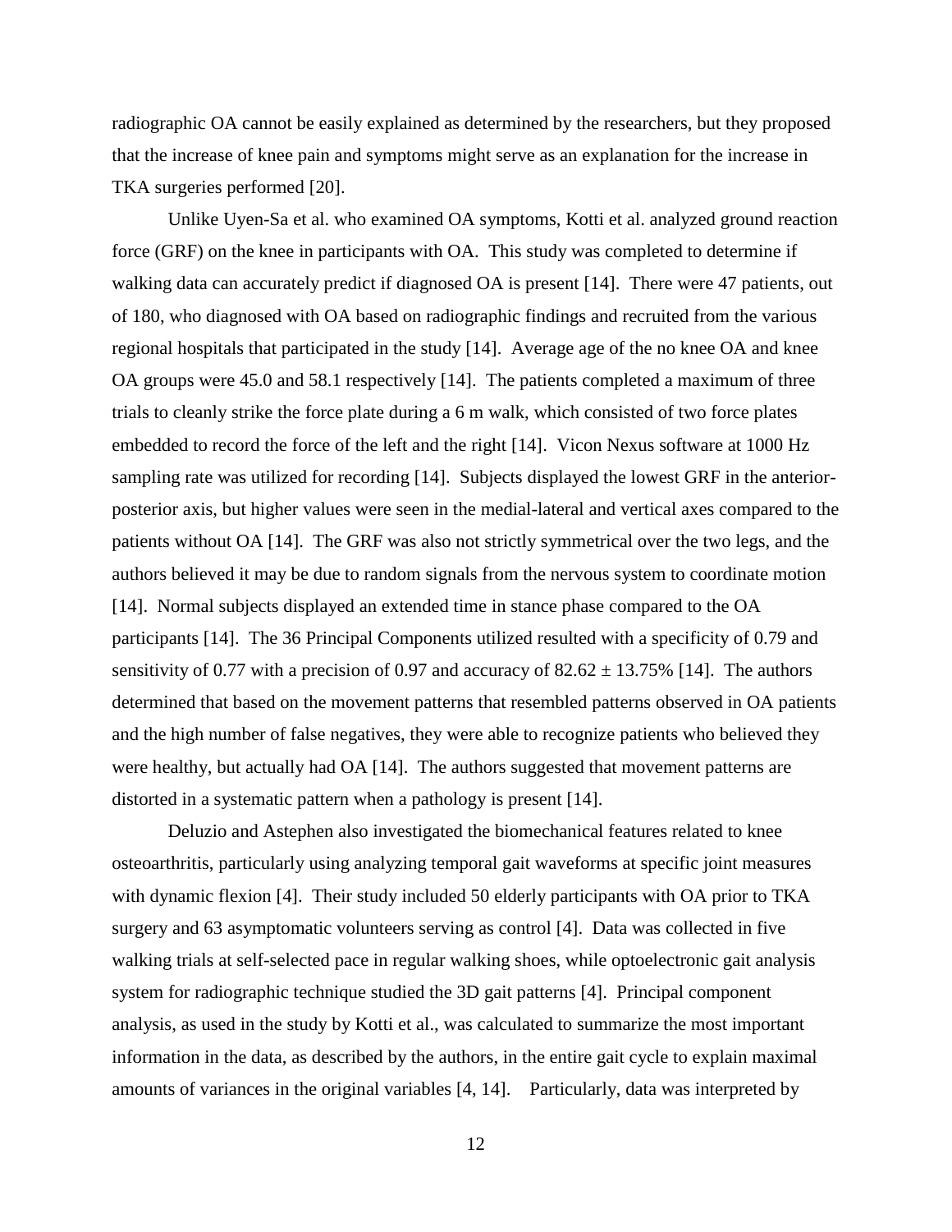radiographic OA cannot be easily explained as determined by the researchers, but they proposed that the increase of knee pain and symptoms might serve as an explanation for the increase in TKA surgeries performed [20].

Unlike Uyen-Sa et al. who examined OA symptoms, Kotti et al. analyzed ground reaction force (GRF) on the knee in participants with OA. This study was completed to determine if walking data can accurately predict if diagnosed OA is present [14]. There were 47 patients, out of 180, who diagnosed with OA based on radiographic findings and recruited from the various regional hospitals that participated in the study [14]. Average age of the no knee OA and knee OA groups were 45.0 and 58.1 respectively [14]. The patients completed a maximum of three trials to cleanly strike the force plate during a 6 m walk, which consisted of two force plates embedded to record the force of the left and the right [14]. Vicon Nexus software at 1000 Hz sampling rate was utilized for recording [14]. Subjects displayed the lowest GRF in the anterior-posterior axis, but higher values were seen in the medial-lateral and vertical axes compared to the patients without OA [14]. The GRF was also not strictly symmetrical over the two legs, and the authors believed it may be due to random signals from the nervous system to coordinate motion [14]. Normal subjects displayed an extended time in stance phase compared to the OA participants [14]. The 36 Principal Components utilized resulted with a specificity of 0.79 and sensitivity of 0.77 with a precision of 0.97 and accuracy of $82.62 \pm 13.75\%$ [14]. The authors determined that based on the movement patterns that resembled patterns observed in OA patients and the high number of false negatives, they were able to recognize patients who believed they were healthy, but actually had OA [14]. The authors suggested that movement patterns are distorted in a systematic pattern when a pathology is present [14].

Deluzio and Astephen also investigated the biomechanical features related to knee osteoarthritis, particularly using analyzing temporal gait waveforms at specific joint measures with dynamic flexion [4]. Their study included 50 elderly participants with OA prior to TKA surgery and 63 asymptomatic volunteers serving as control [4]. Data was collected in five walking trials at self-selected pace in regular walking shoes, while optoelectronic gait analysis system for radiographic technique studied the 3D gait patterns [4]. Principal component analysis, as used in the study by Kotti et al., was calculated to summarize the most important information in the data, as described by the authors, in the entire gait cycle to explain maximal amounts of variances in the original variables [4, 14]. Particularly, data was interpreted by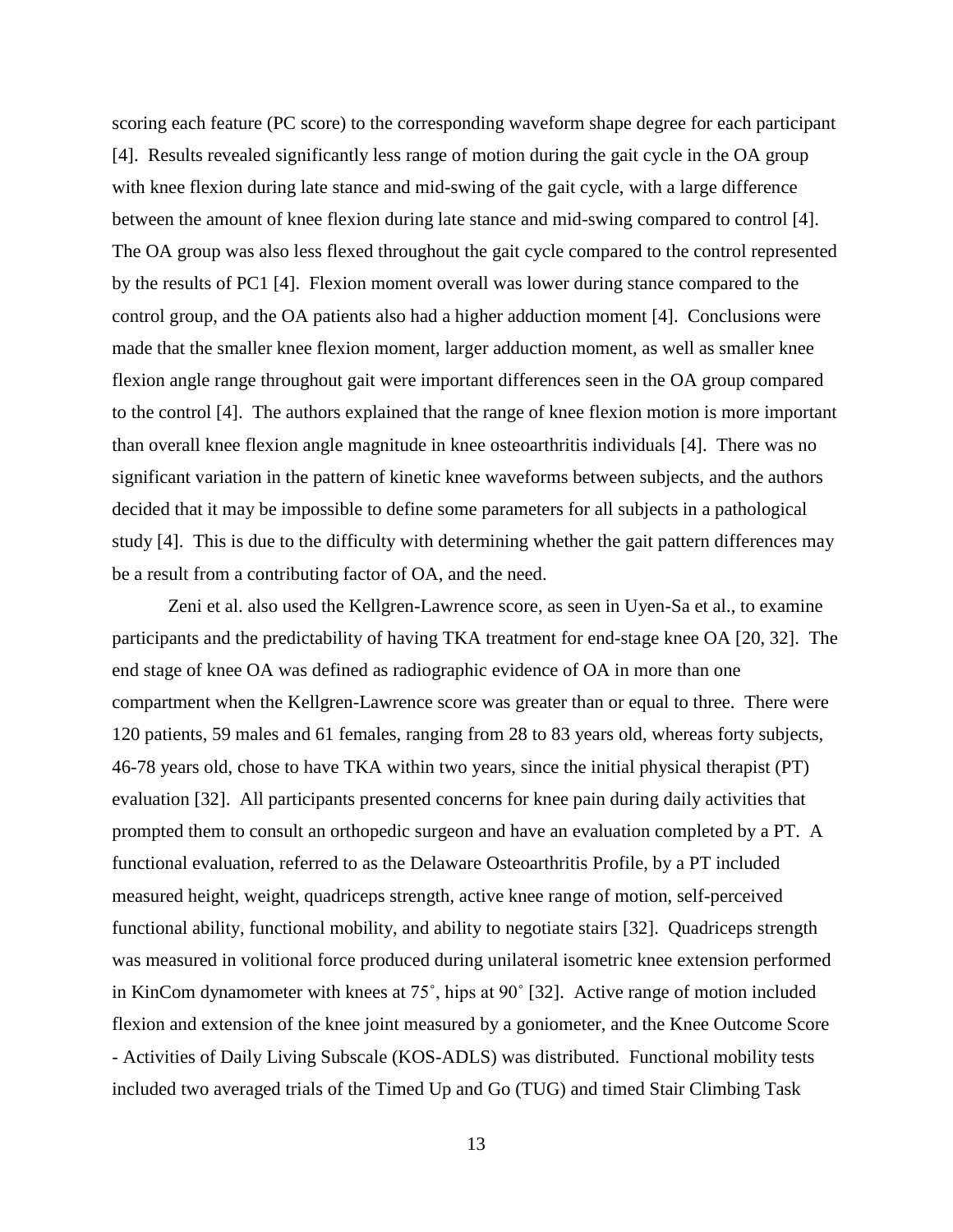scoring each feature (PC score) to the corresponding waveform shape degree for each participant [4]. Results revealed significantly less range of motion during the gait cycle in the OA group with knee flexion during late stance and mid-swing of the gait cycle, with a large difference between the amount of knee flexion during late stance and mid-swing compared to control [4]. The OA group was also less flexed throughout the gait cycle compared to the control represented by the results of PC1 [4]. Flexion moment overall was lower during stance compared to the control group, and the OA patients also had a higher adduction moment [4]. Conclusions were made that the smaller knee flexion moment, larger adduction moment, as well as smaller knee flexion angle range throughout gait were important differences seen in the OA group compared to the control [4]. The authors explained that the range of knee flexion motion is more important than overall knee flexion angle magnitude in knee osteoarthritis individuals [4]. There was no significant variation in the pattern of kinetic knee waveforms between subjects, and the authors decided that it may be impossible to define some parameters for all subjects in a pathological study [4]. This is due to the difficulty with determining whether the gait pattern differences may be a result from a contributing factor of OA, and the need.

Zeni et al. also used the Kellgren-Lawrence score, as seen in Uyen-Sa et al., to examine participants and the predictability of having TKA treatment for end-stage knee OA [20, 32]. The end stage of knee OA was defined as radiographic evidence of OA in more than one compartment when the Kellgren-Lawrence score was greater than or equal to three. There were 120 patients, 59 males and 61 females, ranging from 28 to 83 years old, whereas forty subjects, 46-78 years old, chose to have TKA within two years, since the initial physical therapist (PT) evaluation [32]. All participants presented concerns for knee pain during daily activities that prompted them to consult an orthopedic surgeon and have an evaluation completed by a PT. A functional evaluation, referred to as the Delaware Osteoarthritis Profile, by a PT included measured height, weight, quadriceps strength, active knee range of motion, self-perceived functional ability, functional mobility, and ability to negotiate stairs [32]. Quadriceps strength was measured in volitional force produced during unilateral isometric knee extension performed in KinCom dynamometer with knees at 75˚, hips at 90˚ [32]. Active range of motion included flexion and extension of the knee joint measured by a goniometer, and the Knee Outcome Score - Activities of Daily Living Subscale (KOS-ADLS) was distributed. Functional mobility tests included two averaged trials of the Timed Up and Go (TUG) and timed Stair Climbing Task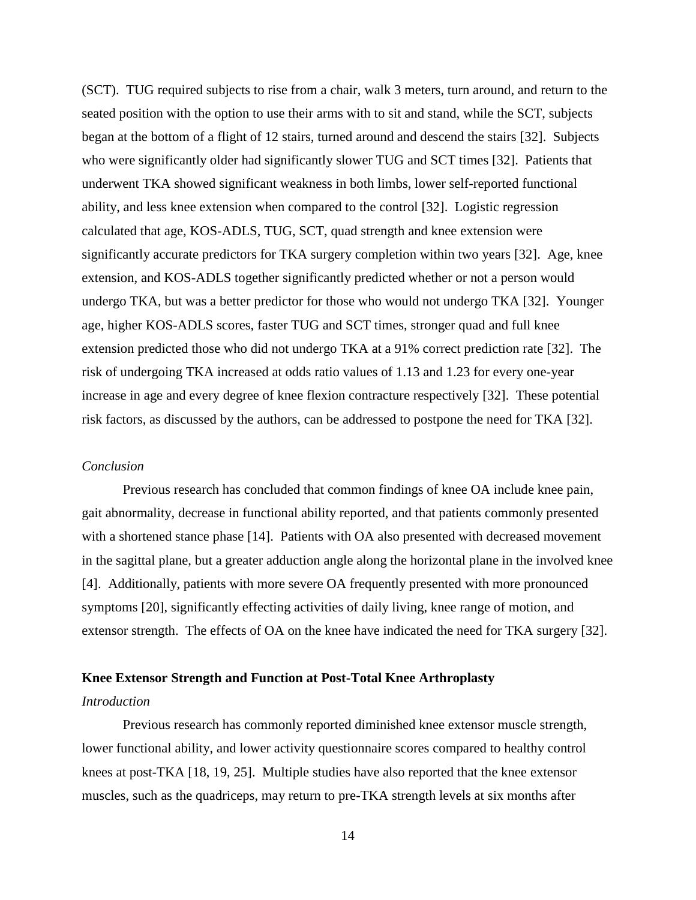(SCT). TUG required subjects to rise from a chair, walk 3 meters, turn around, and return to the seated position with the option to use their arms with to sit and stand, while the SCT, subjects began at the bottom of a flight of 12 stairs, turned around and descend the stairs [32]. Subjects who were significantly older had significantly slower TUG and SCT times [32]. Patients that underwent TKA showed significant weakness in both limbs, lower self-reported functional ability, and less knee extension when compared to the control [32]. Logistic regression calculated that age, KOS-ADLS, TUG, SCT, quad strength and knee extension were significantly accurate predictors for TKA surgery completion within two years [32]. Age, knee extension, and KOS-ADLS together significantly predicted whether or not a person would undergo TKA, but was a better predictor for those who would not undergo TKA [32]. Younger age, higher KOS-ADLS scores, faster TUG and SCT times, stronger quad and full knee extension predicted those who did not undergo TKA at a 91% correct prediction rate [32]. The risk of undergoing TKA increased at odds ratio values of 1.13 and 1.23 for every one-year increase in age and every degree of knee flexion contracture respectively [32]. These potential risk factors, as discussed by the authors, can be addressed to postpone the need for TKA [32].

*Conclusion*

Previous research has concluded that common findings of knee OA include knee pain, gait abnormality, decrease in functional ability reported, and that patients commonly presented with a shortened stance phase [14]. Patients with OA also presented with decreased movement in the sagittal plane, but a greater adduction angle along the horizontal plane in the involved knee [4]. Additionally, patients with more severe OA frequently presented with more pronounced symptoms [20], significantly effecting activities of daily living, knee range of motion, and extensor strength. The effects of OA on the knee have indicated the need for TKA surgery [32].

**Knee Extensor Strength and Function at Post-Total Knee Arthroplasty**

*Introduction*

Previous research has commonly reported diminished knee extensor muscle strength, lower functional ability, and lower activity questionnaire scores compared to healthy control knees at post-TKA [18, 19, 25]. Multiple studies have also reported that the knee extensor muscles, such as the quadriceps, may return to pre-TKA strength levels at six months after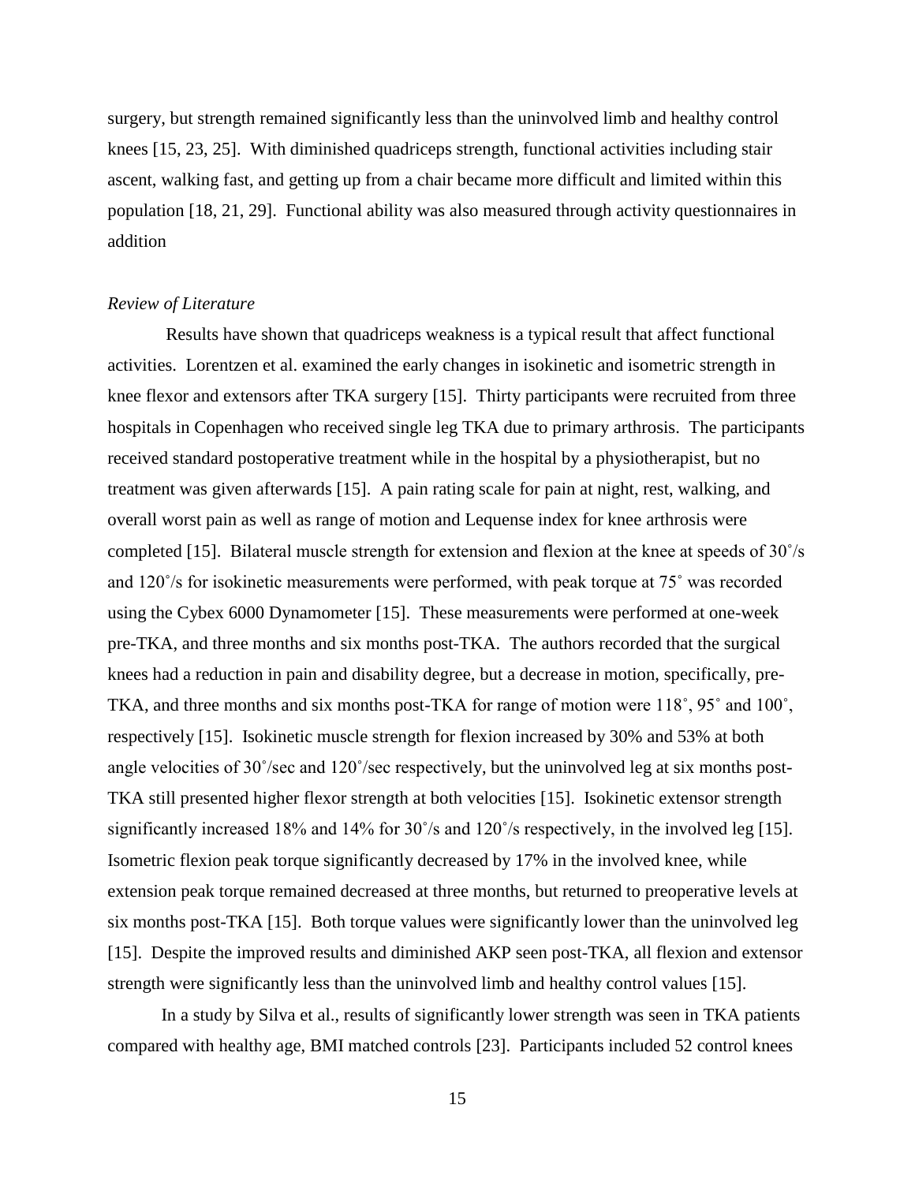surgery, but strength remained significantly less than the uninvolved limb and healthy control knees [15, 23, 25]. With diminished quadriceps strength, functional activities including stair ascent, walking fast, and getting up from a chair became more difficult and limited within this population [18, 21, 29]. Functional ability was also measured through activity questionnaires in addition

*Review of Literature*

Results have shown that quadriceps weakness is a typical result that affect functional activities. Lorentzen et al. examined the early changes in isokinetic and isometric strength in knee flexor and extensors after TKA surgery [15]. Thirty participants were recruited from three hospitals in Copenhagen who received single leg TKA due to primary arthrosis. The participants received standard postoperative treatment while in the hospital by a physiotherapist, but no treatment was given afterwards [15]. A pain rating scale for pain at night, rest, walking, and overall worst pain as well as range of motion and Lequense index for knee arthrosis were completed [15]. Bilateral muscle strength for extension and flexion at the knee at speeds of 30˚/s and 120˚/s for isokinetic measurements were performed, with peak torque at 75˚ was recorded using the Cybex 6000 Dynamometer [15]. These measurements were performed at one-week pre-TKA, and three months and six months post-TKA. The authors recorded that the surgical knees had a reduction in pain and disability degree, but a decrease in motion, specifically, pre-TKA, and three months and six months post-TKA for range of motion were 118˚, 95˚ and 100˚, respectively [15]. Isokinetic muscle strength for flexion increased by 30% and 53% at both angle velocities of 30˚/sec and 120˚/sec respectively, but the uninvolved leg at six months post-TKA still presented higher flexor strength at both velocities [15]. Isokinetic extensor strength significantly increased 18% and 14% for 30˚/s and 120˚/s respectively, in the involved leg [15]. Isometric flexion peak torque significantly decreased by 17% in the involved knee, while extension peak torque remained decreased at three months, but returned to preoperative levels at six months post-TKA [15]. Both torque values were significantly lower than the uninvolved leg [15]. Despite the improved results and diminished AKP seen post-TKA, all flexion and extensor strength were significantly less than the uninvolved limb and healthy control values [15].

In a study by Silva et al., results of significantly lower strength was seen in TKA patients compared with healthy age, BMI matched controls [23]. Participants included 52 control knees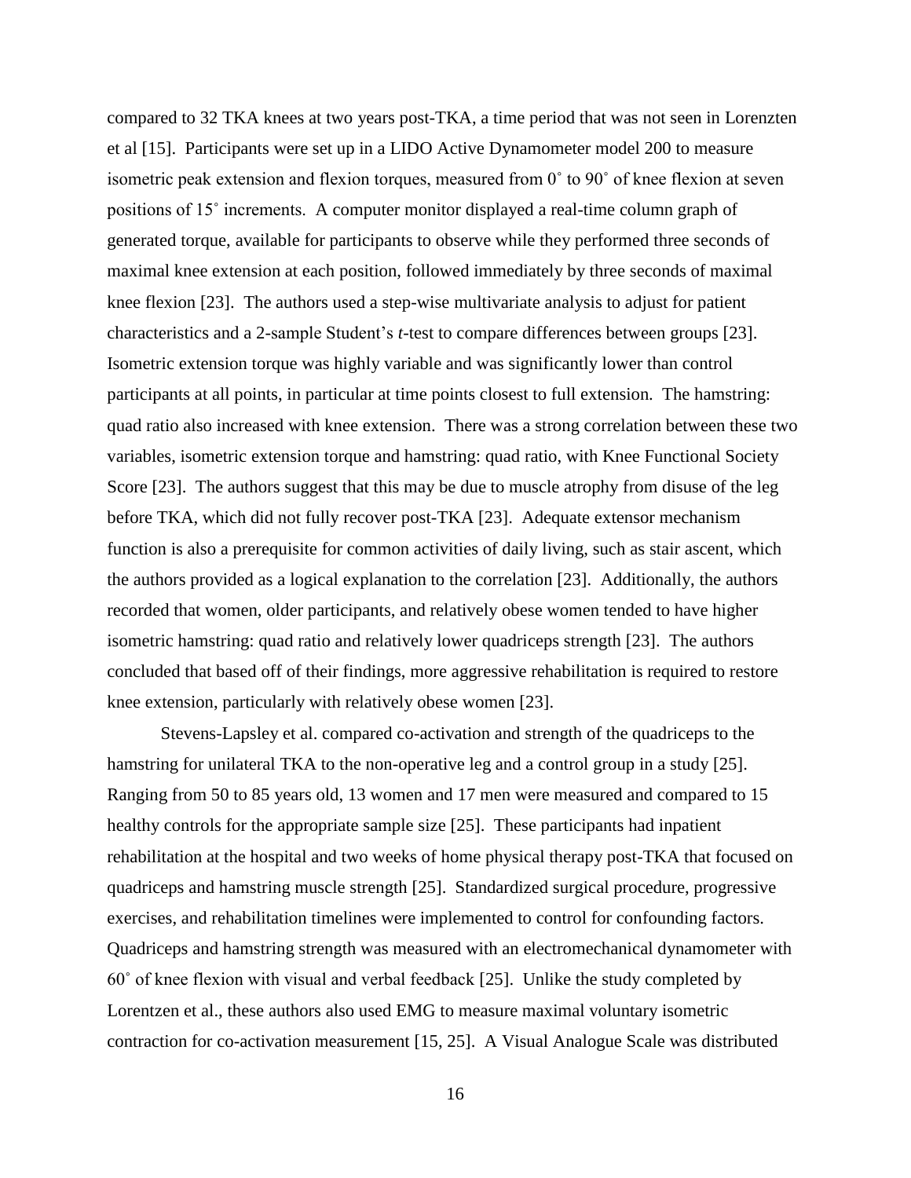compared to 32 TKA knees at two years post-TKA, a time period that was not seen in Lorenzten et al [15]. Participants were set up in a LIDO Active Dynamometer model 200 to measure isometric peak extension and flexion torques, measured from 0˚ to 90˚ of knee flexion at seven positions of 15˚ increments. A computer monitor displayed a real-time column graph of generated torque, available for participants to observe while they performed three seconds of maximal knee extension at each position, followed immediately by three seconds of maximal knee flexion [23]. The authors used a step-wise multivariate analysis to adjust for patient characteristics and a 2-sample Student's *t*-test to compare differences between groups [23]. Isometric extension torque was highly variable and was significantly lower than control participants at all points, in particular at time points closest to full extension. The hamstring: quad ratio also increased with knee extension. There was a strong correlation between these two variables, isometric extension torque and hamstring: quad ratio, with Knee Functional Society Score [23]. The authors suggest that this may be due to muscle atrophy from disuse of the leg before TKA, which did not fully recover post-TKA [23]. Adequate extensor mechanism function is also a prerequisite for common activities of daily living, such as stair ascent, which the authors provided as a logical explanation to the correlation [23]. Additionally, the authors recorded that women, older participants, and relatively obese women tended to have higher isometric hamstring: quad ratio and relatively lower quadriceps strength [23]. The authors concluded that based off of their findings, more aggressive rehabilitation is required to restore knee extension, particularly with relatively obese women [23].

Stevens-Lapsley et al. compared co-activation and strength of the quadriceps to the hamstring for unilateral TKA to the non-operative leg and a control group in a study [25]. Ranging from 50 to 85 years old, 13 women and 17 men were measured and compared to 15 healthy controls for the appropriate sample size [25]. These participants had inpatient rehabilitation at the hospital and two weeks of home physical therapy post-TKA that focused on quadriceps and hamstring muscle strength [25]. Standardized surgical procedure, progressive exercises, and rehabilitation timelines were implemented to control for confounding factors. Quadriceps and hamstring strength was measured with an electromechanical dynamometer with 60˚ of knee flexion with visual and verbal feedback [25]. Unlike the study completed by Lorentzen et al., these authors also used EMG to measure maximal voluntary isometric contraction for co-activation measurement [15, 25]. A Visual Analogue Scale was distributed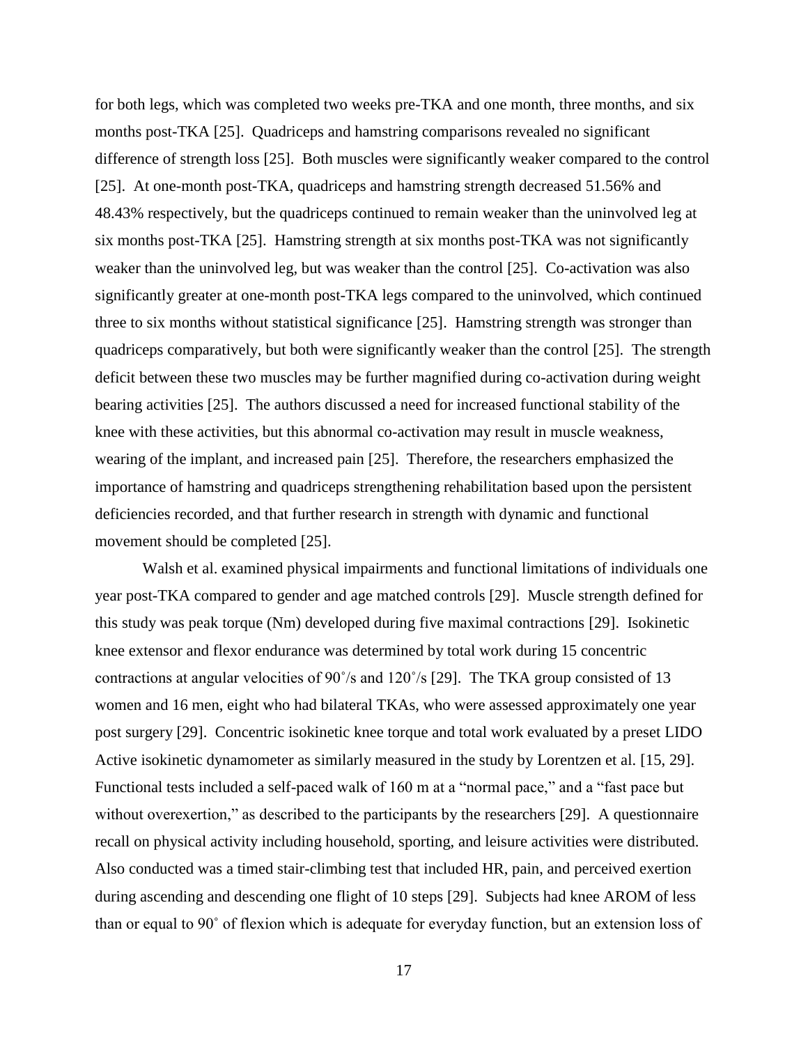for both legs, which was completed two weeks pre-TKA and one month, three months, and six months post-TKA [25]. Quadriceps and hamstring comparisons revealed no significant difference of strength loss [25]. Both muscles were significantly weaker compared to the control [25]. At one-month post-TKA, quadriceps and hamstring strength decreased 51.56% and 48.43% respectively, but the quadriceps continued to remain weaker than the uninvolved leg at six months post-TKA [25]. Hamstring strength at six months post-TKA was not significantly weaker than the uninvolved leg, but was weaker than the control [25]. Co-activation was also significantly greater at one-month post-TKA legs compared to the uninvolved, which continued three to six months without statistical significance [25]. Hamstring strength was stronger than quadriceps comparatively, but both were significantly weaker than the control [25]. The strength deficit between these two muscles may be further magnified during co-activation during weight bearing activities [25]. The authors discussed a need for increased functional stability of the knee with these activities, but this abnormal co-activation may result in muscle weakness, wearing of the implant, and increased pain [25]. Therefore, the researchers emphasized the importance of hamstring and quadriceps strengthening rehabilitation based upon the persistent deficiencies recorded, and that further research in strength with dynamic and functional movement should be completed [25].

Walsh et al. examined physical impairments and functional limitations of individuals one year post-TKA compared to gender and age matched controls [29]. Muscle strength defined for this study was peak torque (Nm) developed during five maximal contractions [29]. Isokinetic knee extensor and flexor endurance was determined by total work during 15 concentric contractions at angular velocities of 90˚/s and 120˚/s [29]. The TKA group consisted of 13 women and 16 men, eight who had bilateral TKAs, who were assessed approximately one year post surgery [29]. Concentric isokinetic knee torque and total work evaluated by a preset LIDO Active isokinetic dynamometer as similarly measured in the study by Lorentzen et al. [15, 29]. Functional tests included a self-paced walk of 160 m at a "normal pace," and a "fast pace but without overexertion," as described to the participants by the researchers [29]. A questionnaire recall on physical activity including household, sporting, and leisure activities were distributed. Also conducted was a timed stair-climbing test that included HR, pain, and perceived exertion during ascending and descending one flight of 10 steps [29]. Subjects had knee AROM of less than or equal to 90˚ of flexion which is adequate for everyday function, but an extension loss of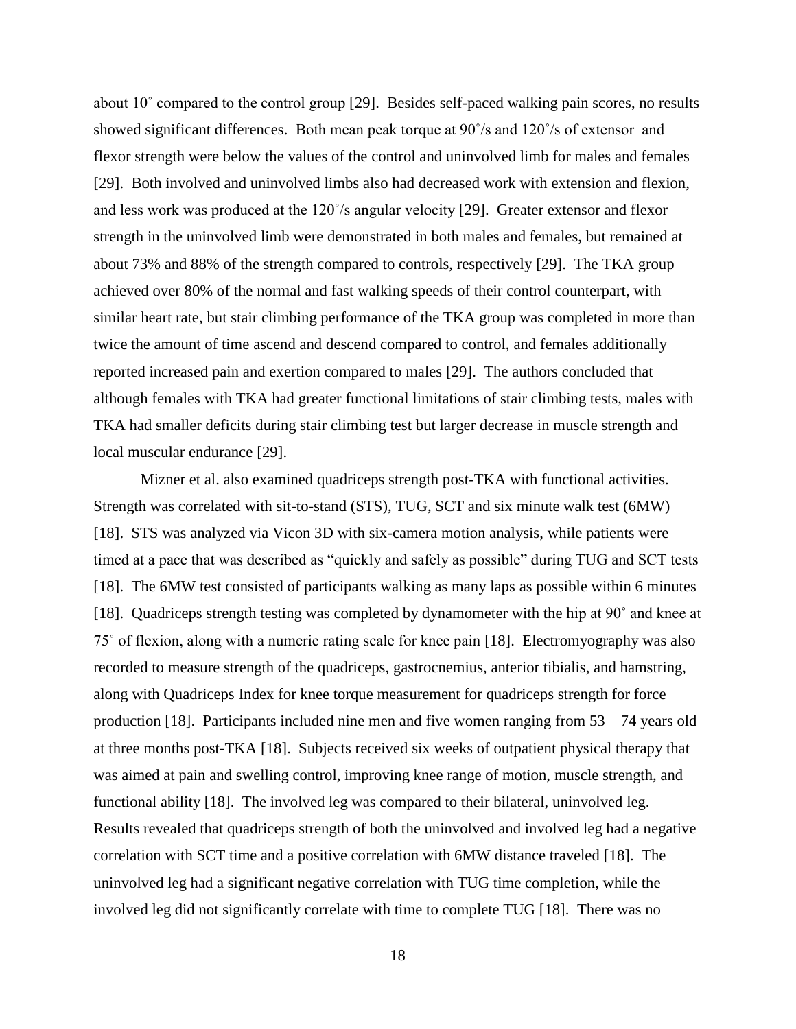about 10˚ compared to the control group [29]. Besides self-paced walking pain scores, no results showed significant differences. Both mean peak torque at 90˚/s and 120˚/s of extensor and flexor strength were below the values of the control and uninvolved limb for males and females [29]. Both involved and uninvolved limbs also had decreased work with extension and flexion, and less work was produced at the 120˚/s angular velocity [29]. Greater extensor and flexor strength in the uninvolved limb were demonstrated in both males and females, but remained at about 73% and 88% of the strength compared to controls, respectively [29]. The TKA group achieved over 80% of the normal and fast walking speeds of their control counterpart, with similar heart rate, but stair climbing performance of the TKA group was completed in more than twice the amount of time ascend and descend compared to control, and females additionally reported increased pain and exertion compared to males [29]. The authors concluded that although females with TKA had greater functional limitations of stair climbing tests, males with TKA had smaller deficits during stair climbing test but larger decrease in muscle strength and local muscular endurance [29].

Mizner et al. also examined quadriceps strength post-TKA with functional activities. Strength was correlated with sit-to-stand (STS), TUG, SCT and six minute walk test (6MW) [18]. STS was analyzed via Vicon 3D with six-camera motion analysis, while patients were timed at a pace that was described as "quickly and safely as possible" during TUG and SCT tests [18]. The 6MW test consisted of participants walking as many laps as possible within 6 minutes [18]. Quadriceps strength testing was completed by dynamometer with the hip at 90˚ and knee at 75˚ of flexion, along with a numeric rating scale for knee pain [18]. Electromyography was also recorded to measure strength of the quadriceps, gastrocnemius, anterior tibialis, and hamstring, along with Quadriceps Index for knee torque measurement for quadriceps strength for force production [18]. Participants included nine men and five women ranging from 53 – 74 years old at three months post-TKA [18]. Subjects received six weeks of outpatient physical therapy that was aimed at pain and swelling control, improving knee range of motion, muscle strength, and functional ability [18]. The involved leg was compared to their bilateral, uninvolved leg. Results revealed that quadriceps strength of both the uninvolved and involved leg had a negative correlation with SCT time and a positive correlation with 6MW distance traveled [18]. The uninvolved leg had a significant negative correlation with TUG time completion, while the involved leg did not significantly correlate with time to complete TUG [18]. There was no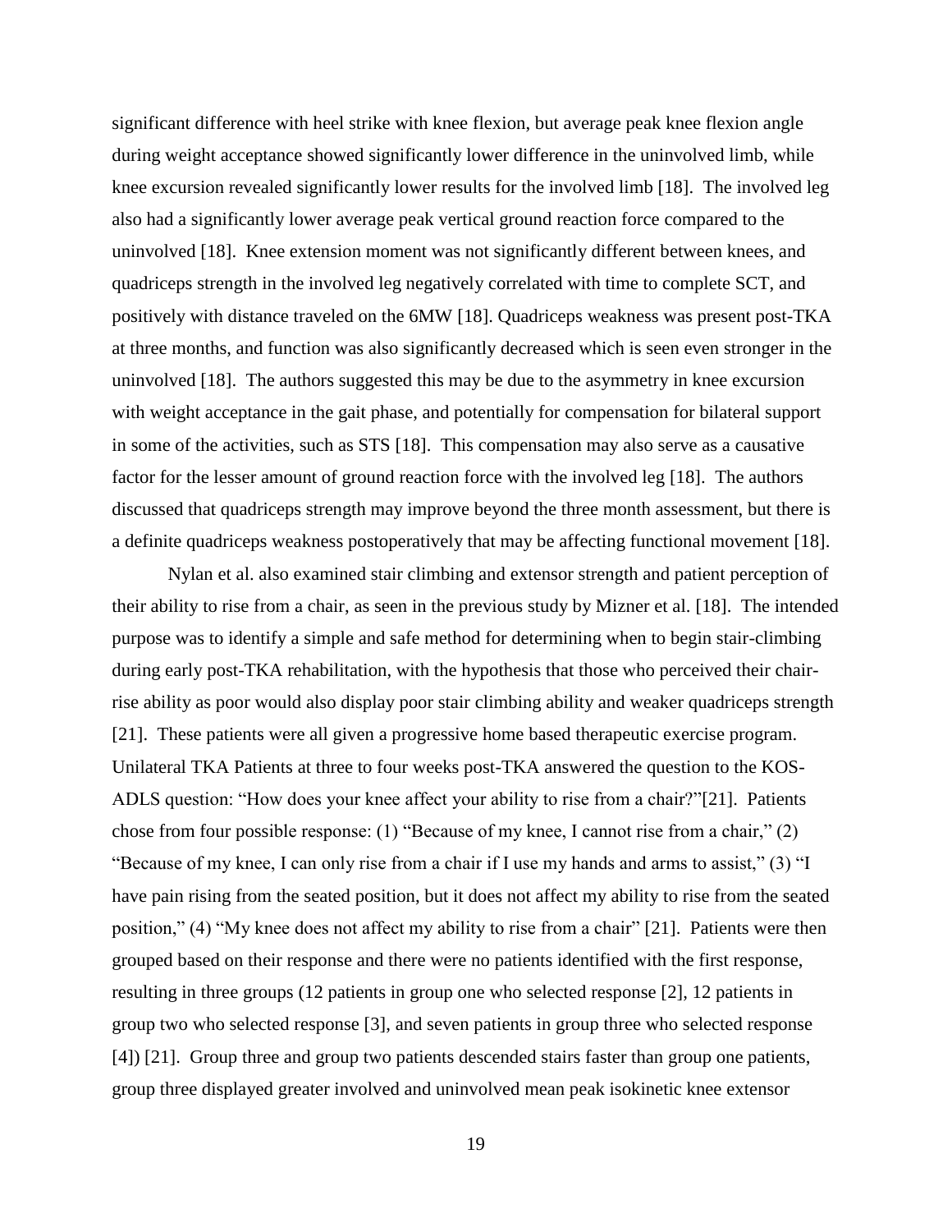significant difference with heel strike with knee flexion, but average peak knee flexion angle during weight acceptance showed significantly lower difference in the uninvolved limb, while knee excursion revealed significantly lower results for the involved limb [18]. The involved leg also had a significantly lower average peak vertical ground reaction force compared to the uninvolved [18]. Knee extension moment was not significantly different between knees, and quadriceps strength in the involved leg negatively correlated with time to complete SCT, and positively with distance traveled on the 6MW [18]. Quadriceps weakness was present post-TKA at three months, and function was also significantly decreased which is seen even stronger in the uninvolved [18]. The authors suggested this may be due to the asymmetry in knee excursion with weight acceptance in the gait phase, and potentially for compensation for bilateral support in some of the activities, such as STS [18]. This compensation may also serve as a causative factor for the lesser amount of ground reaction force with the involved leg [18]. The authors discussed that quadriceps strength may improve beyond the three month assessment, but there is a definite quadriceps weakness postoperatively that may be affecting functional movement [18].

Nylan et al. also examined stair climbing and extensor strength and patient perception of their ability to rise from a chair, as seen in the previous study by Mizner et al. [18]. The intended purpose was to identify a simple and safe method for determining when to begin stair-climbing during early post-TKA rehabilitation, with the hypothesis that those who perceived their chair-rise ability as poor would also display poor stair climbing ability and weaker quadriceps strength [21]. These patients were all given a progressive home based therapeutic exercise program. Unilateral TKA Patients at three to four weeks post-TKA answered the question to the KOS-ADLS question: "How does your knee affect your ability to rise from a chair?"[21]. Patients chose from four possible response: (1) "Because of my knee, I cannot rise from a chair," (2) "Because of my knee, I can only rise from a chair if I use my hands and arms to assist," (3) "I have pain rising from the seated position, but it does not affect my ability to rise from the seated position," (4) "My knee does not affect my ability to rise from a chair" [21]. Patients were then grouped based on their response and there were no patients identified with the first response, resulting in three groups (12 patients in group one who selected response [2], 12 patients in group two who selected response [3], and seven patients in group three who selected response [4]) [21]. Group three and group two patients descended stairs faster than group one patients, group three displayed greater involved and uninvolved mean peak isokinetic knee extensor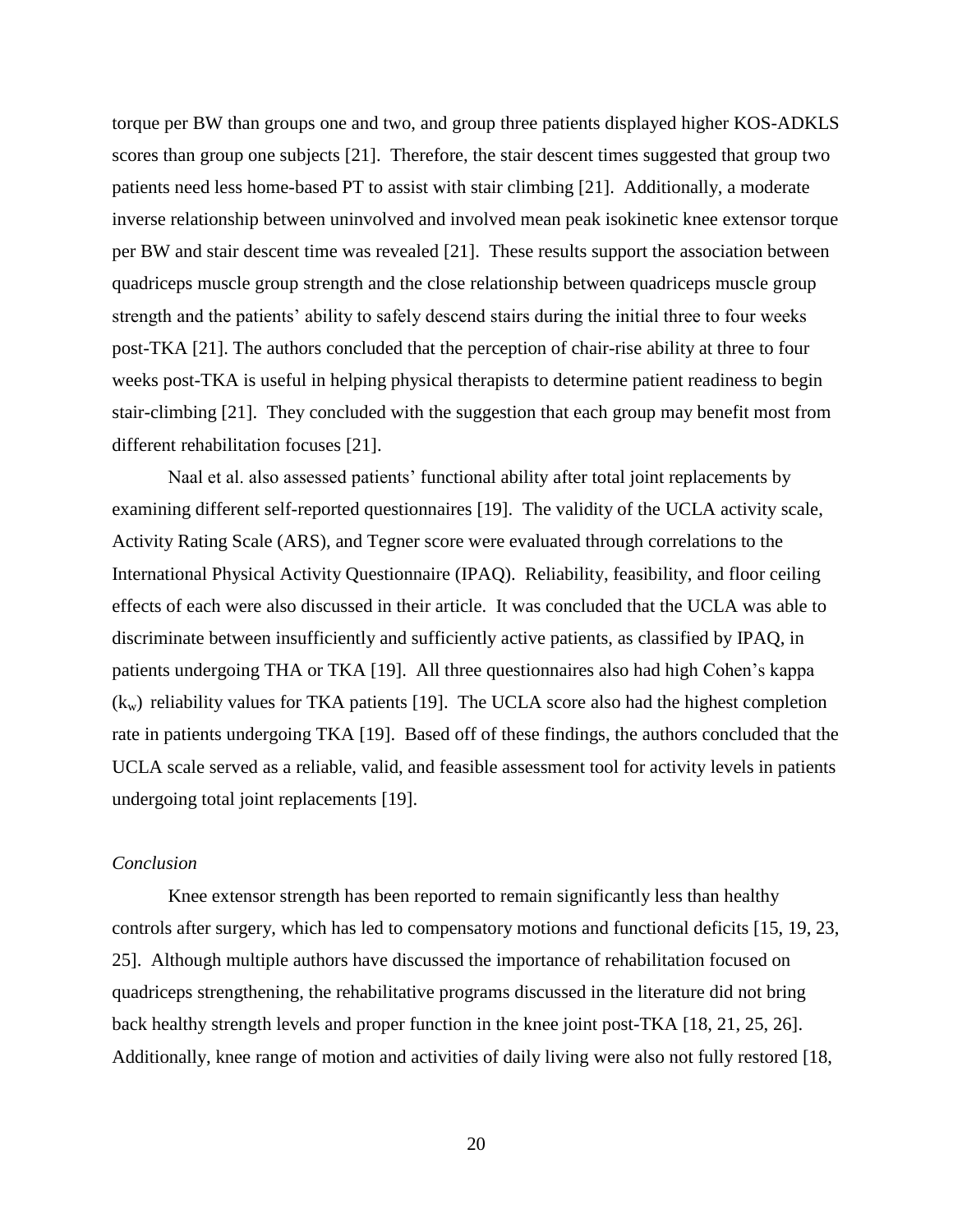torque per BW than groups one and two, and group three patients displayed higher KOS-ADKLS scores than group one subjects [21]. Therefore, the stair descent times suggested that group two patients need less home-based PT to assist with stair climbing [21]. Additionally, a moderate inverse relationship between uninvolved and involved mean peak isokinetic knee extensor torque per BW and stair descent time was revealed [21]. These results support the association between quadriceps muscle group strength and the close relationship between quadriceps muscle group strength and the patients' ability to safely descend stairs during the initial three to four weeks post-TKA [21]. The authors concluded that the perception of chair-rise ability at three to four weeks post-TKA is useful in helping physical therapists to determine patient readiness to begin stair-climbing [21]. They concluded with the suggestion that each group may benefit most from different rehabilitation focuses [21].

Naal et al. also assessed patients' functional ability after total joint replacements by examining different self-reported questionnaires [19]. The validity of the UCLA activity scale, Activity Rating Scale (ARS), and Tegner score were evaluated through correlations to the International Physical Activity Questionnaire (IPAQ). Reliability, feasibility, and floor ceiling effects of each were also discussed in their article. It was concluded that the UCLA was able to discriminate between insufficiently and sufficiently active patients, as classified by IPAQ, in patients undergoing THA or TKA [19]. All three questionnaires also had high Cohen's kappa ($k_w$) reliability values for TKA patients [19]. The UCLA score also had the highest completion rate in patients undergoing TKA [19]. Based off of these findings, the authors concluded that the UCLA scale served as a reliable, valid, and feasible assessment tool for activity levels in patients undergoing total joint replacements [19].

*Conclusion*

Knee extensor strength has been reported to remain significantly less than healthy controls after surgery, which has led to compensatory motions and functional deficits [15, 19, 23, 25]. Although multiple authors have discussed the importance of rehabilitation focused on quadriceps strengthening, the rehabilitative programs discussed in the literature did not bring back healthy strength levels and proper function in the knee joint post-TKA [18, 21, 25, 26]. Additionally, knee range of motion and activities of daily living were also not fully restored [18,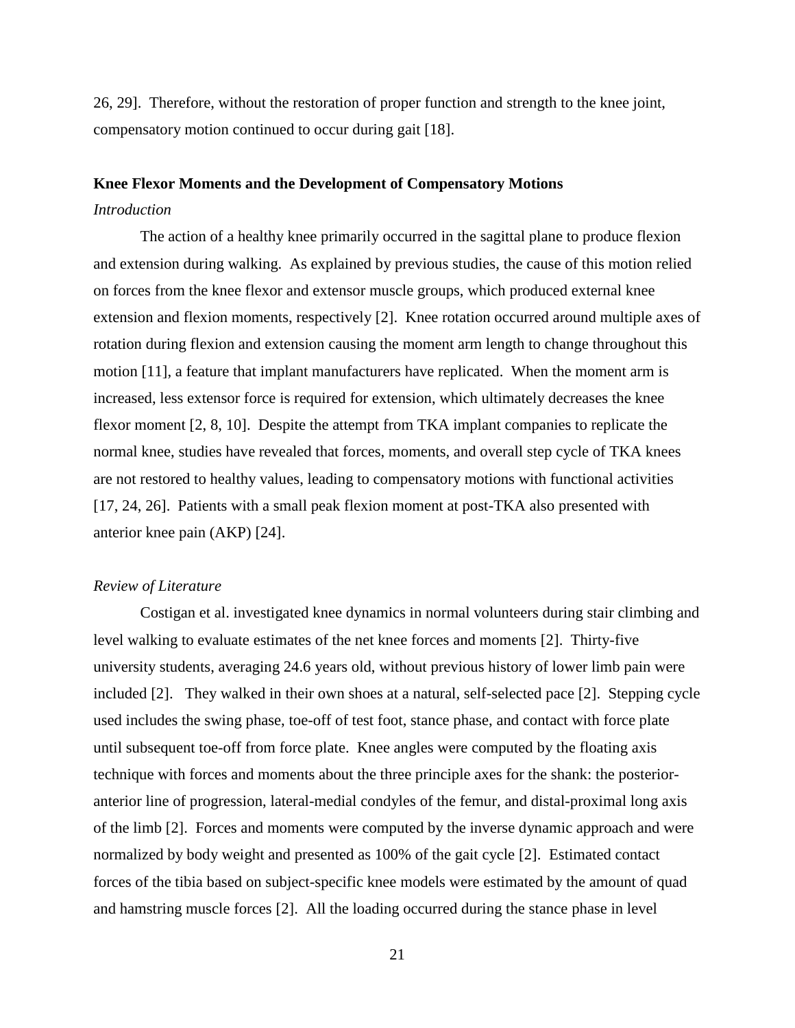26, 29]. Therefore, without the restoration of proper function and strength to the knee joint, compensatory motion continued to occur during gait [18].

### Knee Flexor Moments and the Development of Compensatory Motions

*Introduction*

The action of a healthy knee primarily occurred in the sagittal plane to produce flexion and extension during walking. As explained by previous studies, the cause of this motion relied on forces from the knee flexor and extensor muscle groups, which produced external knee extension and flexion moments, respectively [2]. Knee rotation occurred around multiple axes of rotation during flexion and extension causing the moment arm length to change throughout this motion [11], a feature that implant manufacturers have replicated. When the moment arm is increased, less extensor force is required for extension, which ultimately decreases the knee flexor moment [2, 8, 10]. Despite the attempt from TKA implant companies to replicate the normal knee, studies have revealed that forces, moments, and overall step cycle of TKA knees are not restored to healthy values, leading to compensatory motions with functional activities [17, 24, 26]. Patients with a small peak flexion moment at post-TKA also presented with anterior knee pain (AKP) [24].

*Review of Literature*

Costigan et al. investigated knee dynamics in normal volunteers during stair climbing and level walking to evaluate estimates of the net knee forces and moments [2]. Thirty-five university students, averaging 24.6 years old, without previous history of lower limb pain were included [2]. They walked in their own shoes at a natural, self-selected pace [2]. Stepping cycle used includes the swing phase, toe-off of test foot, stance phase, and contact with force plate until subsequent toe-off from force plate. Knee angles were computed by the floating axis technique with forces and moments about the three principle axes for the shank: the posterior-anterior line of progression, lateral-medial condyles of the femur, and distal-proximal long axis of the limb [2]. Forces and moments were computed by the inverse dynamic approach and were normalized by body weight and presented as 100% of the gait cycle [2]. Estimated contact forces of the tibia based on subject-specific knee models were estimated by the amount of quad and hamstring muscle forces [2]. All the loading occurred during the stance phase in level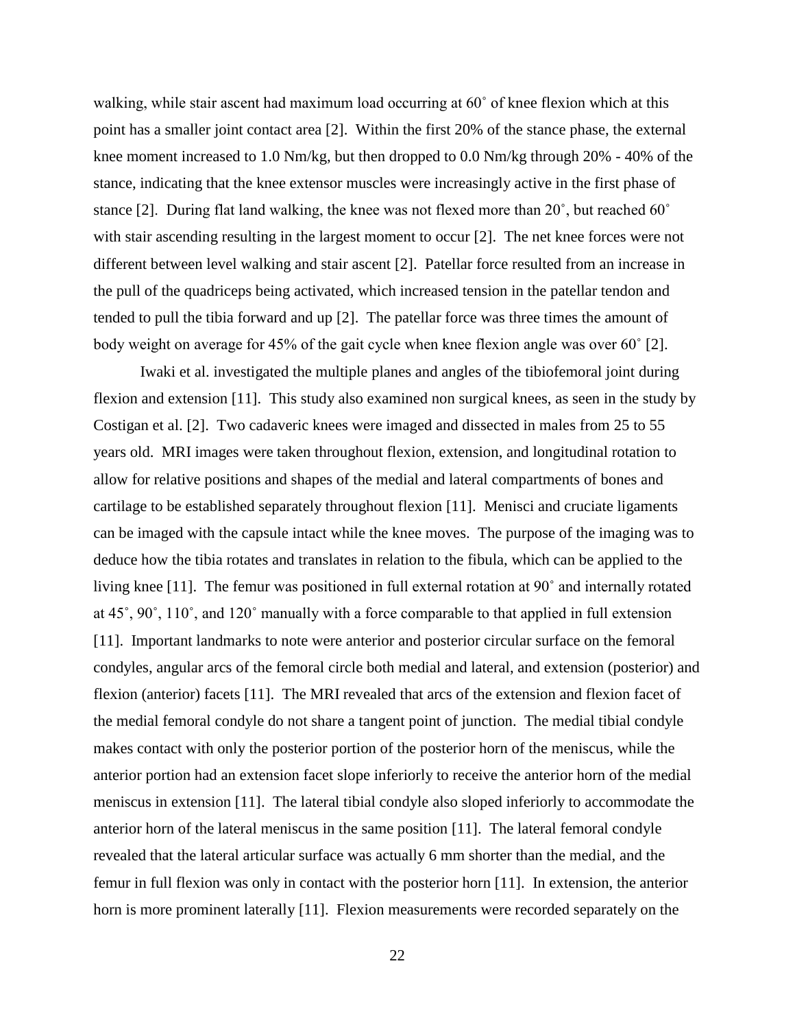walking, while stair ascent had maximum load occurring at 60˚ of knee flexion which at this point has a smaller joint contact area [2]. Within the first 20% of the stance phase, the external knee moment increased to 1.0 Nm/kg, but then dropped to 0.0 Nm/kg through 20% - 40% of the stance, indicating that the knee extensor muscles were increasingly active in the first phase of stance [2]. During flat land walking, the knee was not flexed more than 20˚, but reached 60˚ with stair ascending resulting in the largest moment to occur [2]. The net knee forces were not different between level walking and stair ascent [2]. Patellar force resulted from an increase in the pull of the quadriceps being activated, which increased tension in the patellar tendon and tended to pull the tibia forward and up [2]. The patellar force was three times the amount of body weight on average for 45% of the gait cycle when knee flexion angle was over 60˚ [2].

Iwaki et al. investigated the multiple planes and angles of the tibiofemoral joint during flexion and extension [11]. This study also examined non surgical knees, as seen in the study by Costigan et al. [2]. Two cadaveric knees were imaged and dissected in males from 25 to 55 years old. MRI images were taken throughout flexion, extension, and longitudinal rotation to allow for relative positions and shapes of the medial and lateral compartments of bones and cartilage to be established separately throughout flexion [11]. Menisci and cruciate ligaments can be imaged with the capsule intact while the knee moves. The purpose of the imaging was to deduce how the tibia rotates and translates in relation to the fibula, which can be applied to the living knee [11]. The femur was positioned in full external rotation at 90˚ and internally rotated at 45˚, 90˚, 110˚, and 120˚ manually with a force comparable to that applied in full extension [11]. Important landmarks to note were anterior and posterior circular surface on the femoral condyles, angular arcs of the femoral circle both medial and lateral, and extension (posterior) and flexion (anterior) facets [11]. The MRI revealed that arcs of the extension and flexion facet of the medial femoral condyle do not share a tangent point of junction. The medial tibial condyle makes contact with only the posterior portion of the posterior horn of the meniscus, while the anterior portion had an extension facet slope inferiorly to receive the anterior horn of the medial meniscus in extension [11]. The lateral tibial condyle also sloped inferiorly to accommodate the anterior horn of the lateral meniscus in the same position [11]. The lateral femoral condyle revealed that the lateral articular surface was actually 6 mm shorter than the medial, and the femur in full flexion was only in contact with the posterior horn [11]. In extension, the anterior horn is more prominent laterally [11]. Flexion measurements were recorded separately on the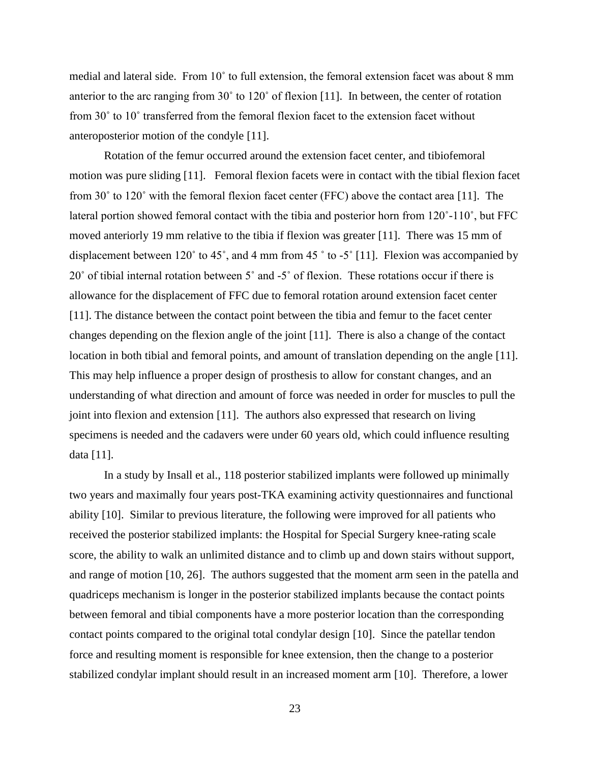medial and lateral side. From 10˚ to full extension, the femoral extension facet was about 8 mm anterior to the arc ranging from 30˚ to 120˚ of flexion [11]. In between, the center of rotation from 30˚ to 10˚ transferred from the femoral flexion facet to the extension facet without anteroposterior motion of the condyle [11].

Rotation of the femur occurred around the extension facet center, and tibiofemoral motion was pure sliding [11]. Femoral flexion facets were in contact with the tibial flexion facet from 30˚ to 120˚ with the femoral flexion facet center (FFC) above the contact area [11]. The lateral portion showed femoral contact with the tibia and posterior horn from 120˚-110˚, but FFC moved anteriorly 19 mm relative to the tibia if flexion was greater [11]. There was 15 mm of displacement between 120˚ to 45˚, and 4 mm from 45 ˚ to -5˚ [11]. Flexion was accompanied by 20˚ of tibial internal rotation between 5˚ and -5˚ of flexion. These rotations occur if there is allowance for the displacement of FFC due to femoral rotation around extension facet center [11]. The distance between the contact point between the tibia and femur to the facet center changes depending on the flexion angle of the joint [11]. There is also a change of the contact location in both tibial and femoral points, and amount of translation depending on the angle [11]. This may help influence a proper design of prosthesis to allow for constant changes, and an understanding of what direction and amount of force was needed in order for muscles to pull the joint into flexion and extension [11]. The authors also expressed that research on living specimens is needed and the cadavers were under 60 years old, which could influence resulting data [11].

In a study by Insall et al., 118 posterior stabilized implants were followed up minimally two years and maximally four years post-TKA examining activity questionnaires and functional ability [10]. Similar to previous literature, the following were improved for all patients who received the posterior stabilized implants: the Hospital for Special Surgery knee-rating scale score, the ability to walk an unlimited distance and to climb up and down stairs without support, and range of motion [10, 26]. The authors suggested that the moment arm seen in the patella and quadriceps mechanism is longer in the posterior stabilized implants because the contact points between femoral and tibial components have a more posterior location than the corresponding contact points compared to the original total condylar design [10]. Since the patellar tendon force and resulting moment is responsible for knee extension, then the change to a posterior stabilized condylar implant should result in an increased moment arm [10]. Therefore, a lower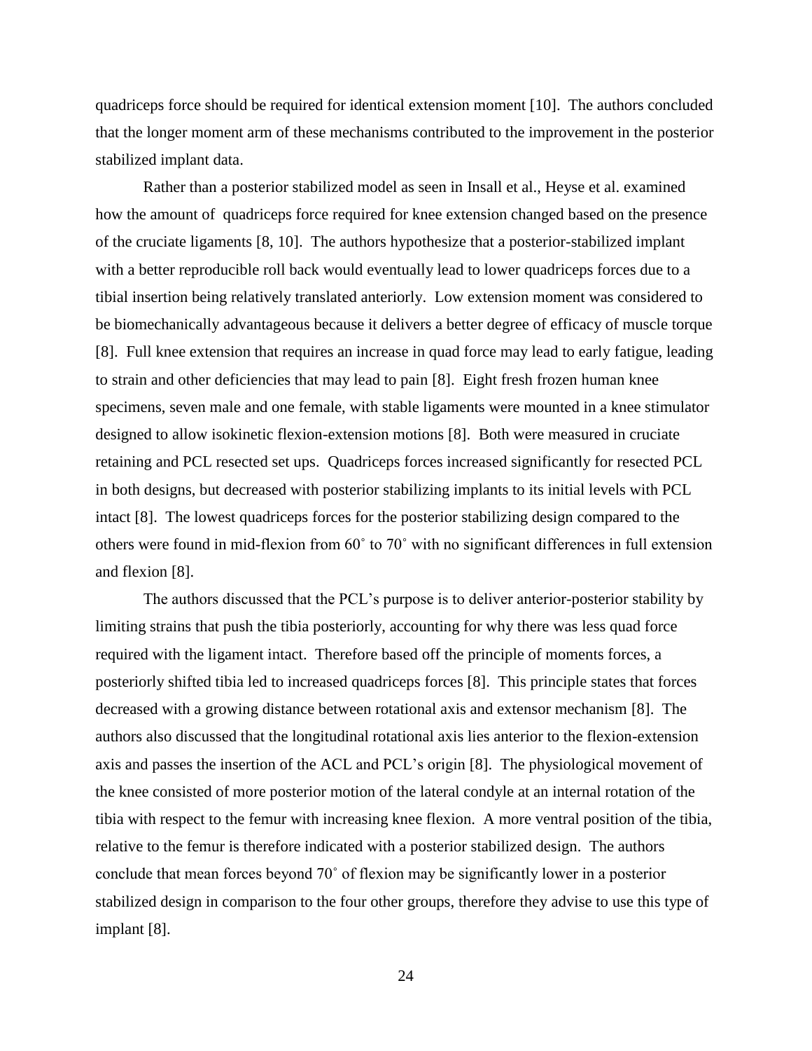quadriceps force should be required for identical extension moment [10]. The authors concluded that the longer moment arm of these mechanisms contributed to the improvement in the posterior stabilized implant data.

Rather than a posterior stabilized model as seen in Insall et al., Heyse et al. examined how the amount of quadriceps force required for knee extension changed based on the presence of the cruciate ligaments [8, 10]. The authors hypothesize that a posterior-stabilized implant with a better reproducible roll back would eventually lead to lower quadriceps forces due to a tibial insertion being relatively translated anteriorly. Low extension moment was considered to be biomechanically advantageous because it delivers a better degree of efficacy of muscle torque [8]. Full knee extension that requires an increase in quad force may lead to early fatigue, leading to strain and other deficiencies that may lead to pain [8]. Eight fresh frozen human knee specimens, seven male and one female, with stable ligaments were mounted in a knee stimulator designed to allow isokinetic flexion-extension motions [8]. Both were measured in cruciate retaining and PCL resected set ups. Quadriceps forces increased significantly for resected PCL in both designs, but decreased with posterior stabilizing implants to its initial levels with PCL intact [8]. The lowest quadriceps forces for the posterior stabilizing design compared to the others were found in mid-flexion from 60˚ to 70˚ with no significant differences in full extension and flexion [8].

The authors discussed that the PCL's purpose is to deliver anterior-posterior stability by limiting strains that push the tibia posteriorly, accounting for why there was less quad force required with the ligament intact. Therefore based off the principle of moments forces, a posteriorly shifted tibia led to increased quadriceps forces [8]. This principle states that forces decreased with a growing distance between rotational axis and extensor mechanism [8]. The authors also discussed that the longitudinal rotational axis lies anterior to the flexion-extension axis and passes the insertion of the ACL and PCL's origin [8]. The physiological movement of the knee consisted of more posterior motion of the lateral condyle at an internal rotation of the tibia with respect to the femur with increasing knee flexion. A more ventral position of the tibia, relative to the femur is therefore indicated with a posterior stabilized design. The authors conclude that mean forces beyond 70˚ of flexion may be significantly lower in a posterior stabilized design in comparison to the four other groups, therefore they advise to use this type of implant [8].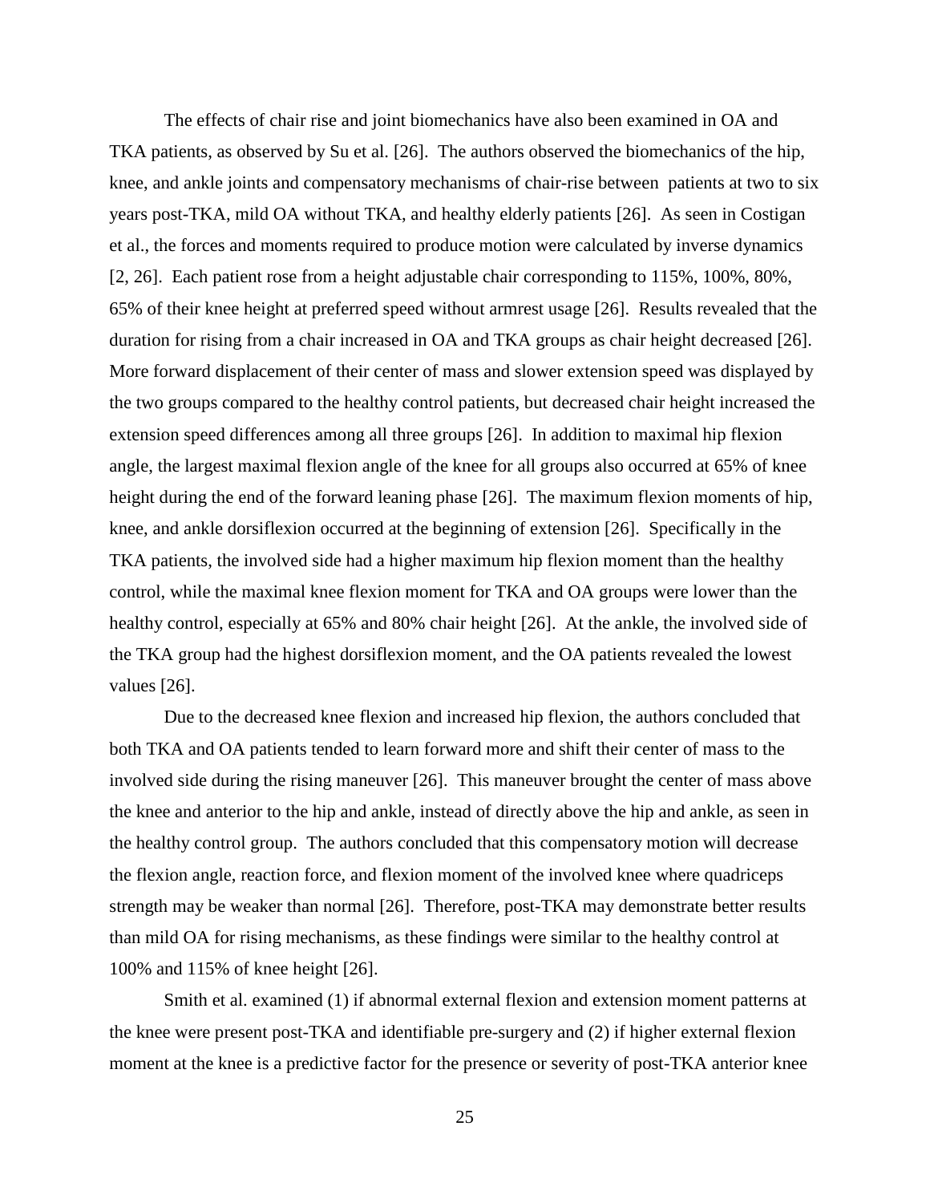The effects of chair rise and joint biomechanics have also been examined in OA and TKA patients, as observed by Su et al. [26]. The authors observed the biomechanics of the hip, knee, and ankle joints and compensatory mechanisms of chair-rise between patients at two to six years post-TKA, mild OA without TKA, and healthy elderly patients [26]. As seen in Costigan et al., the forces and moments required to produce motion were calculated by inverse dynamics [2, 26]. Each patient rose from a height adjustable chair corresponding to 115%, 100%, 80%, 65% of their knee height at preferred speed without armrest usage [26]. Results revealed that the duration for rising from a chair increased in OA and TKA groups as chair height decreased [26]. More forward displacement of their center of mass and slower extension speed was displayed by the two groups compared to the healthy control patients, but decreased chair height increased the extension speed differences among all three groups [26]. In addition to maximal hip flexion angle, the largest maximal flexion angle of the knee for all groups also occurred at 65% of knee height during the end of the forward leaning phase [26]. The maximum flexion moments of hip, knee, and ankle dorsiflexion occurred at the beginning of extension [26]. Specifically in the TKA patients, the involved side had a higher maximum hip flexion moment than the healthy control, while the maximal knee flexion moment for TKA and OA groups were lower than the healthy control, especially at 65% and 80% chair height [26]. At the ankle, the involved side of the TKA group had the highest dorsiflexion moment, and the OA patients revealed the lowest values [26].

Due to the decreased knee flexion and increased hip flexion, the authors concluded that both TKA and OA patients tended to learn forward more and shift their center of mass to the involved side during the rising maneuver [26]. This maneuver brought the center of mass above the knee and anterior to the hip and ankle, instead of directly above the hip and ankle, as seen in the healthy control group. The authors concluded that this compensatory motion will decrease the flexion angle, reaction force, and flexion moment of the involved knee where quadriceps strength may be weaker than normal [26]. Therefore, post-TKA may demonstrate better results than mild OA for rising mechanisms, as these findings were similar to the healthy control at 100% and 115% of knee height [26].

Smith et al. examined (1) if abnormal external flexion and extension moment patterns at the knee were present post-TKA and identifiable pre-surgery and (2) if higher external flexion moment at the knee is a predictive factor for the presence or severity of post-TKA anterior knee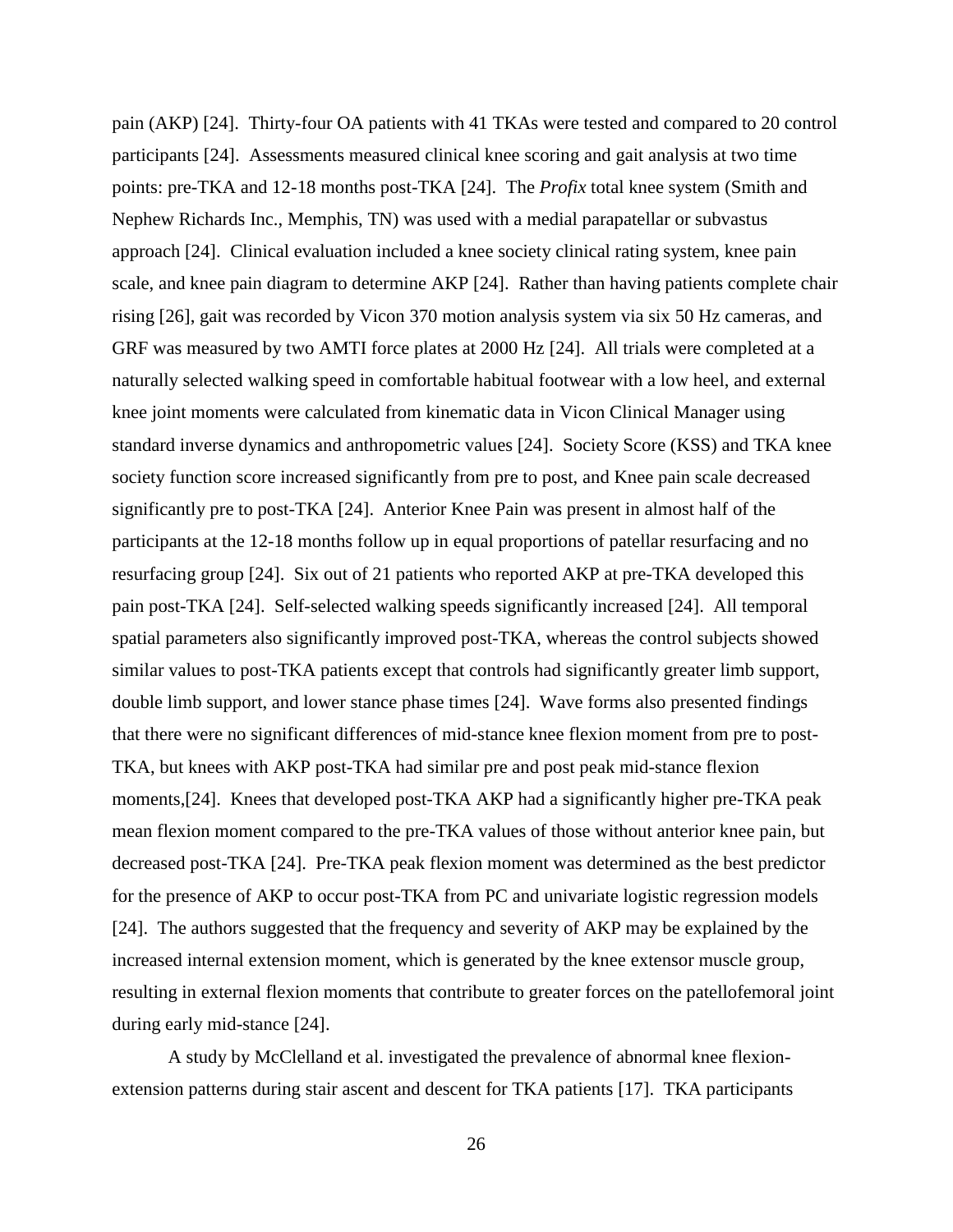pain (AKP) [24]. Thirty-four OA patients with 41 TKAs were tested and compared to 20 control participants [24]. Assessments measured clinical knee scoring and gait analysis at two time points: pre-TKA and 12-18 months post-TKA [24]. The *Profix* total knee system (Smith and Nephew Richards Inc., Memphis, TN) was used with a medial parapatellar or subvastus approach [24]. Clinical evaluation included a knee society clinical rating system, knee pain scale, and knee pain diagram to determine AKP [24]. Rather than having patients complete chair rising [26], gait was recorded by Vicon 370 motion analysis system via six 50 Hz cameras, and GRF was measured by two AMTI force plates at 2000 Hz [24]. All trials were completed at a naturally selected walking speed in comfortable habitual footwear with a low heel, and external knee joint moments were calculated from kinematic data in Vicon Clinical Manager using standard inverse dynamics and anthropometric values [24]. Society Score (KSS) and TKA knee society function score increased significantly from pre to post, and Knee pain scale decreased significantly pre to post-TKA [24]. Anterior Knee Pain was present in almost half of the participants at the 12-18 months follow up in equal proportions of patellar resurfacing and no resurfacing group [24]. Six out of 21 patients who reported AKP at pre-TKA developed this pain post-TKA [24]. Self-selected walking speeds significantly increased [24]. All temporal spatial parameters also significantly improved post-TKA, whereas the control subjects showed similar values to post-TKA patients except that controls had significantly greater limb support, double limb support, and lower stance phase times [24]. Wave forms also presented findings that there were no significant differences of mid-stance knee flexion moment from pre to post-TKA, but knees with AKP post-TKA had similar pre and post peak mid-stance flexion moments,[24]. Knees that developed post-TKA AKP had a significantly higher pre-TKA peak mean flexion moment compared to the pre-TKA values of those without anterior knee pain, but decreased post-TKA [24]. Pre-TKA peak flexion moment was determined as the best predictor for the presence of AKP to occur post-TKA from PC and univariate logistic regression models [24]. The authors suggested that the frequency and severity of AKP may be explained by the increased internal extension moment, which is generated by the knee extensor muscle group, resulting in external flexion moments that contribute to greater forces on the patellofemoral joint during early mid-stance [24].

A study by McClelland et al. investigated the prevalence of abnormal knee flexion-extension patterns during stair ascent and descent for TKA patients [17]. TKA participants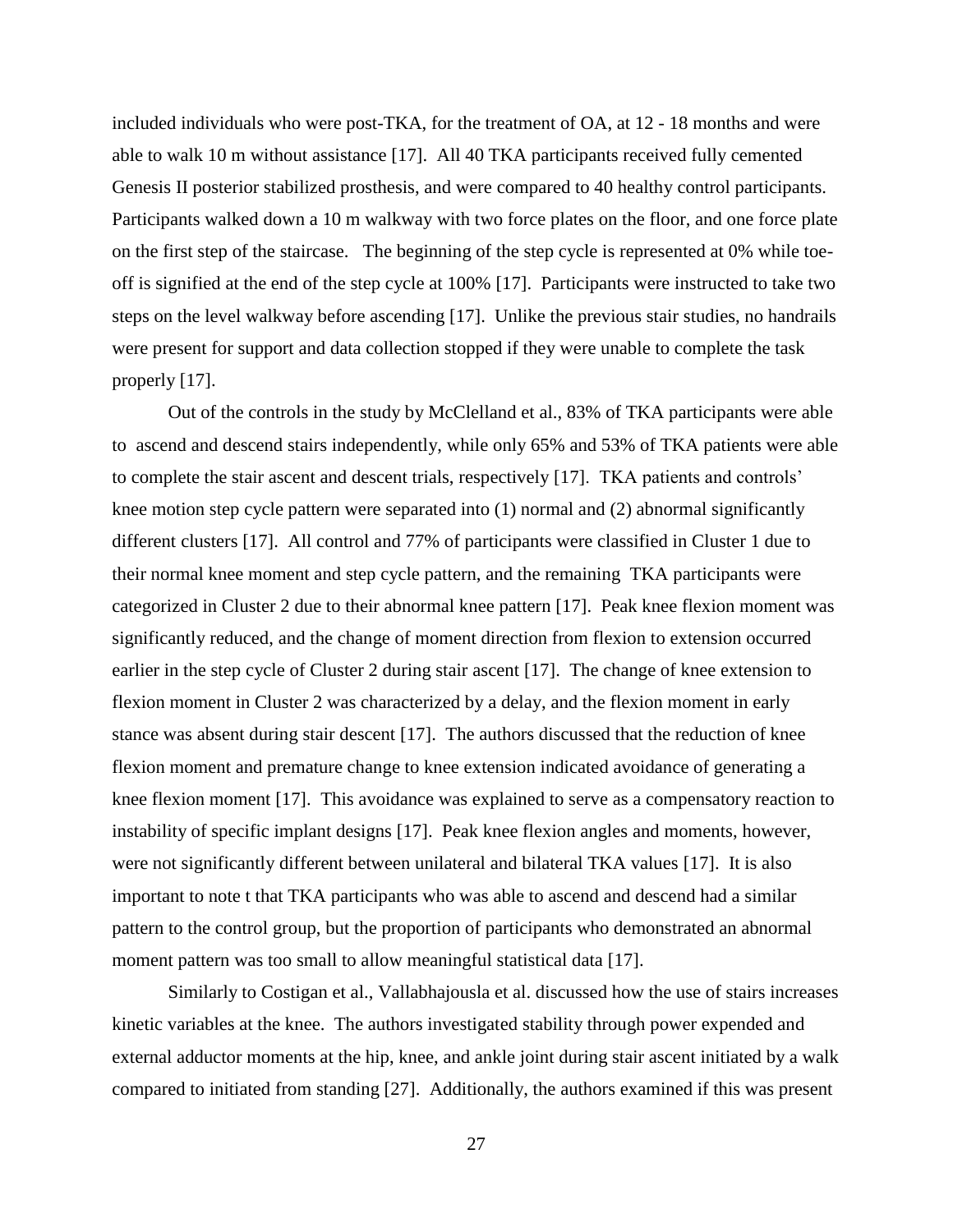included individuals who were post-TKA, for the treatment of OA, at 12 - 18 months and were able to walk 10 m without assistance [17]. All 40 TKA participants received fully cemented Genesis II posterior stabilized prosthesis, and were compared to 40 healthy control participants. Participants walked down a 10 m walkway with two force plates on the floor, and one force plate on the first step of the staircase. The beginning of the step cycle is represented at 0% while toe-off is signified at the end of the step cycle at 100% [17]. Participants were instructed to take two steps on the level walkway before ascending [17]. Unlike the previous stair studies, no handrails were present for support and data collection stopped if they were unable to complete the task properly [17].

Out of the controls in the study by McClelland et al., 83% of TKA participants were able to ascend and descend stairs independently, while only 65% and 53% of TKA patients were able to complete the stair ascent and descent trials, respectively [17]. TKA patients and controls' knee motion step cycle pattern were separated into (1) normal and (2) abnormal significantly different clusters [17]. All control and 77% of participants were classified in Cluster 1 due to their normal knee moment and step cycle pattern, and the remaining TKA participants were categorized in Cluster 2 due to their abnormal knee pattern [17]. Peak knee flexion moment was significantly reduced, and the change of moment direction from flexion to extension occurred earlier in the step cycle of Cluster 2 during stair ascent [17]. The change of knee extension to flexion moment in Cluster 2 was characterized by a delay, and the flexion moment in early stance was absent during stair descent [17]. The authors discussed that the reduction of knee flexion moment and premature change to knee extension indicated avoidance of generating a knee flexion moment [17]. This avoidance was explained to serve as a compensatory reaction to instability of specific implant designs [17]. Peak knee flexion angles and moments, however, were not significantly different between unilateral and bilateral TKA values [17]. It is also important to note t that TKA participants who was able to ascend and descend had a similar pattern to the control group, but the proportion of participants who demonstrated an abnormal moment pattern was too small to allow meaningful statistical data [17].

Similarly to Costigan et al., Vallabhajousla et al. discussed how the use of stairs increases kinetic variables at the knee. The authors investigated stability through power expended and external adductor moments at the hip, knee, and ankle joint during stair ascent initiated by a walk compared to initiated from standing [27]. Additionally, the authors examined if this was present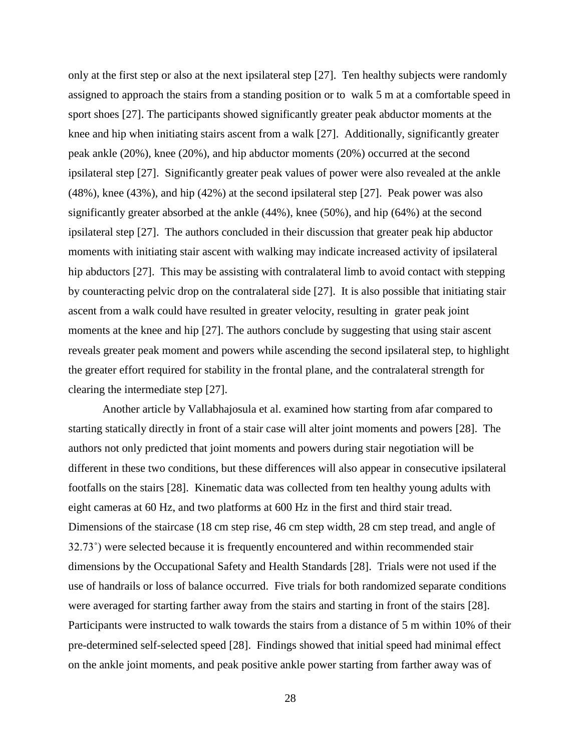only at the first step or also at the next ipsilateral step [27]. Ten healthy subjects were randomly assigned to approach the stairs from a standing position or to walk 5 m at a comfortable speed in sport shoes [27]. The participants showed significantly greater peak abductor moments at the knee and hip when initiating stairs ascent from a walk [27]. Additionally, significantly greater peak ankle (20%), knee (20%), and hip abductor moments (20%) occurred at the second ipsilateral step [27]. Significantly greater peak values of power were also revealed at the ankle (48%), knee (43%), and hip (42%) at the second ipsilateral step [27]. Peak power was also significantly greater absorbed at the ankle (44%), knee (50%), and hip (64%) at the second ipsilateral step [27]. The authors concluded in their discussion that greater peak hip abductor moments with initiating stair ascent with walking may indicate increased activity of ipsilateral hip abductors [27]. This may be assisting with contralateral limb to avoid contact with stepping by counteracting pelvic drop on the contralateral side [27]. It is also possible that initiating stair ascent from a walk could have resulted in greater velocity, resulting in grater peak joint moments at the knee and hip [27]. The authors conclude by suggesting that using stair ascent reveals greater peak moment and powers while ascending the second ipsilateral step, to highlight the greater effort required for stability in the frontal plane, and the contralateral strength for clearing the intermediate step [27].

Another article by Vallabhajosula et al. examined how starting from afar compared to starting statically directly in front of a stair case will alter joint moments and powers [28]. The authors not only predicted that joint moments and powers during stair negotiation will be different in these two conditions, but these differences will also appear in consecutive ipsilateral footfalls on the stairs [28]. Kinematic data was collected from ten healthy young adults with eight cameras at 60 Hz, and two platforms at 600 Hz in the first and third stair tread. Dimensions of the staircase (18 cm step rise, 46 cm step width, 28 cm step tread, and angle of 32.73˚) were selected because it is frequently encountered and within recommended stair dimensions by the Occupational Safety and Health Standards [28]. Trials were not used if the use of handrails or loss of balance occurred. Five trials for both randomized separate conditions were averaged for starting farther away from the stairs and starting in front of the stairs [28]. Participants were instructed to walk towards the stairs from a distance of 5 m within 10% of their pre-determined self-selected speed [28]. Findings showed that initial speed had minimal effect on the ankle joint moments, and peak positive ankle power starting from farther away was of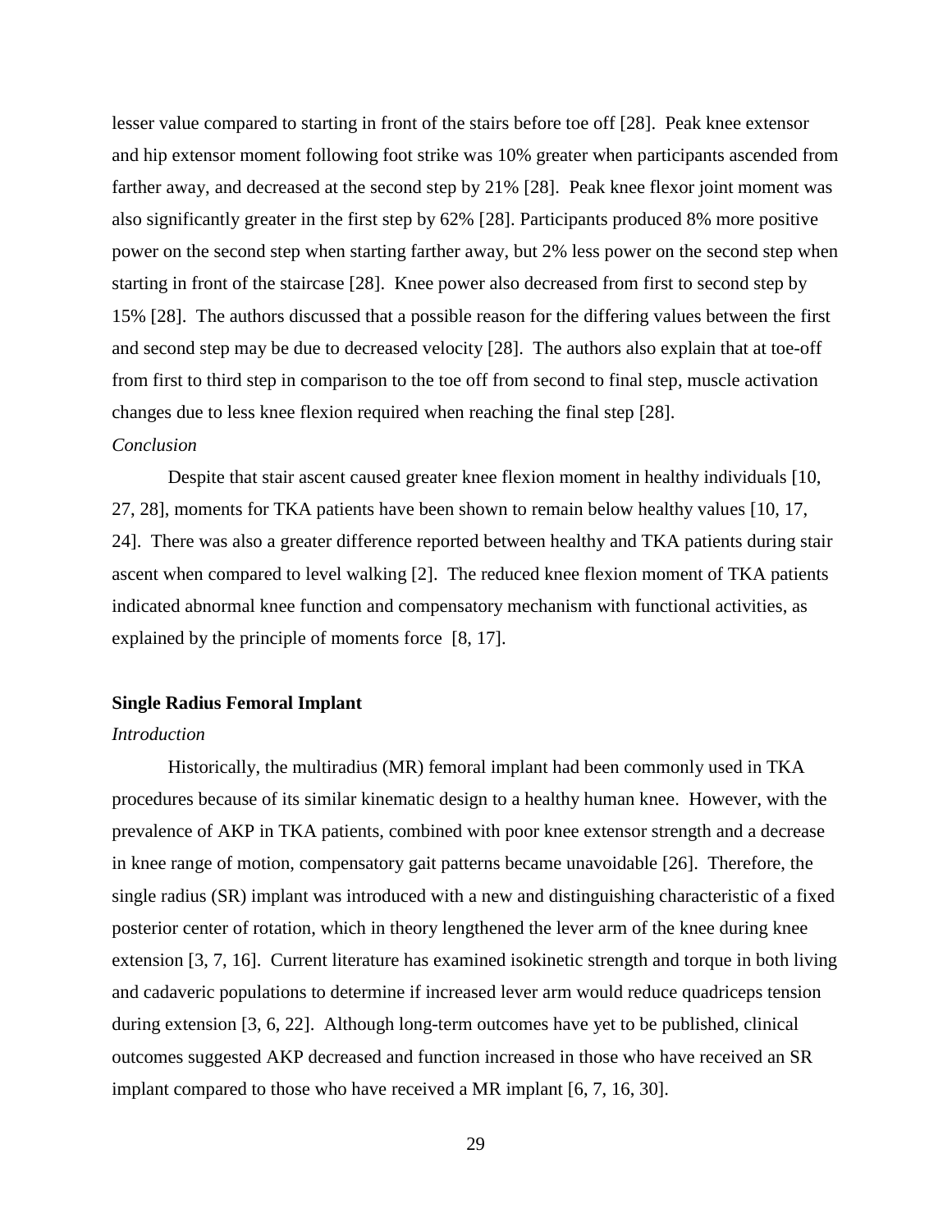lesser value compared to starting in front of the stairs before toe off [28]. Peak knee extensor and hip extensor moment following foot strike was 10% greater when participants ascended from farther away, and decreased at the second step by 21% [28]. Peak knee flexor joint moment was also significantly greater in the first step by 62% [28]. Participants produced 8% more positive power on the second step when starting farther away, but 2% less power on the second step when starting in front of the staircase [28]. Knee power also decreased from first to second step by 15% [28]. The authors discussed that a possible reason for the differing values between the first and second step may be due to decreased velocity [28]. The authors also explain that at toe-off from first to third step in comparison to the toe off from second to final step, muscle activation changes due to less knee flexion required when reaching the final step [28].

*Conclusion*

Despite that stair ascent caused greater knee flexion moment in healthy individuals [10, 27, 28], moments for TKA patients have been shown to remain below healthy values [10, 17, 24]. There was also a greater difference reported between healthy and TKA patients during stair ascent when compared to level walking [2]. The reduced knee flexion moment of TKA patients indicated abnormal knee function and compensatory mechanism with functional activities, as explained by the principle of moments force [8, 17].

**Single Radius Femoral Implant**

*Introduction*

Historically, the multiradius (MR) femoral implant had been commonly used in TKA procedures because of its similar kinematic design to a healthy human knee. However, with the prevalence of AKP in TKA patients, combined with poor knee extensor strength and a decrease in knee range of motion, compensatory gait patterns became unavoidable [26]. Therefore, the single radius (SR) implant was introduced with a new and distinguishing characteristic of a fixed posterior center of rotation, which in theory lengthened the lever arm of the knee during knee extension [3, 7, 16]. Current literature has examined isokinetic strength and torque in both living and cadaveric populations to determine if increased lever arm would reduce quadriceps tension during extension [3, 6, 22]. Although long-term outcomes have yet to be published, clinical outcomes suggested AKP decreased and function increased in those who have received an SR implant compared to those who have received a MR implant [6, 7, 16, 30].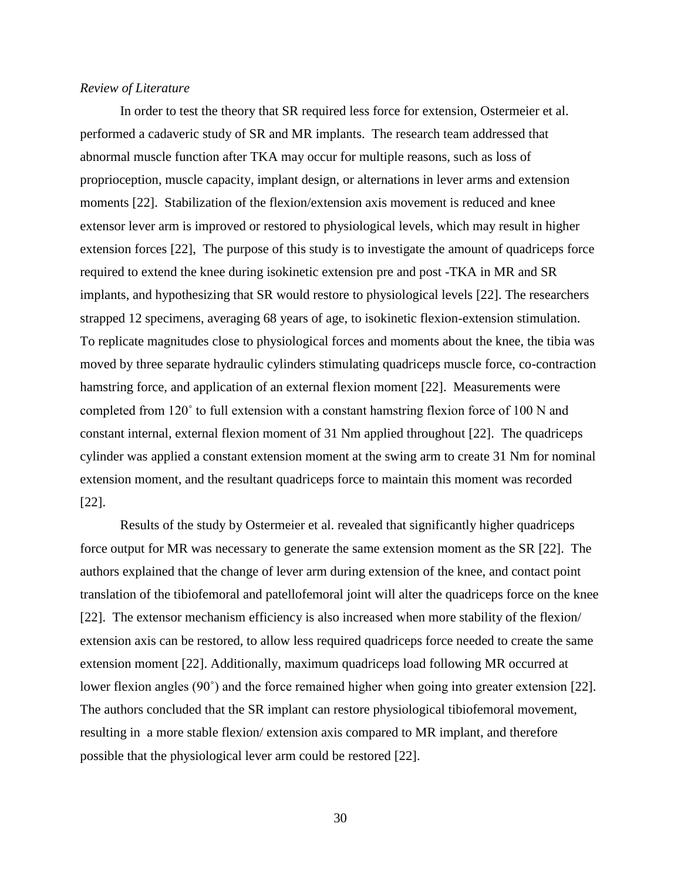*Review of Literature*

In order to test the theory that SR required less force for extension, Ostermeier et al. performed a cadaveric study of SR and MR implants. The research team addressed that abnormal muscle function after TKA may occur for multiple reasons, such as loss of proprioception, muscle capacity, implant design, or alternations in lever arms and extension moments [22]. Stabilization of the flexion/extension axis movement is reduced and knee extensor lever arm is improved or restored to physiological levels, which may result in higher extension forces [22], The purpose of this study is to investigate the amount of quadriceps force required to extend the knee during isokinetic extension pre and post -TKA in MR and SR implants, and hypothesizing that SR would restore to physiological levels [22]. The researchers strapped 12 specimens, averaging 68 years of age, to isokinetic flexion-extension stimulation. To replicate magnitudes close to physiological forces and moments about the knee, the tibia was moved by three separate hydraulic cylinders stimulating quadriceps muscle force, co-contraction hamstring force, and application of an external flexion moment [22]. Measurements were completed from 120˚ to full extension with a constant hamstring flexion force of 100 N and constant internal, external flexion moment of 31 Nm applied throughout [22]. The quadriceps cylinder was applied a constant extension moment at the swing arm to create 31 Nm for nominal extension moment, and the resultant quadriceps force to maintain this moment was recorded [22].

Results of the study by Ostermeier et al. revealed that significantly higher quadriceps force output for MR was necessary to generate the same extension moment as the SR [22]. The authors explained that the change of lever arm during extension of the knee, and contact point translation of the tibiofemoral and patellofemoral joint will alter the quadriceps force on the knee [22]. The extensor mechanism efficiency is also increased when more stability of the flexion/ extension axis can be restored, to allow less required quadriceps force needed to create the same extension moment [22]. Additionally, maximum quadriceps load following MR occurred at lower flexion angles (90˚) and the force remained higher when going into greater extension [22]. The authors concluded that the SR implant can restore physiological tibiofemoral movement, resulting in a more stable flexion/ extension axis compared to MR implant, and therefore possible that the physiological lever arm could be restored [22].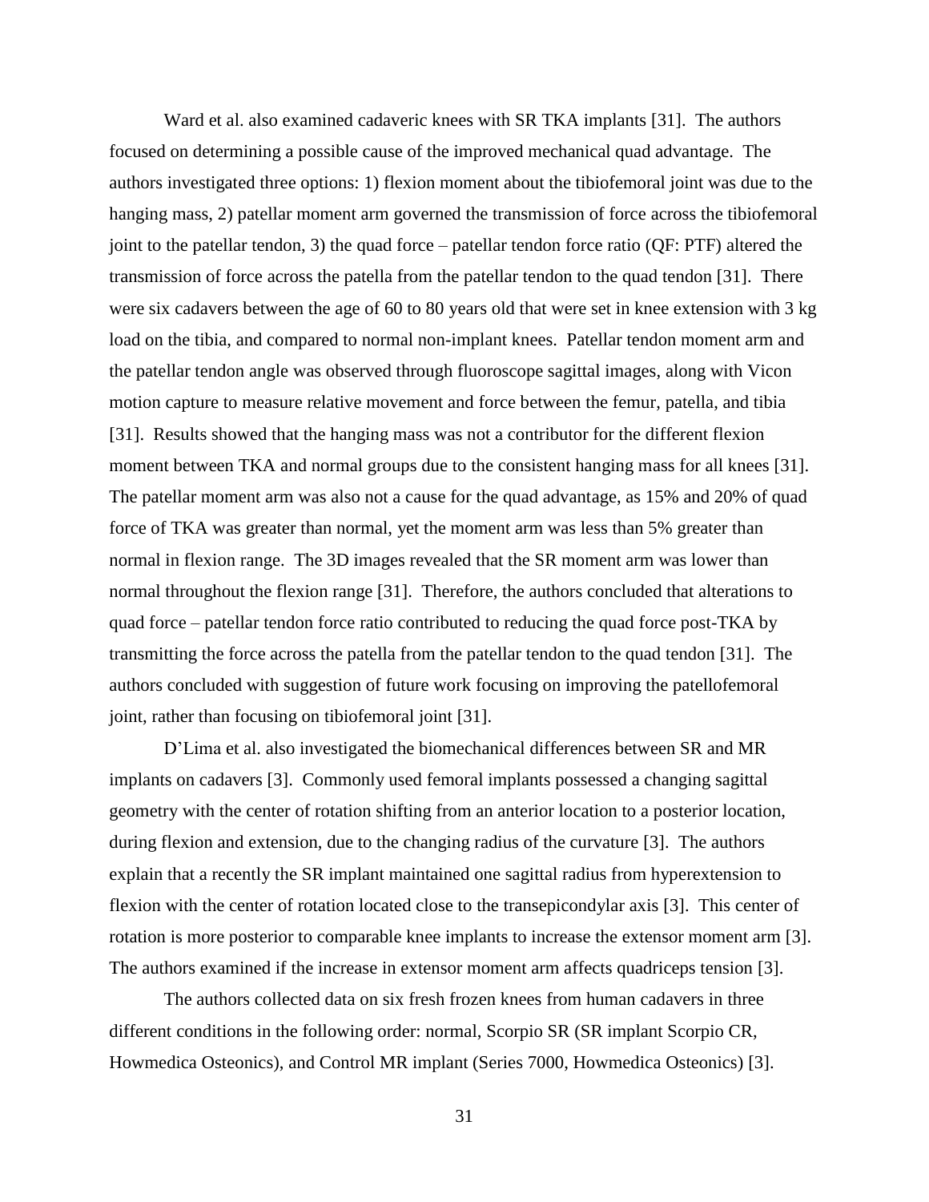Ward et al. also examined cadaveric knees with SR TKA implants [31]. The authors focused on determining a possible cause of the improved mechanical quad advantage. The authors investigated three options: 1) flexion moment about the tibiofemoral joint was due to the hanging mass, 2) patellar moment arm governed the transmission of force across the tibiofemoral joint to the patellar tendon, 3) the quad force – patellar tendon force ratio (QF: PTF) altered the transmission of force across the patella from the patellar tendon to the quad tendon [31]. There were six cadavers between the age of 60 to 80 years old that were set in knee extension with 3 kg load on the tibia, and compared to normal non-implant knees. Patellar tendon moment arm and the patellar tendon angle was observed through fluoroscope sagittal images, along with Vicon motion capture to measure relative movement and force between the femur, patella, and tibia [31]. Results showed that the hanging mass was not a contributor for the different flexion moment between TKA and normal groups due to the consistent hanging mass for all knees [31]. The patellar moment arm was also not a cause for the quad advantage, as 15% and 20% of quad force of TKA was greater than normal, yet the moment arm was less than 5% greater than normal in flexion range. The 3D images revealed that the SR moment arm was lower than normal throughout the flexion range [31]. Therefore, the authors concluded that alterations to quad force – patellar tendon force ratio contributed to reducing the quad force post-TKA by transmitting the force across the patella from the patellar tendon to the quad tendon [31]. The authors concluded with suggestion of future work focusing on improving the patellofemoral joint, rather than focusing on tibiofemoral joint [31].

D'Lima et al. also investigated the biomechanical differences between SR and MR implants on cadavers [3]. Commonly used femoral implants possessed a changing sagittal geometry with the center of rotation shifting from an anterior location to a posterior location, during flexion and extension, due to the changing radius of the curvature [3]. The authors explain that a recently the SR implant maintained one sagittal radius from hyperextension to flexion with the center of rotation located close to the transepicondylar axis [3]. This center of rotation is more posterior to comparable knee implants to increase the extensor moment arm [3]. The authors examined if the increase in extensor moment arm affects quadriceps tension [3].

The authors collected data on six fresh frozen knees from human cadavers in three different conditions in the following order: normal, Scorpio SR (SR implant Scorpio CR, Howmedica Osteonics), and Control MR implant (Series 7000, Howmedica Osteonics) [3].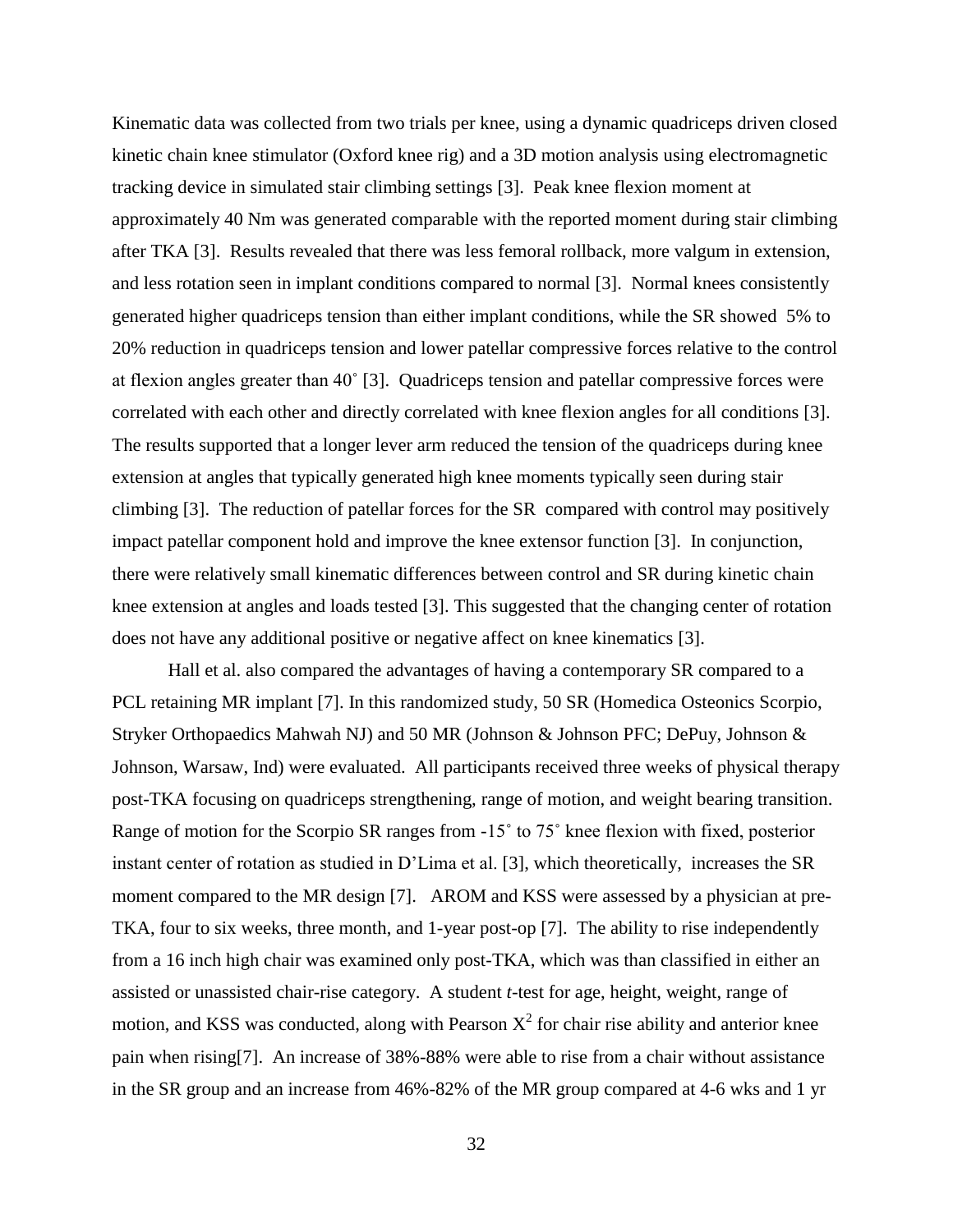Kinematic data was collected from two trials per knee, using a dynamic quadriceps driven closed kinetic chain knee stimulator (Oxford knee rig) and a 3D motion analysis using electromagnetic tracking device in simulated stair climbing settings [3]. Peak knee flexion moment at approximately 40 Nm was generated comparable with the reported moment during stair climbing after TKA [3]. Results revealed that there was less femoral rollback, more valgum in extension, and less rotation seen in implant conditions compared to normal [3]. Normal knees consistently generated higher quadriceps tension than either implant conditions, while the SR showed 5% to 20% reduction in quadriceps tension and lower patellar compressive forces relative to the control at flexion angles greater than 40˚ [3]. Quadriceps tension and patellar compressive forces were correlated with each other and directly correlated with knee flexion angles for all conditions [3]. The results supported that a longer lever arm reduced the tension of the quadriceps during knee extension at angles that typically generated high knee moments typically seen during stair climbing [3]. The reduction of patellar forces for the SR compared with control may positively impact patellar component hold and improve the knee extensor function [3]. In conjunction, there were relatively small kinematic differences between control and SR during kinetic chain knee extension at angles and loads tested [3]. This suggested that the changing center of rotation does not have any additional positive or negative affect on knee kinematics [3].

Hall et al. also compared the advantages of having a contemporary SR compared to a PCL retaining MR implant [7]. In this randomized study, 50 SR (Homedica Osteonics Scorpio, Stryker Orthopaedics Mahwah NJ) and 50 MR (Johnson & Johnson PFC; DePuy, Johnson & Johnson, Warsaw, Ind) were evaluated. All participants received three weeks of physical therapy post-TKA focusing on quadriceps strengthening, range of motion, and weight bearing transition. Range of motion for the Scorpio SR ranges from -15˚ to 75˚ knee flexion with fixed, posterior instant center of rotation as studied in D'Lima et al. [3], which theoretically, increases the SR moment compared to the MR design [7]. AROM and KSS were assessed by a physician at pre-TKA, four to six weeks, three month, and 1-year post-op [7]. The ability to rise independently from a 16 inch high chair was examined only post-TKA, which was than classified in either an assisted or unassisted chair-rise category. A student *t*-test for age, height, weight, range of motion, and KSS was conducted, along with Pearson $X^2$ for chair rise ability and anterior knee pain when rising[7]. An increase of 38%-88% were able to rise from a chair without assistance in the SR group and an increase from 46%-82% of the MR group compared at 4-6 wks and 1 yr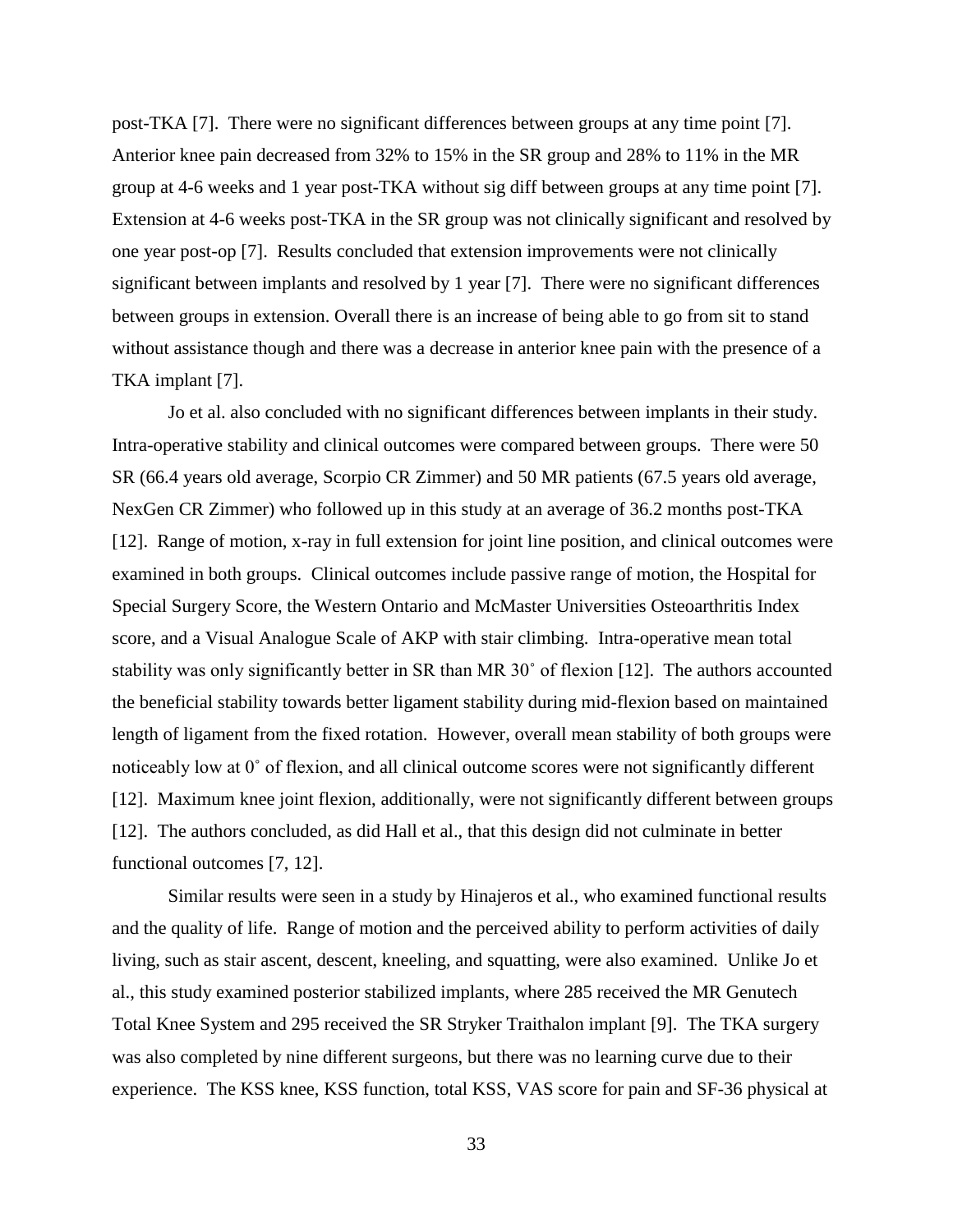post-TKA [7]. There were no significant differences between groups at any time point [7]. Anterior knee pain decreased from 32% to 15% in the SR group and 28% to 11% in the MR group at 4-6 weeks and 1 year post-TKA without sig diff between groups at any time point [7]. Extension at 4-6 weeks post-TKA in the SR group was not clinically significant and resolved by one year post-op [7]. Results concluded that extension improvements were not clinically significant between implants and resolved by 1 year [7]. There were no significant differences between groups in extension. Overall there is an increase of being able to go from sit to stand without assistance though and there was a decrease in anterior knee pain with the presence of a TKA implant [7].

Jo et al. also concluded with no significant differences between implants in their study. Intra-operative stability and clinical outcomes were compared between groups. There were 50 SR (66.4 years old average, Scorpio CR Zimmer) and 50 MR patients (67.5 years old average, NexGen CR Zimmer) who followed up in this study at an average of 36.2 months post-TKA [12]. Range of motion, x-ray in full extension for joint line position, and clinical outcomes were examined in both groups. Clinical outcomes include passive range of motion, the Hospital for Special Surgery Score, the Western Ontario and McMaster Universities Osteoarthritis Index score, and a Visual Analogue Scale of AKP with stair climbing. Intra-operative mean total stability was only significantly better in SR than MR 30˚ of flexion [12]. The authors accounted the beneficial stability towards better ligament stability during mid-flexion based on maintained length of ligament from the fixed rotation. However, overall mean stability of both groups were noticeably low at 0˚ of flexion, and all clinical outcome scores were not significantly different [12]. Maximum knee joint flexion, additionally, were not significantly different between groups [12]. The authors concluded, as did Hall et al., that this design did not culminate in better functional outcomes [7, 12].

Similar results were seen in a study by Hinajeros et al., who examined functional results and the quality of life. Range of motion and the perceived ability to perform activities of daily living, such as stair ascent, descent, kneeling, and squatting, were also examined. Unlike Jo et al., this study examined posterior stabilized implants, where 285 received the MR Genutech Total Knee System and 295 received the SR Stryker Traithalon implant [9]. The TKA surgery was also completed by nine different surgeons, but there was no learning curve due to their experience. The KSS knee, KSS function, total KSS, VAS score for pain and SF-36 physical at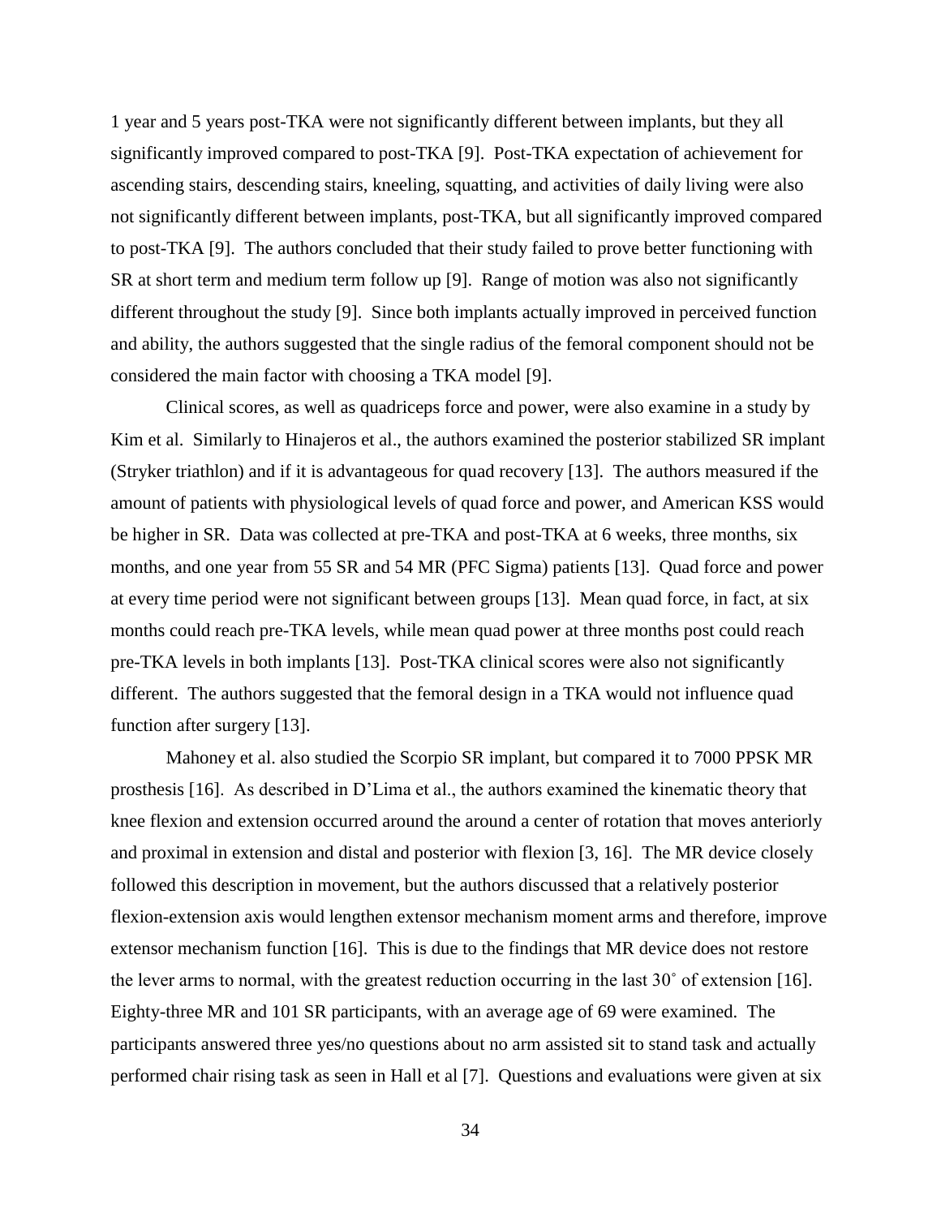1 year and 5 years post-TKA were not significantly different between implants, but they all significantly improved compared to post-TKA [9]. Post-TKA expectation of achievement for ascending stairs, descending stairs, kneeling, squatting, and activities of daily living were also not significantly different between implants, post-TKA, but all significantly improved compared to post-TKA [9]. The authors concluded that their study failed to prove better functioning with SR at short term and medium term follow up [9]. Range of motion was also not significantly different throughout the study [9]. Since both implants actually improved in perceived function and ability, the authors suggested that the single radius of the femoral component should not be considered the main factor with choosing a TKA model [9].

Clinical scores, as well as quadriceps force and power, were also examine in a study by Kim et al. Similarly to Hinajeros et al., the authors examined the posterior stabilized SR implant (Stryker triathlon) and if it is advantageous for quad recovery [13]. The authors measured if the amount of patients with physiological levels of quad force and power, and American KSS would be higher in SR. Data was collected at pre-TKA and post-TKA at 6 weeks, three months, six months, and one year from 55 SR and 54 MR (PFC Sigma) patients [13]. Quad force and power at every time period were not significant between groups [13]. Mean quad force, in fact, at six months could reach pre-TKA levels, while mean quad power at three months post could reach pre-TKA levels in both implants [13]. Post-TKA clinical scores were also not significantly different. The authors suggested that the femoral design in a TKA would not influence quad function after surgery [13].

Mahoney et al. also studied the Scorpio SR implant, but compared it to 7000 PPSK MR prosthesis [16]. As described in D'Lima et al., the authors examined the kinematic theory that knee flexion and extension occurred around the around a center of rotation that moves anteriorly and proximal in extension and distal and posterior with flexion [3, 16]. The MR device closely followed this description in movement, but the authors discussed that a relatively posterior flexion-extension axis would lengthen extensor mechanism moment arms and therefore, improve extensor mechanism function [16]. This is due to the findings that MR device does not restore the lever arms to normal, with the greatest reduction occurring in the last 30˚ of extension [16]. Eighty-three MR and 101 SR participants, with an average age of 69 were examined. The participants answered three yes/no questions about no arm assisted sit to stand task and actually performed chair rising task as seen in Hall et al [7]. Questions and evaluations were given at six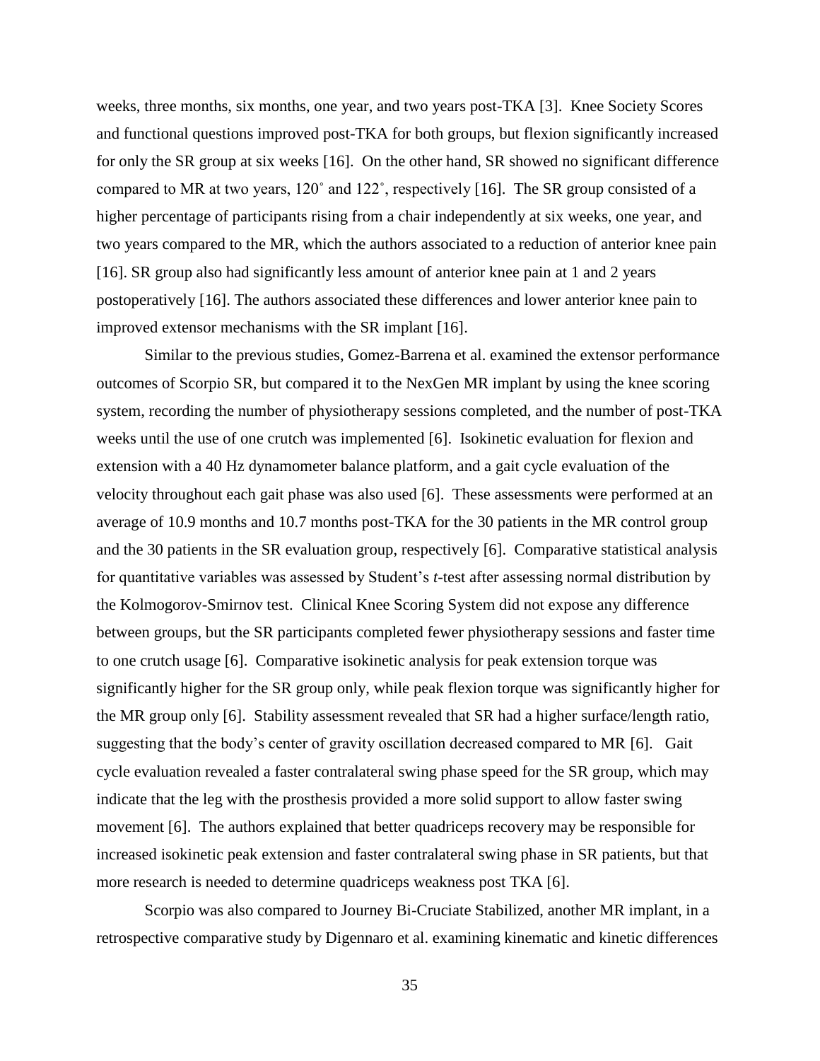weeks, three months, six months, one year, and two years post-TKA [3]. Knee Society Scores and functional questions improved post-TKA for both groups, but flexion significantly increased for only the SR group at six weeks [16]. On the other hand, SR showed no significant difference compared to MR at two years, 120˚ and 122˚, respectively [16]. The SR group consisted of a higher percentage of participants rising from a chair independently at six weeks, one year, and two years compared to the MR, which the authors associated to a reduction of anterior knee pain [16]. SR group also had significantly less amount of anterior knee pain at 1 and 2 years postoperatively [16]. The authors associated these differences and lower anterior knee pain to improved extensor mechanisms with the SR implant [16].

Similar to the previous studies, Gomez-Barrena et al. examined the extensor performance outcomes of Scorpio SR, but compared it to the NexGen MR implant by using the knee scoring system, recording the number of physiotherapy sessions completed, and the number of post-TKA weeks until the use of one crutch was implemented [6]. Isokinetic evaluation for flexion and extension with a 40 Hz dynamometer balance platform, and a gait cycle evaluation of the velocity throughout each gait phase was also used [6]. These assessments were performed at an average of 10.9 months and 10.7 months post-TKA for the 30 patients in the MR control group and the 30 patients in the SR evaluation group, respectively [6]. Comparative statistical analysis for quantitative variables was assessed by Student's *t*-test after assessing normal distribution by the Kolmogorov-Smirnov test. Clinical Knee Scoring System did not expose any difference between groups, but the SR participants completed fewer physiotherapy sessions and faster time to one crutch usage [6]. Comparative isokinetic analysis for peak extension torque was significantly higher for the SR group only, while peak flexion torque was significantly higher for the MR group only [6]. Stability assessment revealed that SR had a higher surface/length ratio, suggesting that the body's center of gravity oscillation decreased compared to MR [6]. Gait cycle evaluation revealed a faster contralateral swing phase speed for the SR group, which may indicate that the leg with the prosthesis provided a more solid support to allow faster swing movement [6]. The authors explained that better quadriceps recovery may be responsible for increased isokinetic peak extension and faster contralateral swing phase in SR patients, but that more research is needed to determine quadriceps weakness post TKA [6].

Scorpio was also compared to Journey Bi-Cruciate Stabilized, another MR implant, in a retrospective comparative study by Digennaro et al. examining kinematic and kinetic differences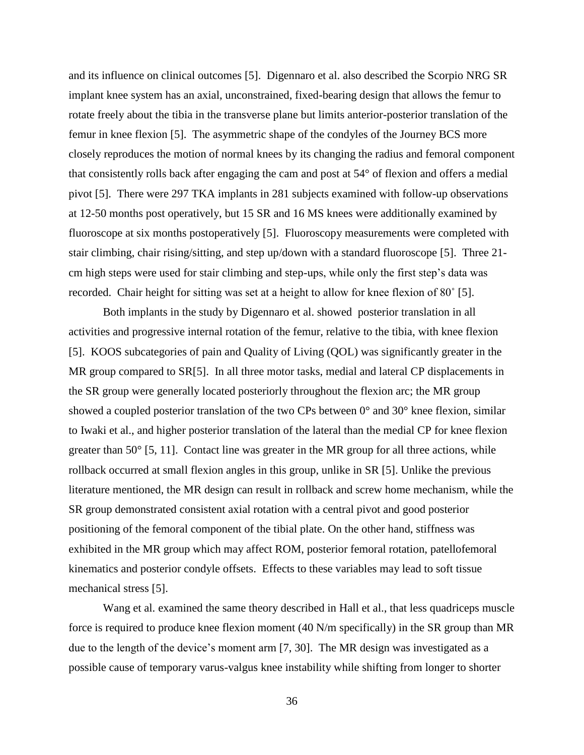and its influence on clinical outcomes [5]. Digennaro et al. also described the Scorpio NRG SR implant knee system has an axial, unconstrained, fixed-bearing design that allows the femur to rotate freely about the tibia in the transverse plane but limits anterior-posterior translation of the femur in knee flexion [5]. The asymmetric shape of the condyles of the Journey BCS more closely reproduces the motion of normal knees by its changing the radius and femoral component that consistently rolls back after engaging the cam and post at 54° of flexion and offers a medial pivot [5]. There were 297 TKA implants in 281 subjects examined with follow-up observations at 12-50 months post operatively, but 15 SR and 16 MS knees were additionally examined by fluoroscope at six months postoperatively [5]. Fluoroscopy measurements were completed with stair climbing, chair rising/sitting, and step up/down with a standard fluoroscope [5]. Three 21-cm high steps were used for stair climbing and step-ups, while only the first step's data was recorded. Chair height for sitting was set at a height to allow for knee flexion of 80˚ [5].

Both implants in the study by Digennaro et al. showed posterior translation in all activities and progressive internal rotation of the femur, relative to the tibia, with knee flexion [5]. KOOS subcategories of pain and Quality of Living (QOL) was significantly greater in the MR group compared to SR[5]. In all three motor tasks, medial and lateral CP displacements in the SR group were generally located posteriorly throughout the flexion arc; the MR group showed a coupled posterior translation of the two CPs between 0° and 30° knee flexion, similar to Iwaki et al., and higher posterior translation of the lateral than the medial CP for knee flexion greater than 50° [5, 11]. Contact line was greater in the MR group for all three actions, while rollback occurred at small flexion angles in this group, unlike in SR [5]. Unlike the previous literature mentioned, the MR design can result in rollback and screw home mechanism, while the SR group demonstrated consistent axial rotation with a central pivot and good posterior positioning of the femoral component of the tibial plate. On the other hand, stiffness was exhibited in the MR group which may affect ROM, posterior femoral rotation, patellofemoral kinematics and posterior condyle offsets. Effects to these variables may lead to soft tissue mechanical stress [5].

Wang et al. examined the same theory described in Hall et al., that less quadriceps muscle force is required to produce knee flexion moment (40 N/m specifically) in the SR group than MR due to the length of the device's moment arm [7, 30]. The MR design was investigated as a possible cause of temporary varus-valgus knee instability while shifting from longer to shorter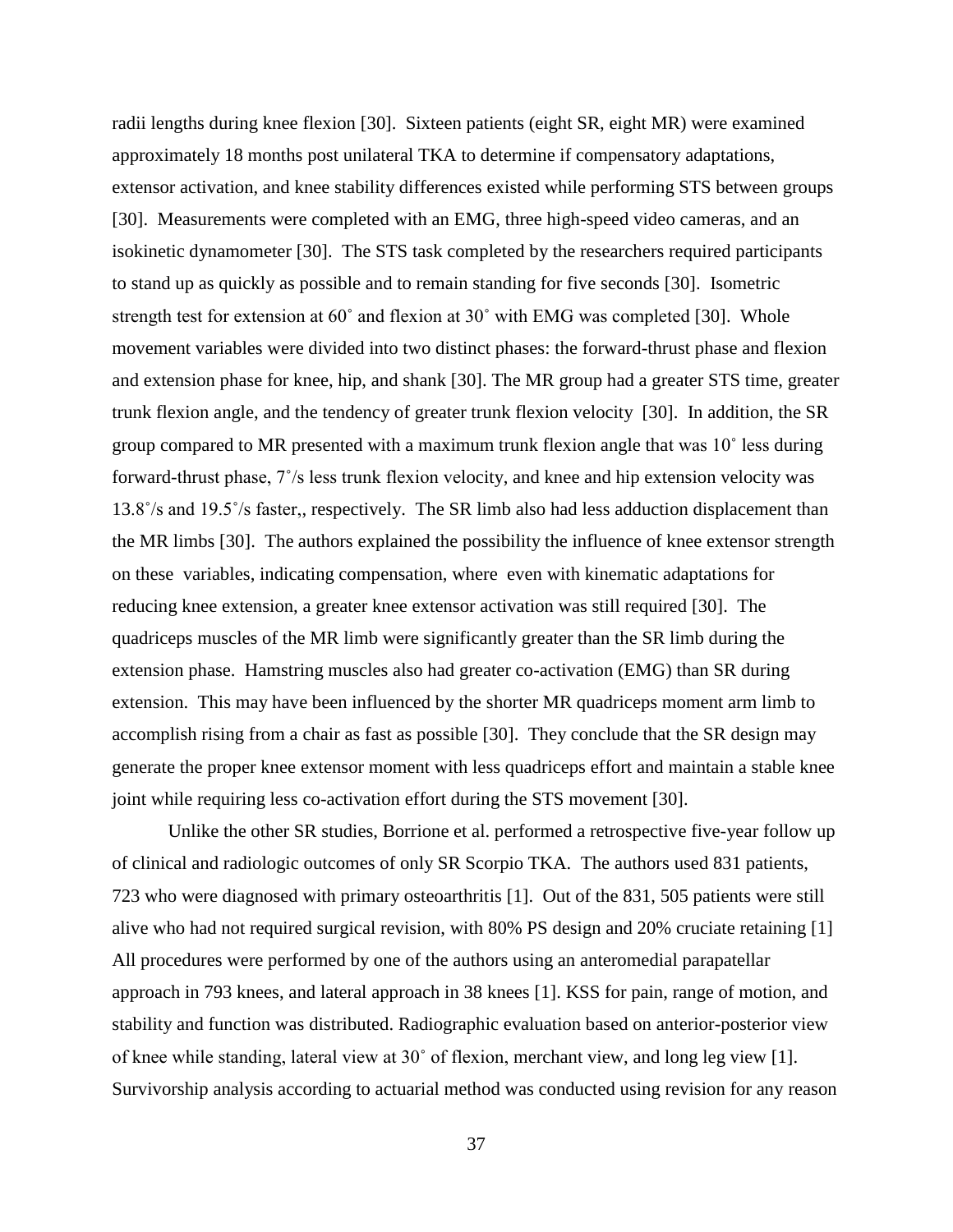radii lengths during knee flexion [30]. Sixteen patients (eight SR, eight MR) were examined approximately 18 months post unilateral TKA to determine if compensatory adaptations, extensor activation, and knee stability differences existed while performing STS between groups [30]. Measurements were completed with an EMG, three high-speed video cameras, and an isokinetic dynamometer [30]. The STS task completed by the researchers required participants to stand up as quickly as possible and to remain standing for five seconds [30]. Isometric strength test for extension at 60˚ and flexion at 30˚ with EMG was completed [30]. Whole movement variables were divided into two distinct phases: the forward-thrust phase and flexion and extension phase for knee, hip, and shank [30]. The MR group had a greater STS time, greater trunk flexion angle, and the tendency of greater trunk flexion velocity [30]. In addition, the SR group compared to MR presented with a maximum trunk flexion angle that was 10˚ less during forward-thrust phase, 7˚/s less trunk flexion velocity, and knee and hip extension velocity was 13.8˚/s and 19.5˚/s faster,, respectively. The SR limb also had less adduction displacement than the MR limbs [30]. The authors explained the possibility the influence of knee extensor strength on these variables, indicating compensation, where even with kinematic adaptations for reducing knee extension, a greater knee extensor activation was still required [30]. The quadriceps muscles of the MR limb were significantly greater than the SR limb during the extension phase. Hamstring muscles also had greater co-activation (EMG) than SR during extension. This may have been influenced by the shorter MR quadriceps moment arm limb to accomplish rising from a chair as fast as possible [30]. They conclude that the SR design may generate the proper knee extensor moment with less quadriceps effort and maintain a stable knee joint while requiring less co-activation effort during the STS movement [30].

Unlike the other SR studies, Borrione et al. performed a retrospective five-year follow up of clinical and radiologic outcomes of only SR Scorpio TKA. The authors used 831 patients, 723 who were diagnosed with primary osteoarthritis [1]. Out of the 831, 505 patients were still alive who had not required surgical revision, with 80% PS design and 20% cruciate retaining [1] All procedures were performed by one of the authors using an anteromedial parapatellar approach in 793 knees, and lateral approach in 38 knees [1]. KSS for pain, range of motion, and stability and function was distributed. Radiographic evaluation based on anterior-posterior view of knee while standing, lateral view at 30˚ of flexion, merchant view, and long leg view [1]. Survivorship analysis according to actuarial method was conducted using revision for any reason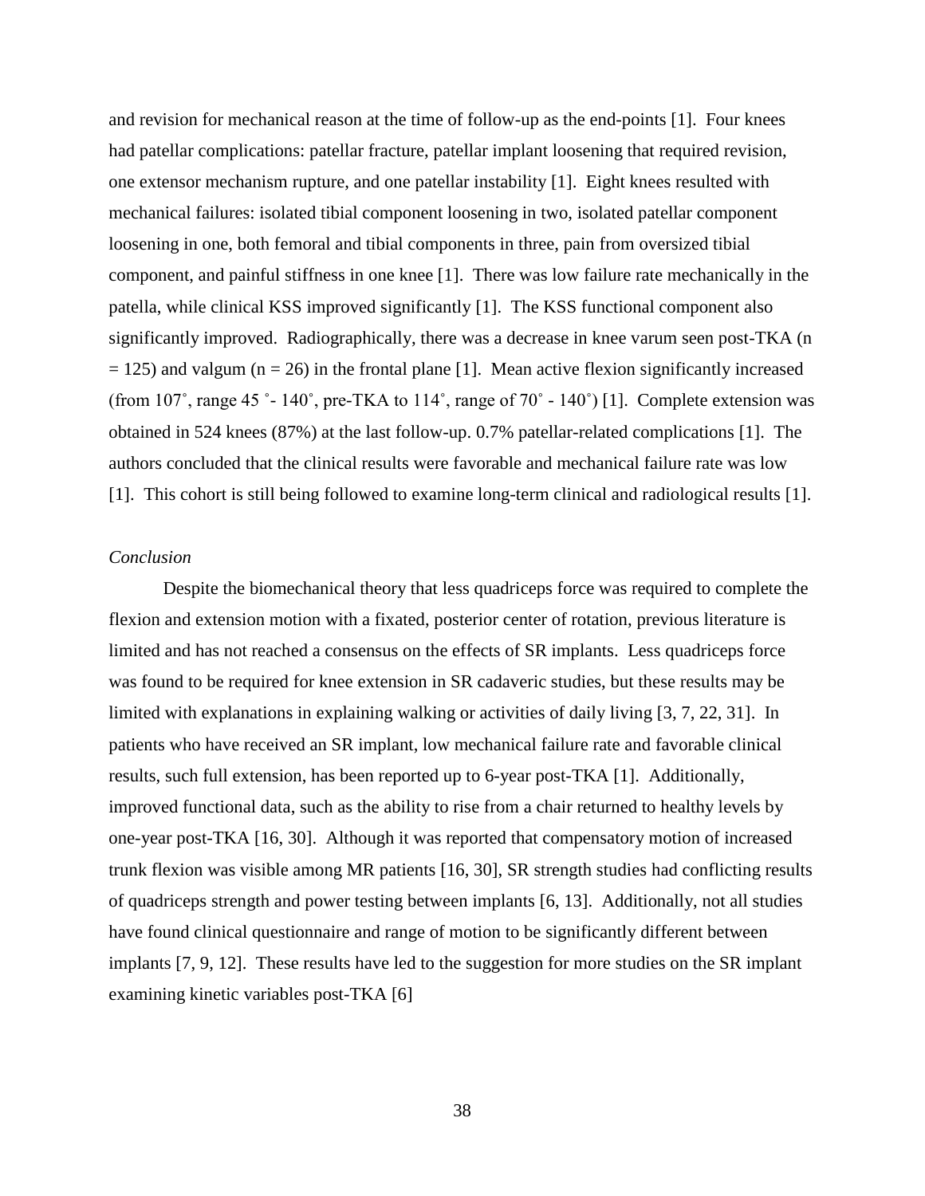and revision for mechanical reason at the time of follow-up as the end-points [1]. Four knees had patellar complications: patellar fracture, patellar implant loosening that required revision, one extensor mechanism rupture, and one patellar instability [1]. Eight knees resulted with mechanical failures: isolated tibial component loosening in two, isolated patellar component loosening in one, both femoral and tibial components in three, pain from oversized tibial component, and painful stiffness in one knee [1]. There was low failure rate mechanically in the patella, while clinical KSS improved significantly [1]. The KSS functional component also significantly improved. Radiographically, there was a decrease in knee varum seen post-TKA ($n = 125$) and valgum ($n = 26$) in the frontal plane [1]. Mean active flexion significantly increased (from 107˚, range 45 ˚- 140˚, pre-TKA to 114˚, range of 70˚ - 140˚) [1]. Complete extension was obtained in 524 knees (87%) at the last follow-up. 0.7% patellar-related complications [1]. The authors concluded that the clinical results were favorable and mechanical failure rate was low [1]. This cohort is still being followed to examine long-term clinical and radiological results [1].

*Conclusion*

Despite the biomechanical theory that less quadriceps force was required to complete the flexion and extension motion with a fixated, posterior center of rotation, previous literature is limited and has not reached a consensus on the effects of SR implants. Less quadriceps force was found to be required for knee extension in SR cadaveric studies, but these results may be limited with explanations in explaining walking or activities of daily living [3, 7, 22, 31]. In patients who have received an SR implant, low mechanical failure rate and favorable clinical results, such full extension, has been reported up to 6-year post-TKA [1]. Additionally, improved functional data, such as the ability to rise from a chair returned to healthy levels by one-year post-TKA [16, 30]. Although it was reported that compensatory motion of increased trunk flexion was visible among MR patients [16, 30], SR strength studies had conflicting results of quadriceps strength and power testing between implants [6, 13]. Additionally, not all studies have found clinical questionnaire and range of motion to be significantly different between implants [7, 9, 12]. These results have led to the suggestion for more studies on the SR implant examining kinetic variables post-TKA [6]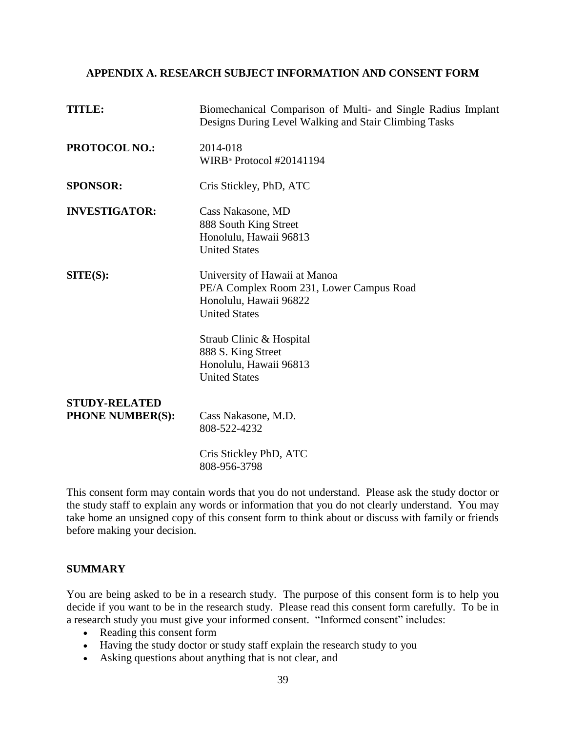## APPENDIX A. RESEARCH SUBJECT INFORMATION AND CONSENT FORM

**TITLE:** Biomechanical Comparison of Multi- and Single Radius Implant Designs During Level Walking and Stair Climbing Tasks

**PROTOCOL NO.:** 2014-018
WIRB® Protocol #20141194

**SPONSOR:** Cris Stickley, PhD, ATC

**INVESTIGATOR:** Cass Nakasone, MD
888 South King Street
Honolulu, Hawaii 96813
United States

**SITE(S):** University of Hawaii at Manoa
PE/A Complex Room 231, Lower Campus Road
Honolulu, Hawaii 96822
United States

Straub Clinic & Hospital
888 S. King Street
Honolulu, Hawaii 96813
United States

**STUDY-RELATED PHONE NUMBER(S):** Cass Nakasone, M.D.
808-522-4232

Cris Stickley PhD, ATC
808-956-3798

This consent form may contain words that you do not understand. Please ask the study doctor or the study staff to explain any words or information that you do not clearly understand. You may take home an unsigned copy of this consent form to think about or discuss with family or friends before making your decision.

### SUMMARY

You are being asked to be in a research study. The purpose of this consent form is to help you decide if you want to be in the research study. Please read this consent form carefully. To be in a research study you must give your informed consent. "Informed consent" includes:

- Reading this consent form
- Having the study doctor or study staff explain the research study to you
- Asking questions about anything that is not clear, and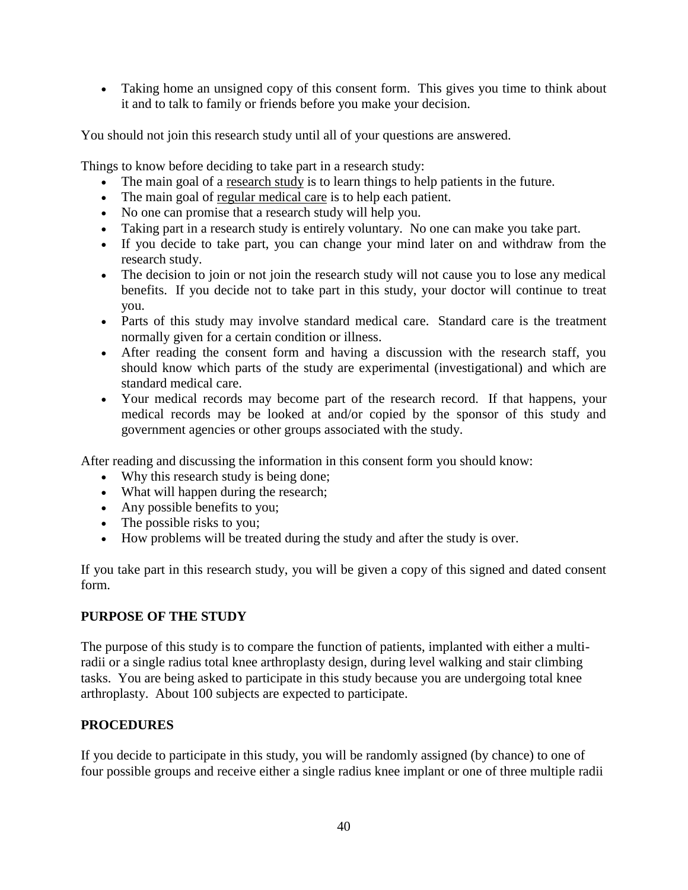- Taking home an unsigned copy of this consent form. This gives you time to think about it and to talk to family or friends before you make your decision.

You should not join this research study until all of your questions are answered.

Things to know before deciding to take part in a research study:

- The main goal of a research study is to learn things to help patients in the future.
- The main goal of regular medical care is to help each patient.
- No one can promise that a research study will help you.
- Taking part in a research study is entirely voluntary. No one can make you take part.
- If you decide to take part, you can change your mind later on and withdraw from the research study.
- The decision to join or not join the research study will not cause you to lose any medical benefits. If you decide not to take part in this study, your doctor will continue to treat you.
- Parts of this study may involve standard medical care. Standard care is the treatment normally given for a certain condition or illness.
- After reading the consent form and having a discussion with the research staff, you should know which parts of the study are experimental (investigational) and which are standard medical care.
- Your medical records may become part of the research record. If that happens, your medical records may be looked at and/or copied by the sponsor of this study and government agencies or other groups associated with the study.

After reading and discussing the information in this consent form you should know:

- Why this research study is being done;
- What will happen during the research;
- Any possible benefits to you;
- The possible risks to you;
- How problems will be treated during the study and after the study is over.

If you take part in this research study, you will be given a copy of this signed and dated consent form.

**PURPOSE OF THE STUDY**

The purpose of this study is to compare the function of patients, implanted with either a multi-radii or a single radius total knee arthroplasty design, during level walking and stair climbing tasks. You are being asked to participate in this study because you are undergoing total knee arthroplasty. About 100 subjects are expected to participate.

**PROCEDURES**

If you decide to participate in this study, you will be randomly assigned (by chance) to one of four possible groups and receive either a single radius knee implant or one of three multiple radii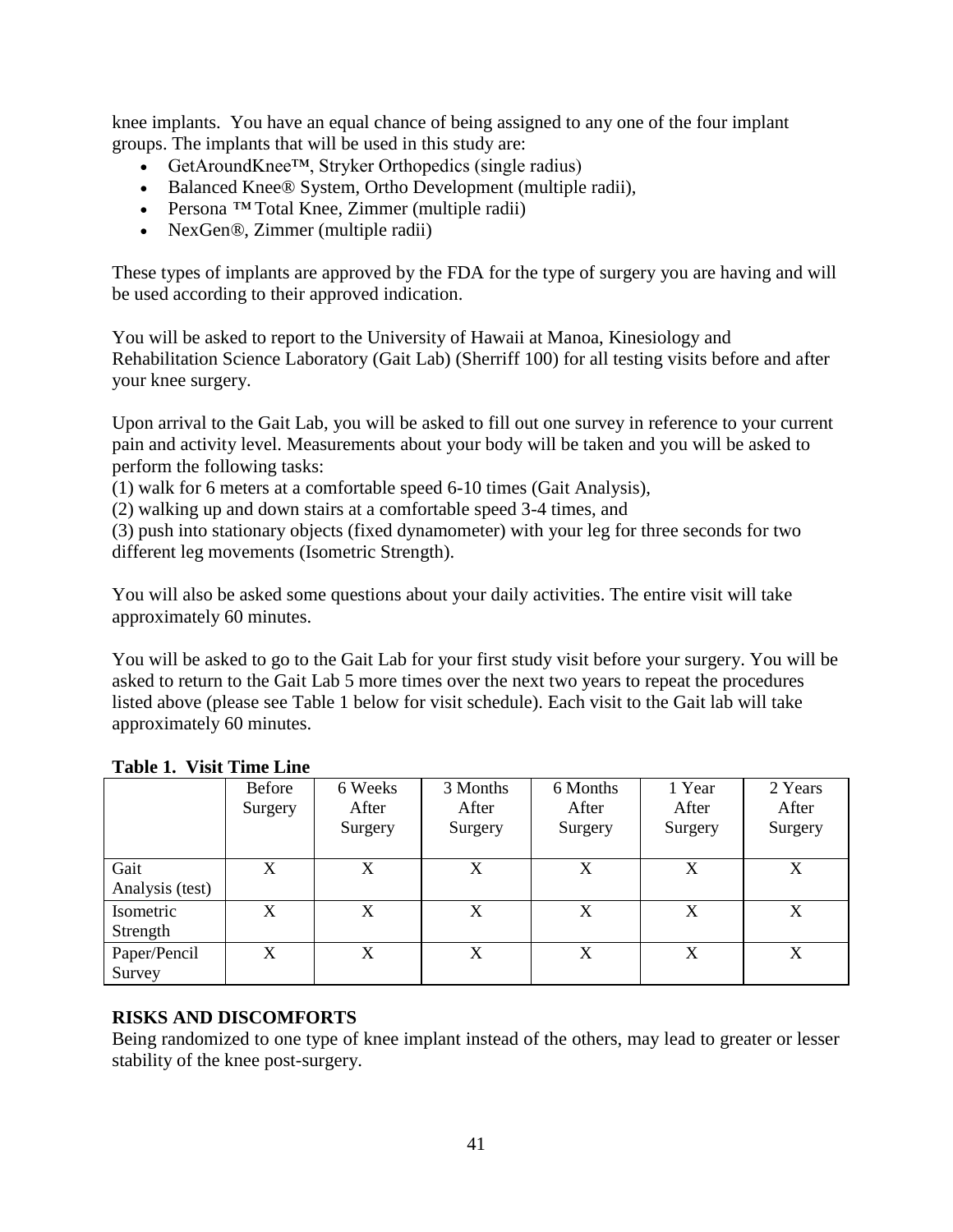knee implants. You have an equal chance of being assigned to any one of the four implant groups. The implants that will be used in this study are:

- GetAroundKnee™, Stryker Orthopedics (single radius)
- Balanced Knee® System, Ortho Development (multiple radii),
- Persona ™ Total Knee, Zimmer (multiple radii)
- NexGen®, Zimmer (multiple radii)

These types of implants are approved by the FDA for the type of surgery you are having and will be used according to their approved indication.

You will be asked to report to the University of Hawaii at Manoa, Kinesiology and Rehabilitation Science Laboratory (Gait Lab) (Sherriff 100) for all testing visits before and after your knee surgery.

Upon arrival to the Gait Lab, you will be asked to fill out one survey in reference to your current pain and activity level. Measurements about your body will be taken and you will be asked to perform the following tasks:
(1) walk for 6 meters at a comfortable speed 6-10 times (Gait Analysis),
(2) walking up and down stairs at a comfortable speed 3-4 times, and
(3) push into stationary objects (fixed dynamometer) with your leg for three seconds for two different leg movements (Isometric Strength).

You will also be asked some questions about your daily activities. The entire visit will take approximately 60 minutes.

You will be asked to go to the Gait Lab for your first study visit before your surgery. You will be asked to return to the Gait Lab 5 more times over the next two years to repeat the procedures listed above (please see Table 1 below for visit schedule). Each visit to the Gait lab will take approximately 60 minutes.

**Table 1. Visit Time Line**

| | Before Surgery | 6 Weeks After Surgery | 3 Months After Surgery | 6 Months After Surgery | 1 Year After Surgery | 2 Years After Surgery |
|---|---|---|---|---|---|---|
| Gait Analysis (test) | X | X | X | X | X | X |
| Isometric Strength | X | X | X | X | X | X |
| Paper/Pencil Survey | X | X | X | X | X | X |

**RISKS AND DISCOMFORTS**

Being randomized to one type of knee implant instead of the others, may lead to greater or lesser stability of the knee post-surgery.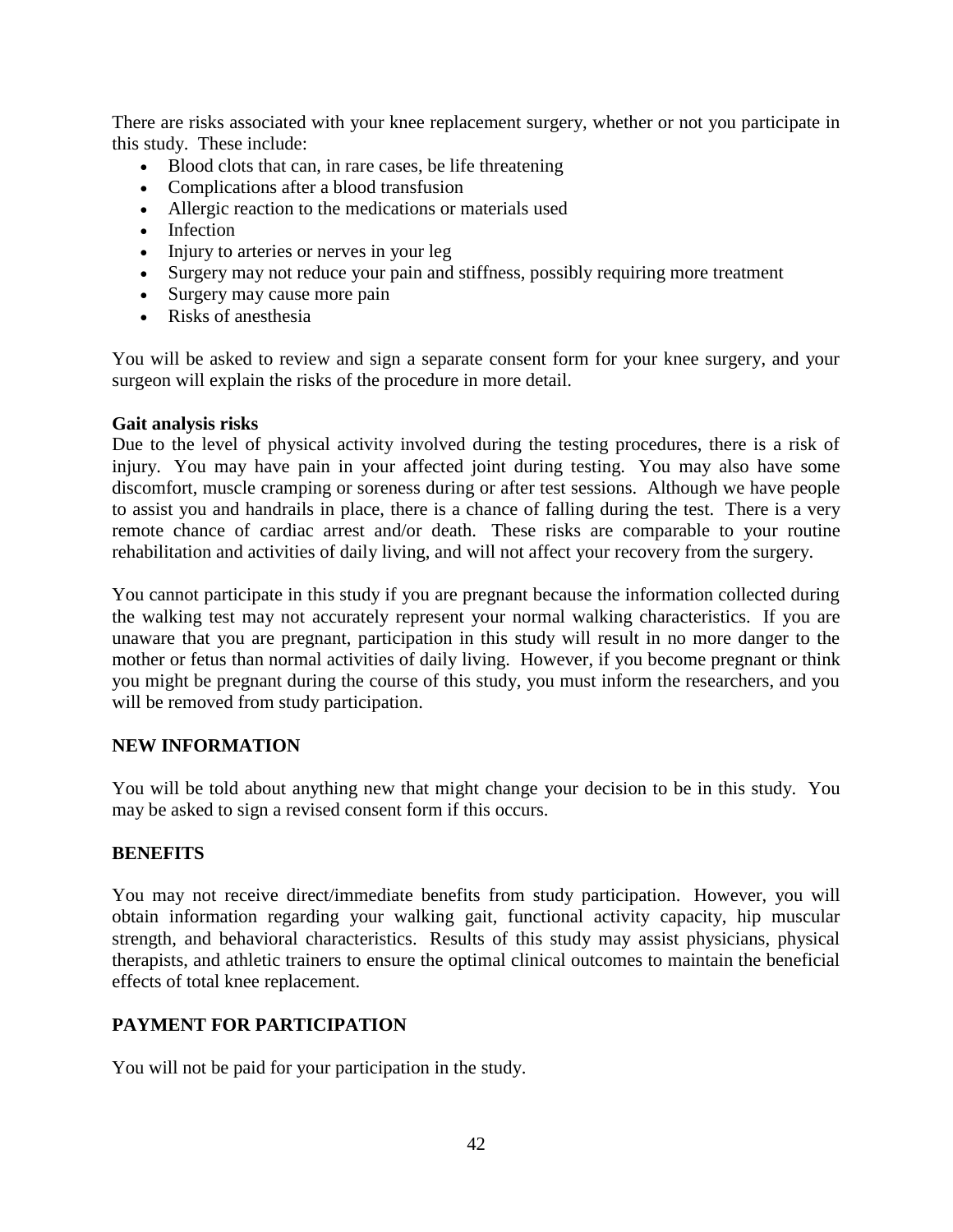There are risks associated with your knee replacement surgery, whether or not you participate in this study. These include:

- Blood clots that can, in rare cases, be life threatening
- Complications after a blood transfusion
- Allergic reaction to the medications or materials used
- Infection
- Injury to arteries or nerves in your leg
- Surgery may not reduce your pain and stiffness, possibly requiring more treatment
- Surgery may cause more pain
- Risks of anesthesia

You will be asked to review and sign a separate consent form for your knee surgery, and your surgeon will explain the risks of the procedure in more detail.

**Gait analysis risks**

Due to the level of physical activity involved during the testing procedures, there is a risk of injury. You may have pain in your affected joint during testing. You may also have some discomfort, muscle cramping or soreness during or after test sessions. Although we have people to assist you and handrails in place, there is a chance of falling during the test. There is a very remote chance of cardiac arrest and/or death. These risks are comparable to your routine rehabilitation and activities of daily living, and will not affect your recovery from the surgery.

You cannot participate in this study if you are pregnant because the information collected during the walking test may not accurately represent your normal walking characteristics. If you are unaware that you are pregnant, participation in this study will result in no more danger to the mother or fetus than normal activities of daily living. However, if you become pregnant or think you might be pregnant during the course of this study, you must inform the researchers, and you will be removed from study participation.

**NEW INFORMATION**

You will be told about anything new that might change your decision to be in this study. You may be asked to sign a revised consent form if this occurs.

**BENEFITS**

You may not receive direct/immediate benefits from study participation. However, you will obtain information regarding your walking gait, functional activity capacity, hip muscular strength, and behavioral characteristics. Results of this study may assist physicians, physical therapists, and athletic trainers to ensure the optimal clinical outcomes to maintain the beneficial effects of total knee replacement.

**PAYMENT FOR PARTICIPATION**

You will not be paid for your participation in the study.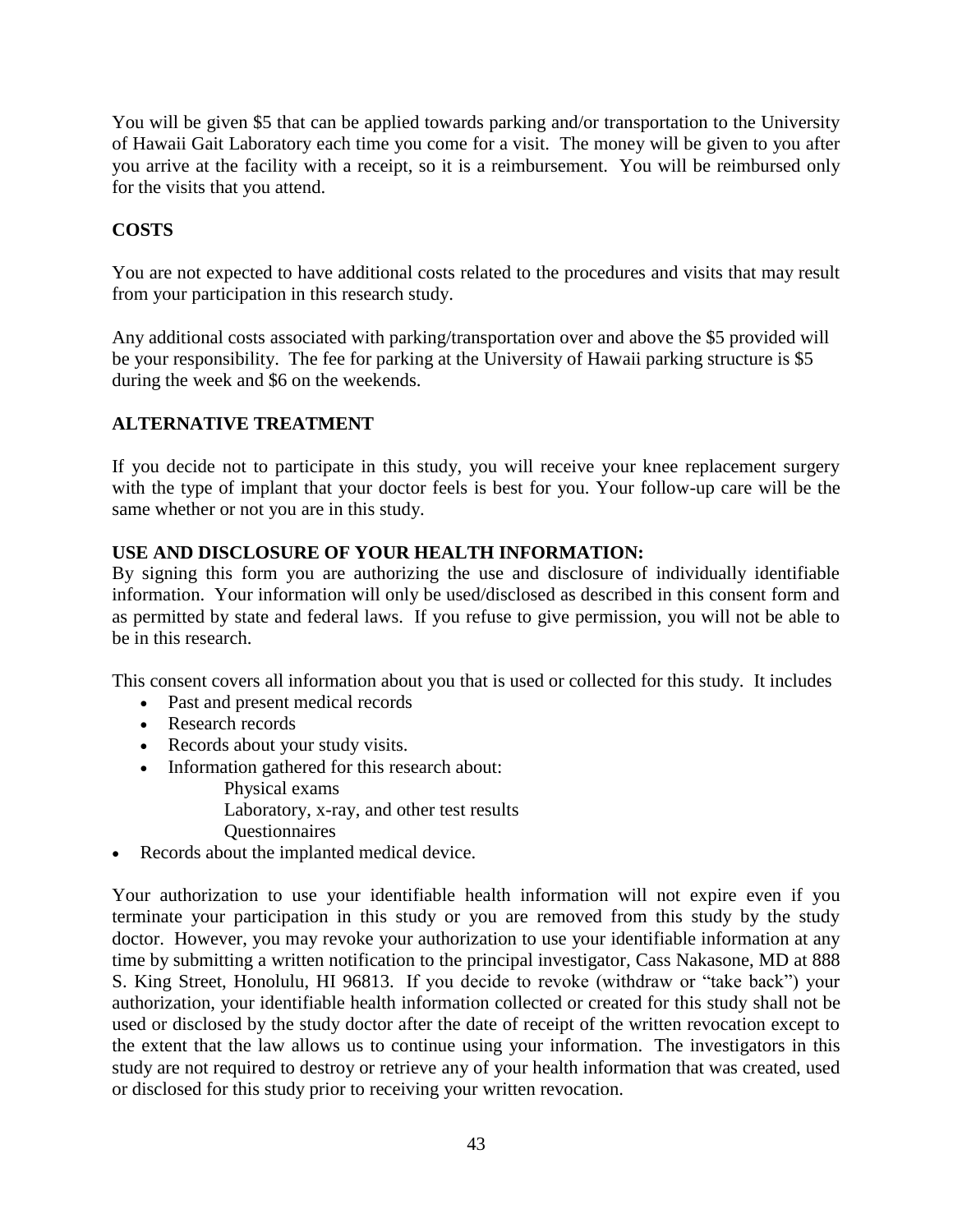You will be given $5 that can be applied towards parking and/or transportation to the University of Hawaii Gait Laboratory each time you come for a visit. The money will be given to you after you arrive at the facility with a receipt, so it is a reimbursement. You will be reimbursed only for the visits that you attend.

**COSTS**

You are not expected to have additional costs related to the procedures and visits that may result from your participation in this research study.

Any additional costs associated with parking/transportation over and above the $5 provided will be your responsibility. The fee for parking at the University of Hawaii parking structure is $5 during the week and $6 on the weekends.

**ALTERNATIVE TREATMENT**

If you decide not to participate in this study, you will receive your knee replacement surgery with the type of implant that your doctor feels is best for you. Your follow-up care will be the same whether or not you are in this study.

**USE AND DISCLOSURE OF YOUR HEALTH INFORMATION:**

By signing this form you are authorizing the use and disclosure of individually identifiable information. Your information will only be used/disclosed as described in this consent form and as permitted by state and federal laws. If you refuse to give permission, you will not be able to be in this research.

This consent covers all information about you that is used or collected for this study. It includes

- Past and present medical records
- Research records
- Records about your study visits.
- Information gathered for this research about:
  - Physical exams
  - Laboratory, x-ray, and other test results
  - Questionnaires
- Records about the implanted medical device.

Your authorization to use your identifiable health information will not expire even if you terminate your participation in this study or you are removed from this study by the study doctor. However, you may revoke your authorization to use your identifiable information at any time by submitting a written notification to the principal investigator, Cass Nakasone, MD at 888 S. King Street, Honolulu, HI 96813. If you decide to revoke (withdraw or "take back") your authorization, your identifiable health information collected or created for this study shall not be used or disclosed by the study doctor after the date of receipt of the written revocation except to the extent that the law allows us to continue using your information. The investigators in this study are not required to destroy or retrieve any of your health information that was created, used or disclosed for this study prior to receiving your written revocation.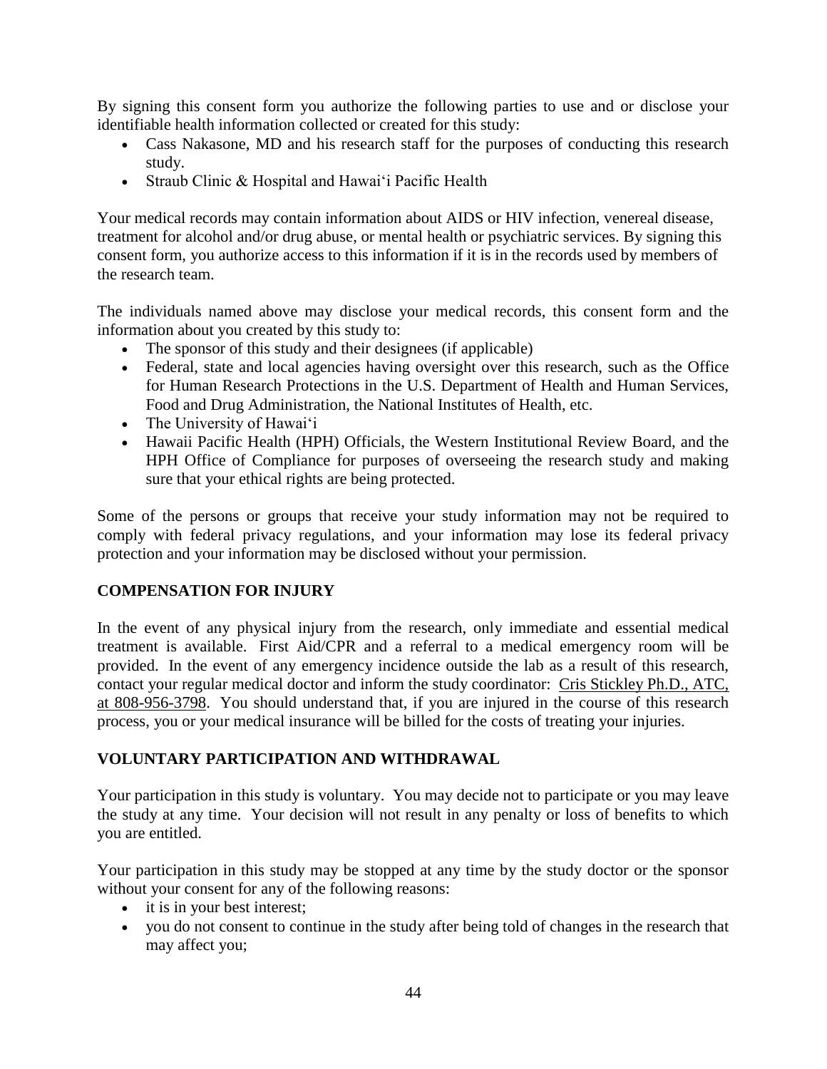By signing this consent form you authorize the following parties to use and or disclose your identifiable health information collected or created for this study:

- Cass Nakasone, MD and his research staff for the purposes of conducting this research study.
- Straub Clinic & Hospital and Hawai'i Pacific Health

Your medical records may contain information about AIDS or HIV infection, venereal disease, treatment for alcohol and/or drug abuse, or mental health or psychiatric services. By signing this consent form, you authorize access to this information if it is in the records used by members of the research team.

The individuals named above may disclose your medical records, this consent form and the information about you created by this study to:

- The sponsor of this study and their designees (if applicable)
- Federal, state and local agencies having oversight over this research, such as the Office for Human Research Protections in the U.S. Department of Health and Human Services, Food and Drug Administration, the National Institutes of Health, etc.
- The University of Hawai'i
- Hawaii Pacific Health (HPH) Officials, the Western Institutional Review Board, and the HPH Office of Compliance for purposes of overseeing the research study and making sure that your ethical rights are being protected.

Some of the persons or groups that receive your study information may not be required to comply with federal privacy regulations, and your information may lose its federal privacy protection and your information may be disclosed without your permission.

**COMPENSATION FOR INJURY**

In the event of any physical injury from the research, only immediate and essential medical treatment is available. First Aid/CPR and a referral to a medical emergency room will be provided. In the event of any emergency incidence outside the lab as a result of this research, contact your regular medical doctor and inform the study coordinator: Cris Stickley Ph.D., ATC, at 808-956-3798. You should understand that, if you are injured in the course of this research process, you or your medical insurance will be billed for the costs of treating your injuries.

**VOLUNTARY PARTICIPATION AND WITHDRAWAL**

Your participation in this study is voluntary. You may decide not to participate or you may leave the study at any time. Your decision will not result in any penalty or loss of benefits to which you are entitled.

Your participation in this study may be stopped at any time by the study doctor or the sponsor without your consent for any of the following reasons:

- it is in your best interest;
- you do not consent to continue in the study after being told of changes in the research that may affect you;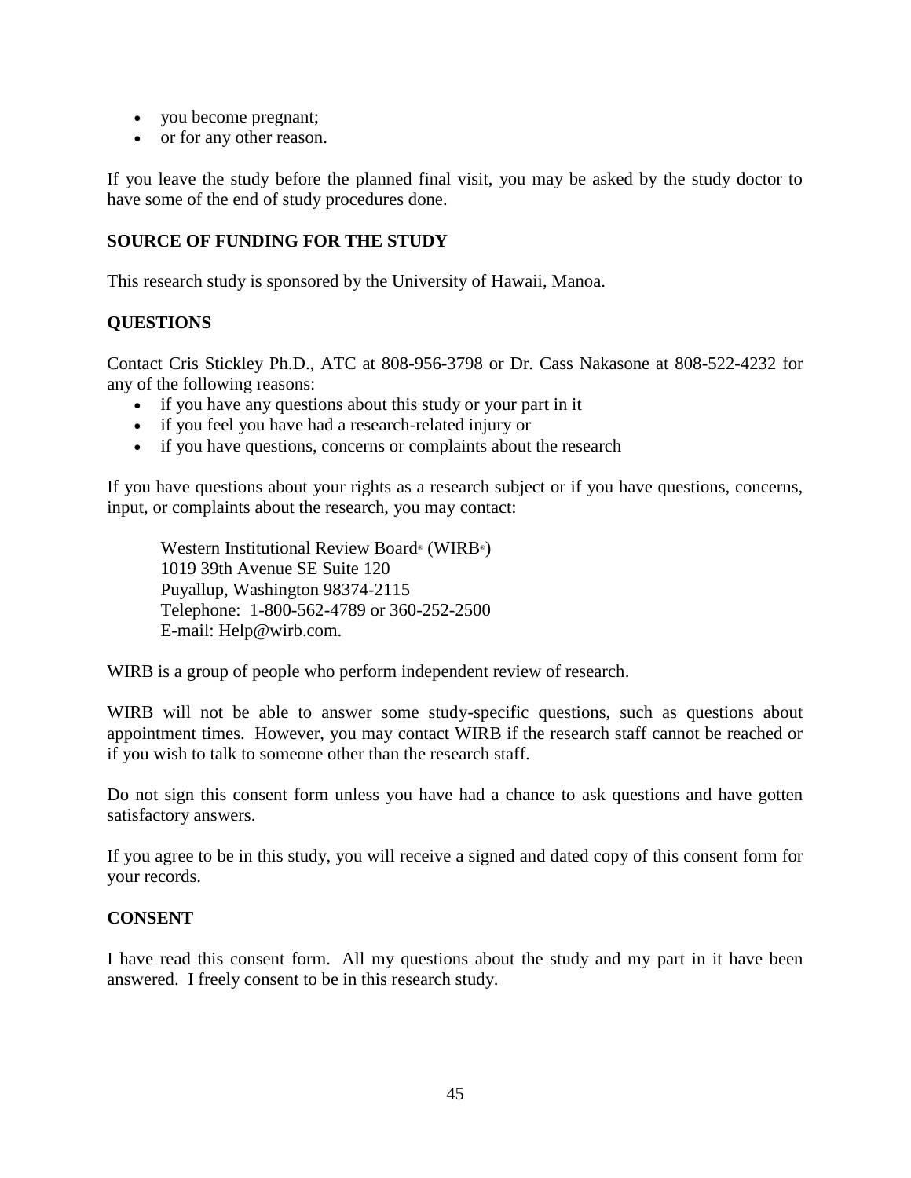- you become pregnant;
- or for any other reason.

If you leave the study before the planned final visit, you may be asked by the study doctor to have some of the end of study procedures done.

**SOURCE OF FUNDING FOR THE STUDY**

This research study is sponsored by the University of Hawaii, Manoa.

**QUESTIONS**

Contact Cris Stickley Ph.D., ATC at 808-956-3798 or Dr. Cass Nakasone at 808-522-4232 for any of the following reasons:

- if you have any questions about this study or your part in it
- if you feel you have had a research-related injury or
- if you have questions, concerns or complaints about the research

If you have questions about your rights as a research subject or if you have questions, concerns, input, or complaints about the research, you may contact:

Western Institutional Review Board® (WIRB®)
1019 39th Avenue SE Suite 120
Puyallup, Washington 98374-2115
Telephone: 1-800-562-4789 or 360-252-2500
E-mail: Help@wirb.com.

WIRB is a group of people who perform independent review of research.

WIRB will not be able to answer some study-specific questions, such as questions about appointment times. However, you may contact WIRB if the research staff cannot be reached or if you wish to talk to someone other than the research staff.

Do not sign this consent form unless you have had a chance to ask questions and have gotten satisfactory answers.

If you agree to be in this study, you will receive a signed and dated copy of this consent form for your records.

**CONSENT**

I have read this consent form. All my questions about the study and my part in it have been answered. I freely consent to be in this research study.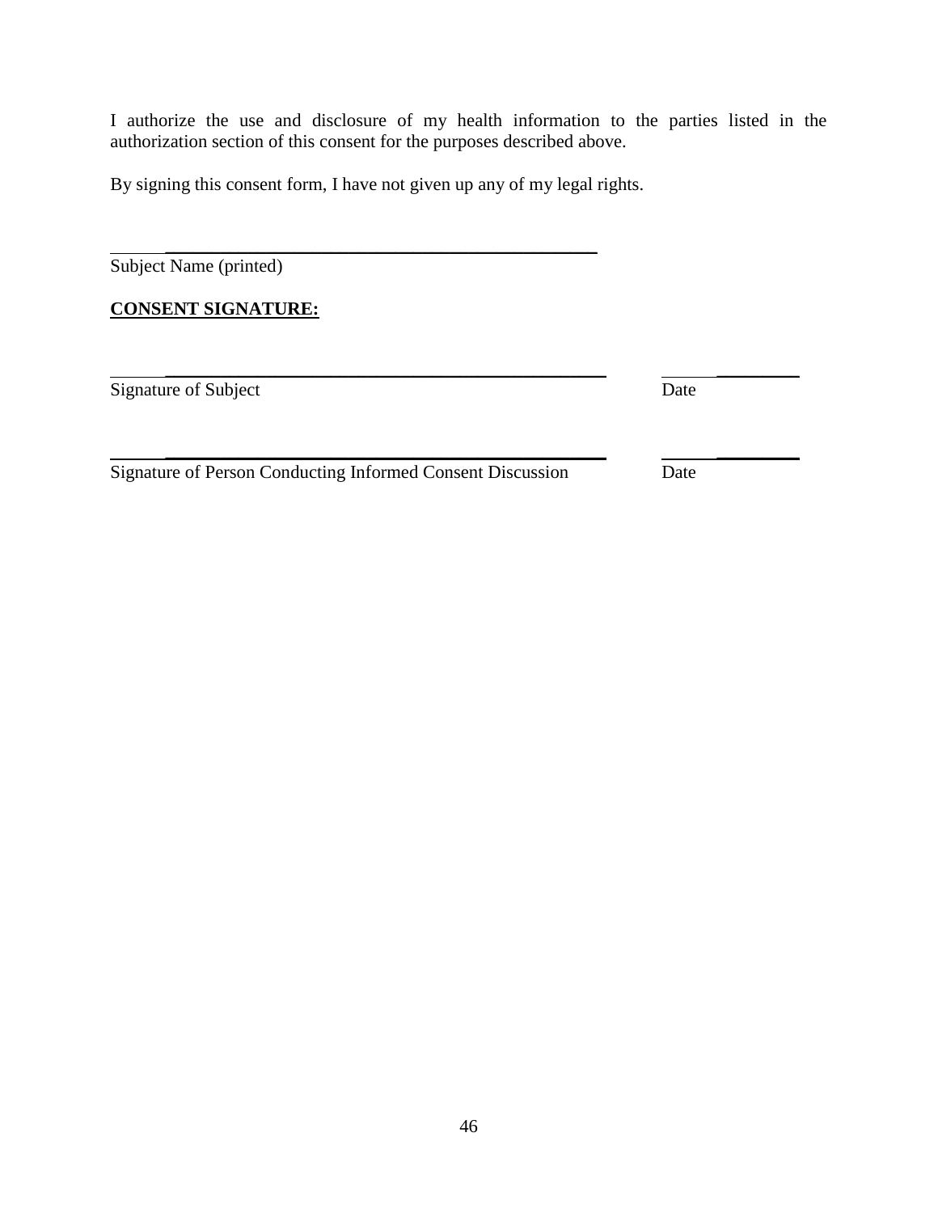I authorize the use and disclosure of my health information to the parties listed in the authorization section of this consent for the purposes described above.

By signing this consent form, I have not given up any of my legal rights.

\_\_\_\_\_\_\_\_\_\_\_\_\_\_\_\_\_\_\_\_\_\_\_\_\_\_\_\_\_\_\_\_\_\_\_\_\_\_\_\_\_\_\_\_\_\_\_\_

Subject Name (printed)

**CONSENT SIGNATURE:**

\_\_\_\_\_\_\_\_\_\_\_\_\_\_\_\_\_\_\_\_\_\_\_\_\_\_\_\_\_\_\_\_\_\_\_\_\_\_\_\_\_\_\_\_\_\_\_\_ &nbsp;&nbsp;&nbsp;&nbsp; \_\_\_\_\_\_\_\_\_\_\_\_\_\_\_

Signature of Subject &nbsp;&nbsp;&nbsp;&nbsp; Date

\_\_\_\_\_\_\_\_\_\_\_\_\_\_\_\_\_\_\_\_\_\_\_\_\_\_\_\_\_\_\_\_\_\_\_\_\_\_\_\_\_\_\_\_\_\_\_\_ &nbsp;&nbsp;&nbsp;&nbsp; \_\_\_\_\_\_\_\_\_\_\_\_\_\_\_

Signature of Person Conducting Informed Consent Discussion &nbsp;&nbsp;&nbsp;&nbsp; Date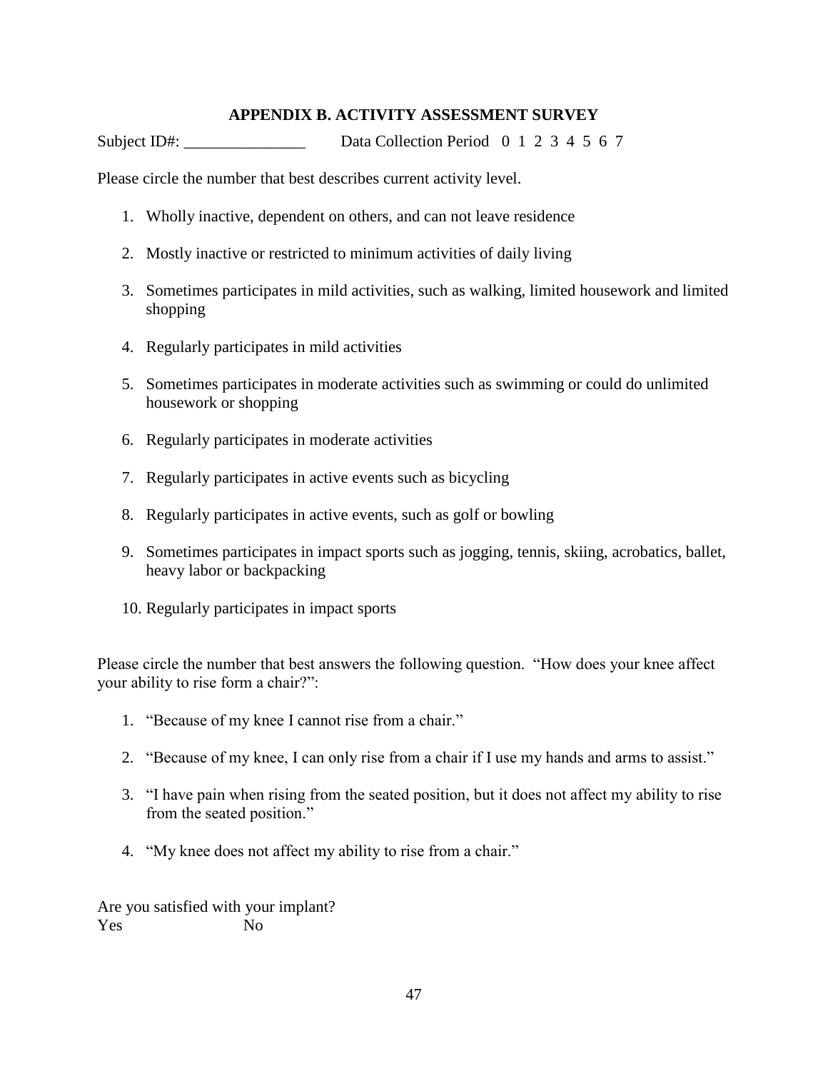## APPENDIX B. ACTIVITY ASSESSMENT SURVEY

Subject ID#: _______________ Data Collection Period 0 1 2 3 4 5 6 7

Please circle the number that best describes current activity level.

1. Wholly inactive, dependent on others, and can not leave residence
2. Mostly inactive or restricted to minimum activities of daily living
3. Sometimes participates in mild activities, such as walking, limited housework and limited shopping
4. Regularly participates in mild activities
5. Sometimes participates in moderate activities such as swimming or could do unlimited housework or shopping
6. Regularly participates in moderate activities
7. Regularly participates in active events such as bicycling
8. Regularly participates in active events, such as golf or bowling
9. Sometimes participates in impact sports such as jogging, tennis, skiing, acrobatics, ballet, heavy labor or backpacking
10. Regularly participates in impact sports

Please circle the number that best answers the following question. "How does your knee affect your ability to rise form a chair?":

1. "Because of my knee I cannot rise from a chair."
2. "Because of my knee, I can only rise from a chair if I use my hands and arms to assist."
3. "I have pain when rising from the seated position, but it does not affect my ability to rise from the seated position."
4. "My knee does not affect my ability to rise from a chair."

Are you satisfied with your implant?
Yes No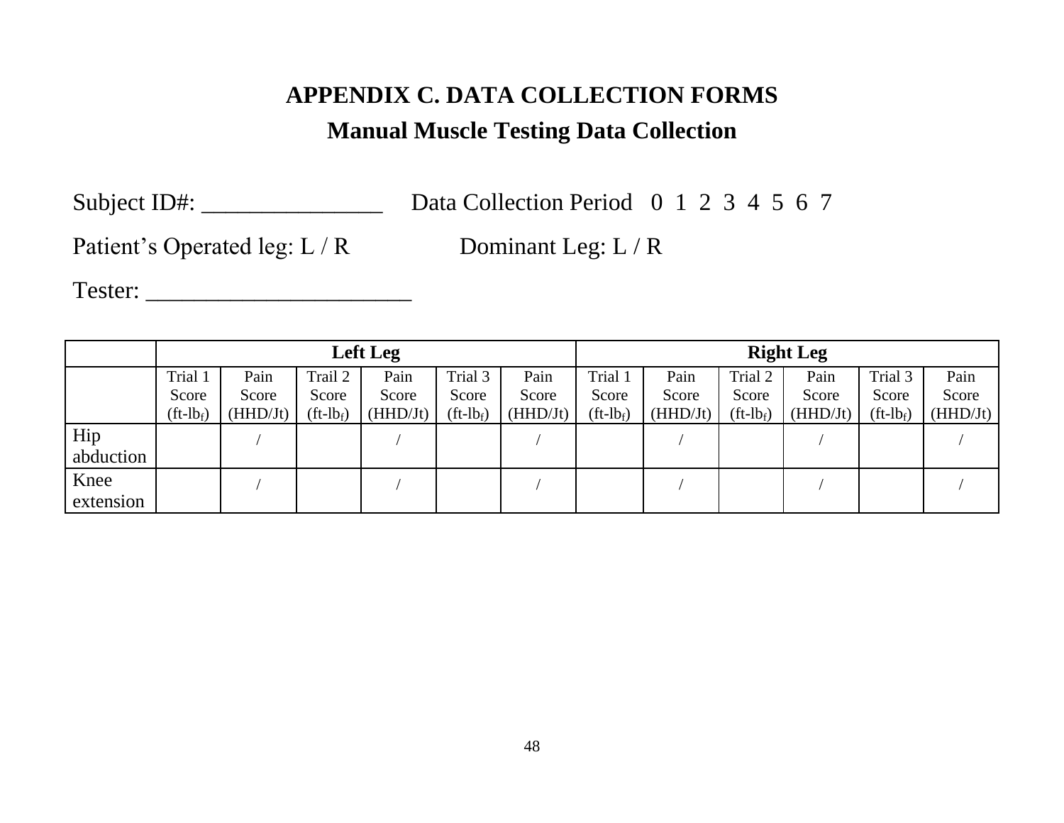# APPENDIX C. DATA COLLECTION FORMS

## Manual Muscle Testing Data Collection

Subject ID#: _______________ Data Collection Period 0 1 2 3 4 5 6 7

Patient's Operated leg: L / R Dominant Leg: L / R

Tester: ______________________

| | Left Leg | | | | | | Right Leg | | | | | |
|---|---|---|---|---|---|---|---|---|---|---|---|---|
| | Trial 1 Score (ft-$lb_f$) | Pain Score (HHD/Jt) | Trail 2 Score (ft-$lb_f$) | Pain Score (HHD/Jt) | Trial 3 Score (ft-$lb_f$) | Pain Score (HHD/Jt) | Trial 1 Score (ft-$lb_f$) | Pain Score (HHD/Jt) | Trail 2 Score (ft-$lb_f$) | Pain Score (HHD/Jt) | Trial 3 Score (ft-$lb_f$) | Pain Score (HHD/Jt) |
| Hip abduction | | / | | / | | / | | / | | / | | / |
| Knee extension | | / | | / | | / | | / | | / | | / |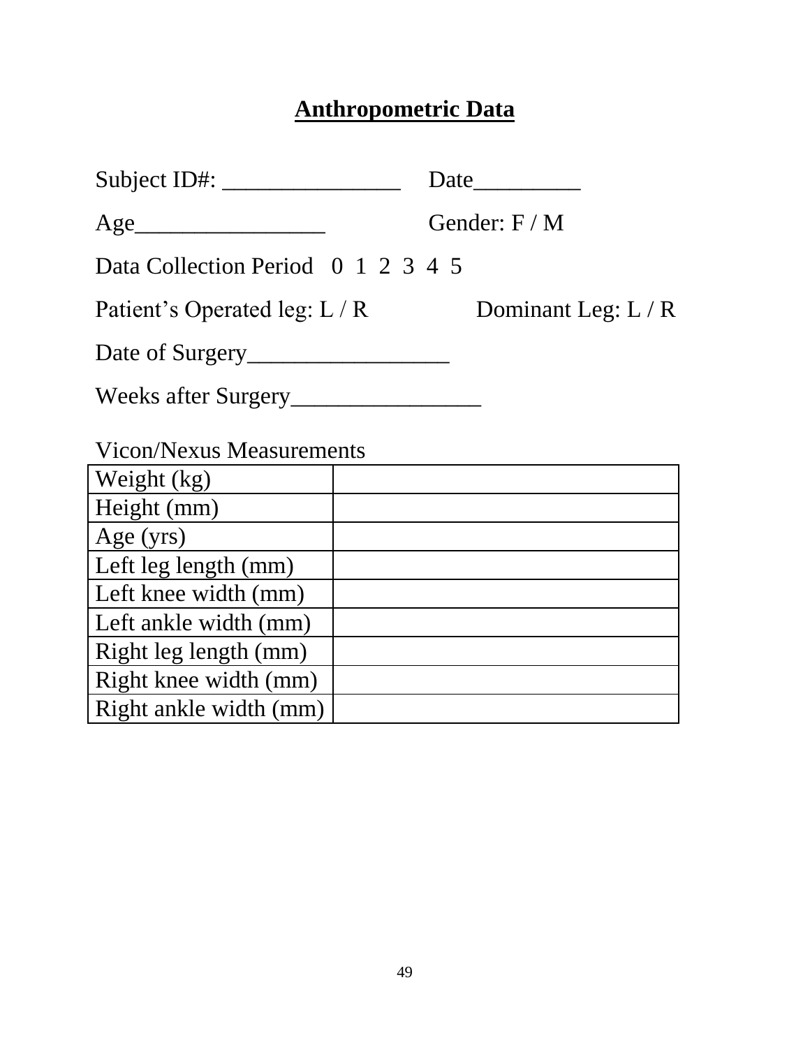# Anthropometric Data

Subject ID#: _______________ Date_________

Age________________ Gender: F / M

Data Collection Period 0 1 2 3 4 5

Patient's Operated leg: L / R Dominant Leg: L / R

Date of Surgery_________________

Weeks after Surgery________________

Vicon/Nexus Measurements

| | |
|---|---|
| Weight (kg) | |
| Height (mm) | |
| Age (yrs) | |
| Left leg length (mm) | |
| Left knee width (mm) | |
| Left ankle width (mm) | |
| Right leg length (mm) | |
| Right knee width (mm) | |
| Right ankle width (mm) | |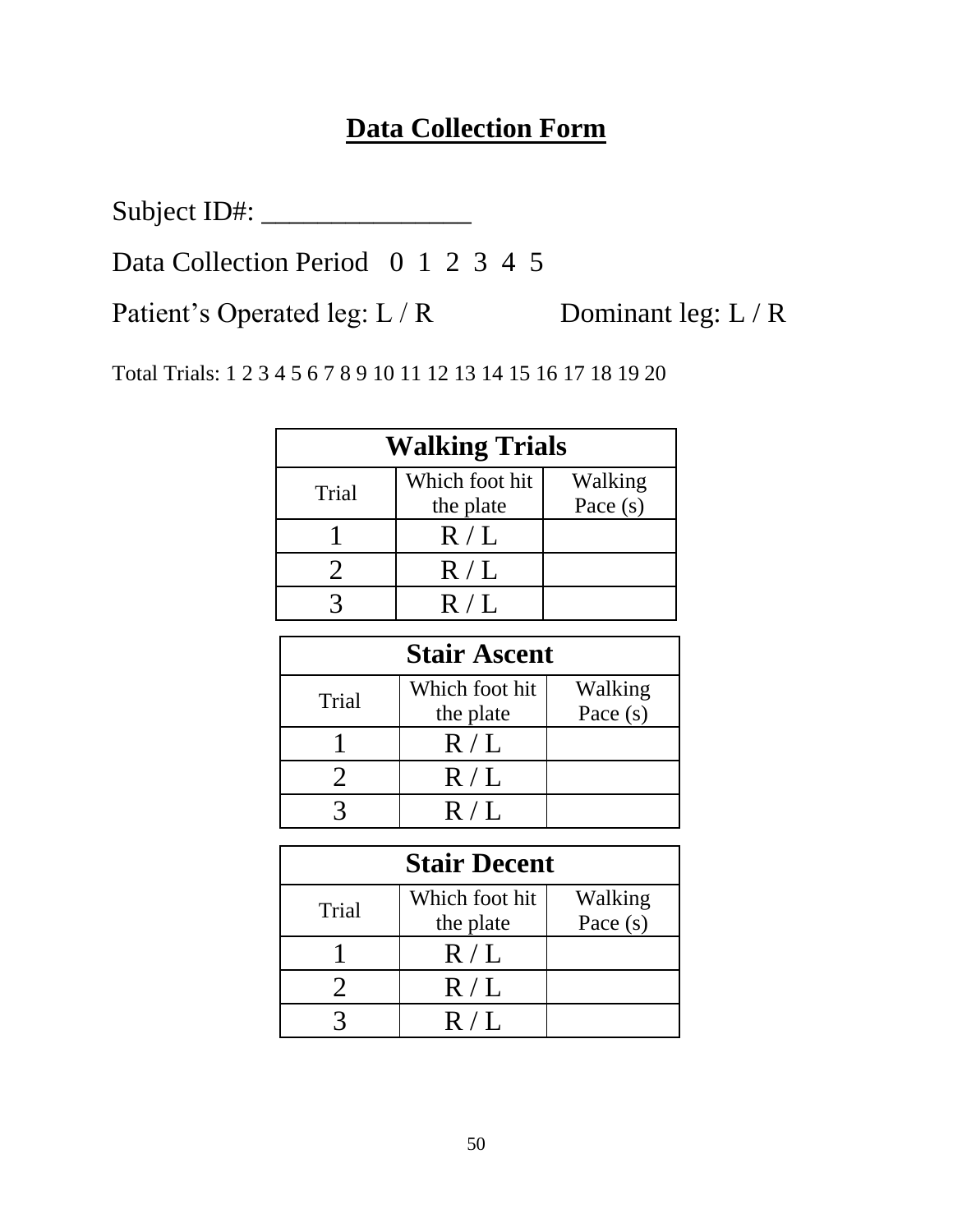# Data Collection Form

Subject ID#: _______________

Data Collection Period 0 1 2 3 4 5

Patient's Operated leg: L / R Dominant leg: L / R

Total Trials: 1 2 3 4 5 6 7 8 9 10 11 12 13 14 15 16 17 18 19 20

| Walking Trials | | |
|---|---|---|
| Trial | Which foot hit the plate | Walking Pace (s) |
| 1 | R / L | |
| 2 | R / L | |
| 3 | R / L | |

| Stair Ascent | | |
|---|---|---|
| Trial | Which foot hit the plate | Walking Pace (s) |
| 1 | R / L | |
| 2 | R / L | |
| 3 | R / L | |

| Stair Decent | | |
|---|---|---|
| Trial | Which foot hit the plate | Walking Pace (s) |
| 1 | R / L | |
| 2 | R / L | |
| 3 | R / L | |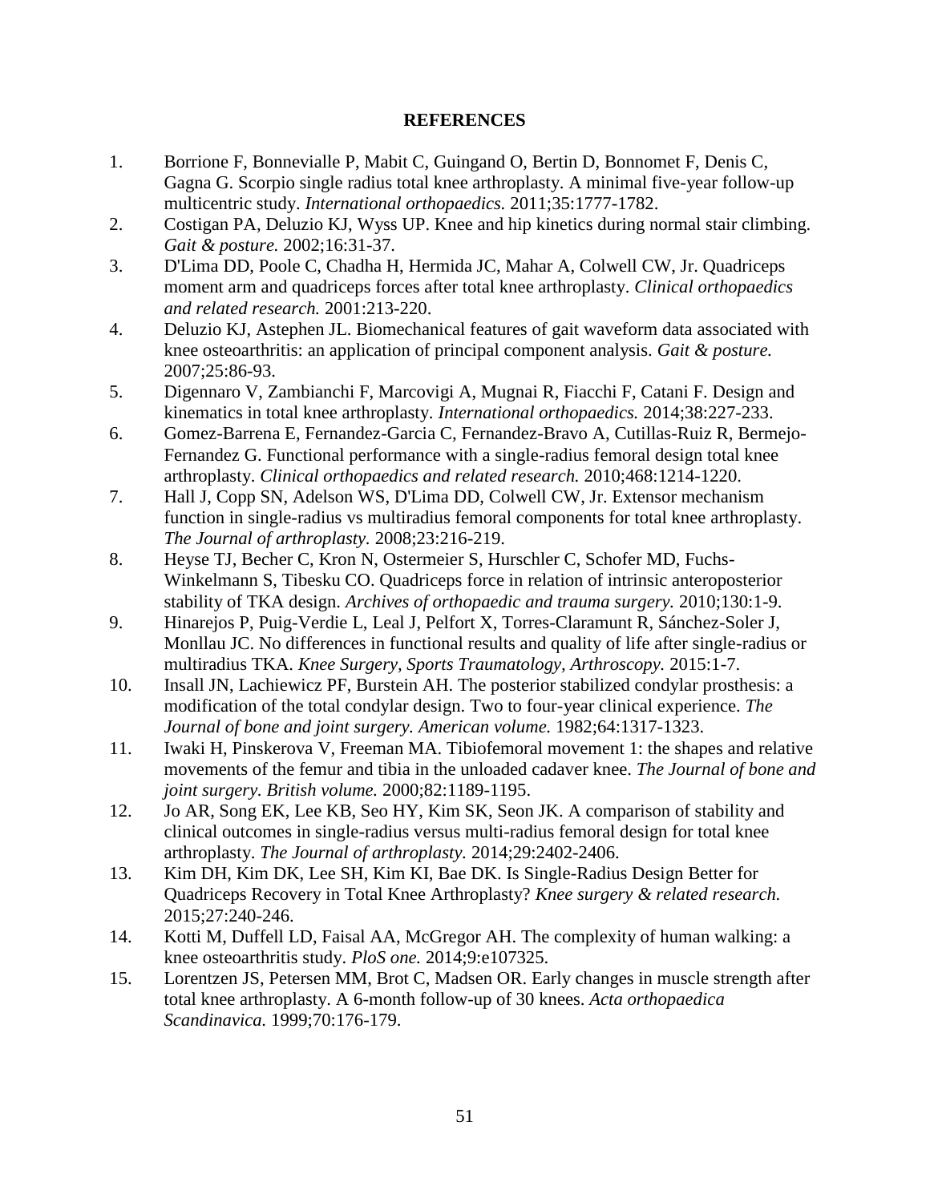## REFERENCES

1. Borrione F, Bonnevialle P, Mabit C, Guingand O, Bertin D, Bonnomet F, Denis C, Gagna G. Scorpio single radius total knee arthroplasty. A minimal five-year follow-up multicentric study. *International orthopaedics.* 2011;35:1777-1782.
2. Costigan PA, Deluzio KJ, Wyss UP. Knee and hip kinetics during normal stair climbing. *Gait & posture.* 2002;16:31-37.
3. D'Lima DD, Poole C, Chadha H, Hermida JC, Mahar A, Colwell CW, Jr. Quadriceps moment arm and quadriceps forces after total knee arthroplasty. *Clinical orthopaedics and related research.* 2001:213-220.
4. Deluzio KJ, Astephen JL. Biomechanical features of gait waveform data associated with knee osteoarthritis: an application of principal component analysis. *Gait & posture.* 2007;25:86-93.
5. Digennaro V, Zambianchi F, Marcovigi A, Mugnai R, Fiacchi F, Catani F. Design and kinematics in total knee arthroplasty. *International orthopaedics.* 2014;38:227-233.
6. Gomez-Barrena E, Fernandez-Garcia C, Fernandez-Bravo A, Cutillas-Ruiz R, Bermejo-Fernandez G. Functional performance with a single-radius femoral design total knee arthroplasty. *Clinical orthopaedics and related research.* 2010;468:1214-1220.
7. Hall J, Copp SN, Adelson WS, D'Lima DD, Colwell CW, Jr. Extensor mechanism function in single-radius vs multiradius femoral components for total knee arthroplasty. *The Journal of arthroplasty.* 2008;23:216-219.
8. Heyse TJ, Becher C, Kron N, Ostermeier S, Hurschler C, Schofer MD, Fuchs-Winkelmann S, Tibesku CO. Quadriceps force in relation of intrinsic anteroposterior stability of TKA design. *Archives of orthopaedic and trauma surgery.* 2010;130:1-9.
9. Hinarejos P, Puig-Verdie L, Leal J, Pelfort X, Torres-Claramunt R, Sánchez-Soler J, Monllau JC. No differences in functional results and quality of life after single-radius or multiradius TKA. *Knee Surgery, Sports Traumatology, Arthroscopy.* 2015:1-7.
10. Insall JN, Lachiewicz PF, Burstein AH. The posterior stabilized condylar prosthesis: a modification of the total condylar design. Two to four-year clinical experience. *The Journal of bone and joint surgery. American volume.* 1982;64:1317-1323.
11. Iwaki H, Pinskerova V, Freeman MA. Tibiofemoral movement 1: the shapes and relative movements of the femur and tibia in the unloaded cadaver knee. *The Journal of bone and joint surgery. British volume.* 2000;82:1189-1195.
12. Jo AR, Song EK, Lee KB, Seo HY, Kim SK, Seon JK. A comparison of stability and clinical outcomes in single-radius versus multi-radius femoral design for total knee arthroplasty. *The Journal of arthroplasty.* 2014;29:2402-2406.
13. Kim DH, Kim DK, Lee SH, Kim KI, Bae DK. Is Single-Radius Design Better for Quadriceps Recovery in Total Knee Arthroplasty? *Knee surgery & related research.* 2015;27:240-246.
14. Kotti M, Duffell LD, Faisal AA, McGregor AH. The complexity of human walking: a knee osteoarthritis study. *PloS one.* 2014;9:e107325.
15. Lorentzen JS, Petersen MM, Brot C, Madsen OR. Early changes in muscle strength after total knee arthroplasty. A 6-month follow-up of 30 knees. *Acta orthopaedica Scandinavica.* 1999;70:176-179.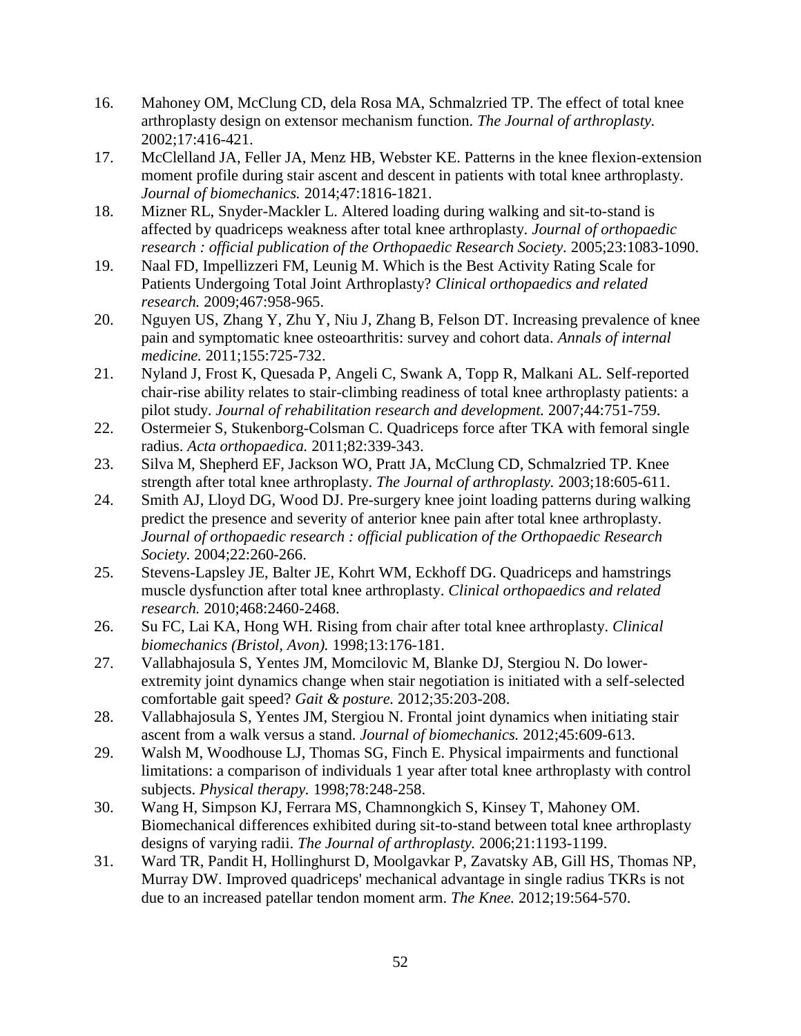16. Mahoney OM, McClung CD, dela Rosa MA, Schmalzried TP. The effect of total knee arthroplasty design on extensor mechanism function. *The Journal of arthroplasty.* 2002;17:416-421.
17. McClelland JA, Feller JA, Menz HB, Webster KE. Patterns in the knee flexion-extension moment profile during stair ascent and descent in patients with total knee arthroplasty. *Journal of biomechanics.* 2014;47:1816-1821.
18. Mizner RL, Snyder-Mackler L. Altered loading during walking and sit-to-stand is affected by quadriceps weakness after total knee arthroplasty. *Journal of orthopaedic research : official publication of the Orthopaedic Research Society.* 2005;23:1083-1090.
19. Naal FD, Impellizzeri FM, Leunig M. Which is the Best Activity Rating Scale for Patients Undergoing Total Joint Arthroplasty? *Clinical orthopaedics and related research.* 2009;467:958-965.
20. Nguyen US, Zhang Y, Zhu Y, Niu J, Zhang B, Felson DT. Increasing prevalence of knee pain and symptomatic knee osteoarthritis: survey and cohort data. *Annals of internal medicine.* 2011;155:725-732.
21. Nyland J, Frost K, Quesada P, Angeli C, Swank A, Topp R, Malkani AL. Self-reported chair-rise ability relates to stair-climbing readiness of total knee arthroplasty patients: a pilot study. *Journal of rehabilitation research and development.* 2007;44:751-759.
22. Ostermeier S, Stukenborg-Colsman C. Quadriceps force after TKA with femoral single radius. *Acta orthopaedica.* 2011;82:339-343.
23. Silva M, Shepherd EF, Jackson WO, Pratt JA, McClung CD, Schmalzried TP. Knee strength after total knee arthroplasty. *The Journal of arthroplasty.* 2003;18:605-611.
24. Smith AJ, Lloyd DG, Wood DJ. Pre-surgery knee joint loading patterns during walking predict the presence and severity of anterior knee pain after total knee arthroplasty. *Journal of orthopaedic research : official publication of the Orthopaedic Research Society.* 2004;22:260-266.
25. Stevens-Lapsley JE, Balter JE, Kohrt WM, Eckhoff DG. Quadriceps and hamstrings muscle dysfunction after total knee arthroplasty. *Clinical orthopaedics and related research.* 2010;468:2460-2468.
26. Su FC, Lai KA, Hong WH. Rising from chair after total knee arthroplasty. *Clinical biomechanics (Bristol, Avon).* 1998;13:176-181.
27. Vallabhajosula S, Yentes JM, Momcilovic M, Blanke DJ, Stergiou N. Do lower-extremity joint dynamics change when stair negotiation is initiated with a self-selected comfortable gait speed? *Gait & posture.* 2012;35:203-208.
28. Vallabhajosula S, Yentes JM, Stergiou N. Frontal joint dynamics when initiating stair ascent from a walk versus a stand. *Journal of biomechanics.* 2012;45:609-613.
29. Walsh M, Woodhouse LJ, Thomas SG, Finch E. Physical impairments and functional limitations: a comparison of individuals 1 year after total knee arthroplasty with control subjects. *Physical therapy.* 1998;78:248-258.
30. Wang H, Simpson KJ, Ferrara MS, Chamnongkich S, Kinsey T, Mahoney OM. Biomechanical differences exhibited during sit-to-stand between total knee arthroplasty designs of varying radii. *The Journal of arthroplasty.* 2006;21:1193-1199.
31. Ward TR, Pandit H, Hollinghurst D, Moolgavkar P, Zavatsky AB, Gill HS, Thomas NP, Murray DW. Improved quadriceps' mechanical advantage in single radius TKRs is not due to an increased patellar tendon moment arm. *The Knee.* 2012;19:564-570.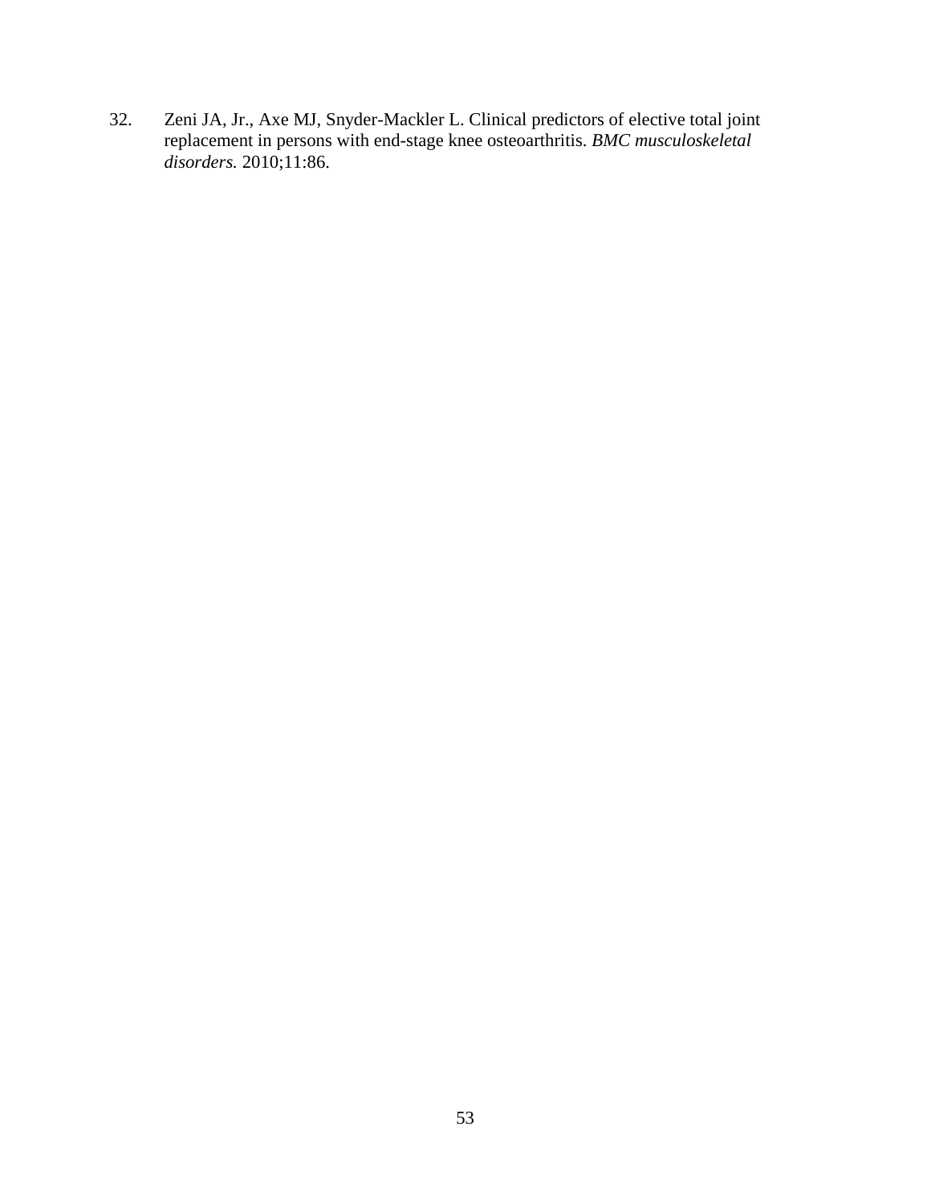32. Zeni JA, Jr., Axe MJ, Snyder-Mackler L. Clinical predictors of elective total joint replacement in persons with end-stage knee osteoarthritis. *BMC musculoskeletal disorders.* 2010;11:86.